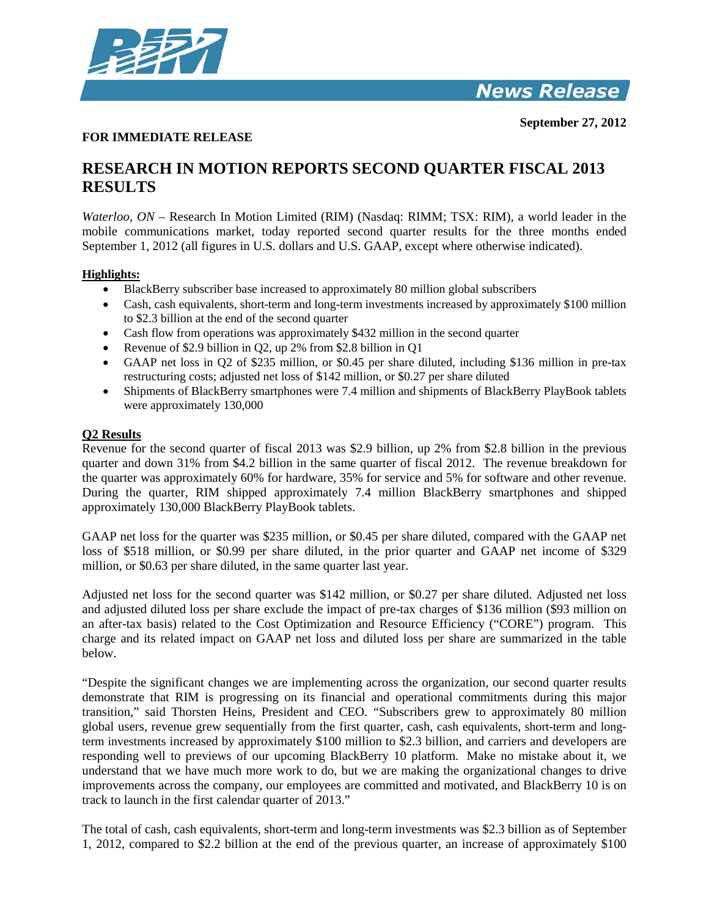**September 27, 2012**

**FOR IMMEDIATE RELEASE**

# RESEARCH IN MOTION REPORTS SECOND QUARTER FISCAL 2013 RESULTS

*Waterloo, ON* – Research In Motion Limited (RIM) (Nasdaq: RIMM; TSX: RIM), a world leader in the mobile communications market, today reported second quarter results for the three months ended September 1, 2012 (all figures in U.S. dollars and U.S. GAAP, except where otherwise indicated).

**Highlights:**

- BlackBerry subscriber base increased to approximately 80 million global subscribers
- Cash, cash equivalents, short-term and long-term investments increased by approximately $100 million to $2.3 billion at the end of the second quarter
- Cash flow from operations was approximately $432 million in the second quarter
- Revenue of $2.9 billion in Q2, up 2% from $2.8 billion in Q1
- GAAP net loss in Q2 of $235 million, or $0.45 per share diluted, including $136 million in pre-tax restructuring costs; adjusted net loss of $142 million, or $0.27 per share diluted
- Shipments of BlackBerry smartphones were 7.4 million and shipments of BlackBerry PlayBook tablets were approximately 130,000

**Q2 Results**

Revenue for the second quarter of fiscal 2013 was $2.9 billion, up 2% from $2.8 billion in the previous quarter and down 31% from $4.2 billion in the same quarter of fiscal 2012. The revenue breakdown for the quarter was approximately 60% for hardware, 35% for service and 5% for software and other revenue. During the quarter, RIM shipped approximately 7.4 million BlackBerry smartphones and shipped approximately 130,000 BlackBerry PlayBook tablets.

GAAP net loss for the quarter was $235 million, or $0.45 per share diluted, compared with the GAAP net loss of $518 million, or $0.99 per share diluted, in the prior quarter and GAAP net income of $329 million, or $0.63 per share diluted, in the same quarter last year.

Adjusted net loss for the second quarter was $142 million, or $0.27 per share diluted. Adjusted net loss and adjusted diluted loss per share exclude the impact of pre-tax charges of $136 million ($93 million on an after-tax basis) related to the Cost Optimization and Resource Efficiency ("CORE") program. This charge and its related impact on GAAP net loss and diluted loss per share are summarized in the table below.

"Despite the significant changes we are implementing across the organization, our second quarter results demonstrate that RIM is progressing on its financial and operational commitments during this major transition," said Thorsten Heins, President and CEO. "Subscribers grew to approximately 80 million global users, revenue grew sequentially from the first quarter, cash, cash equivalents, short-term and long-term investments increased by approximately $100 million to $2.3 billion, and carriers and developers are responding well to previews of our upcoming BlackBerry 10 platform. Make no mistake about it, we understand that we have much more work to do, but we are making the organizational changes to drive improvements across the company, our employees are committed and motivated, and BlackBerry 10 is on track to launch in the first calendar quarter of 2013."

The total of cash, cash equivalents, short-term and long-term investments was $2.3 billion as of September 1, 2012, compared to $2.2 billion at the end of the previous quarter, an increase of approximately $100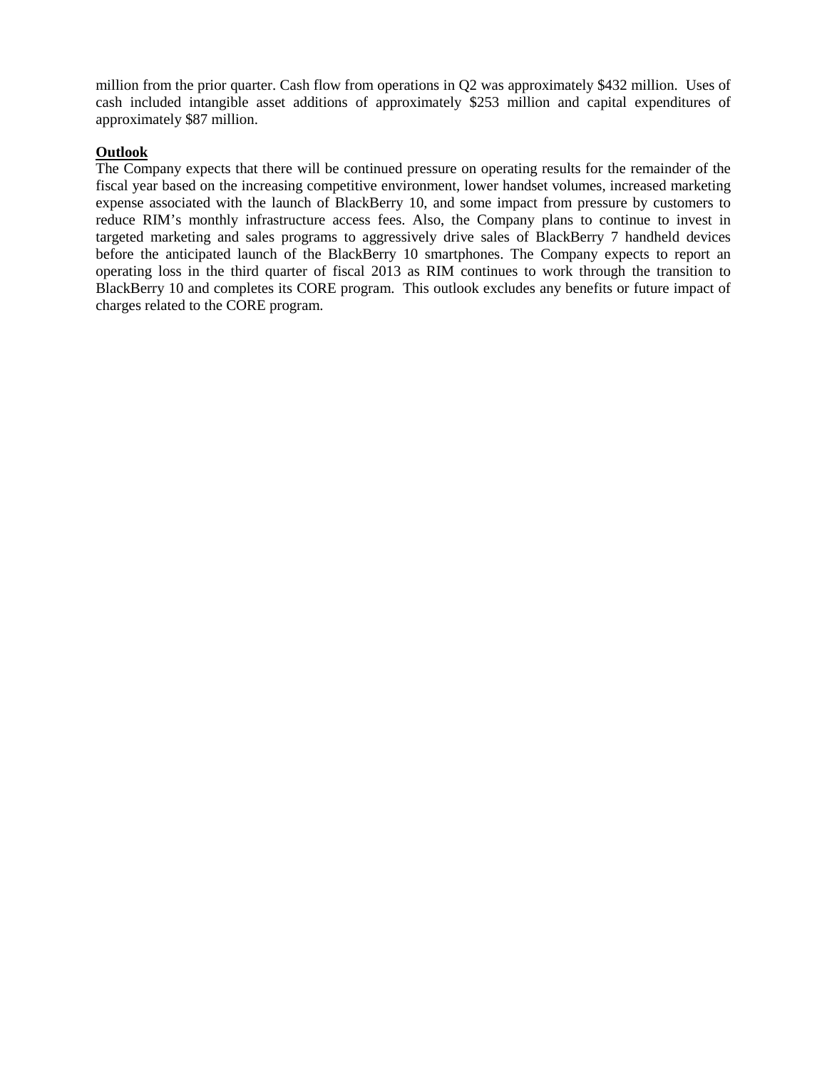million from the prior quarter. Cash flow from operations in Q2 was approximately $432 million. Uses of cash included intangible asset additions of approximately $253 million and capital expenditures of approximately $87 million.

**Outlook**

The Company expects that there will be continued pressure on operating results for the remainder of the fiscal year based on the increasing competitive environment, lower handset volumes, increased marketing expense associated with the launch of BlackBerry 10, and some impact from pressure by customers to reduce RIM's monthly infrastructure access fees. Also, the Company plans to continue to invest in targeted marketing and sales programs to aggressively drive sales of BlackBerry 7 handheld devices before the anticipated launch of the BlackBerry 10 smartphones. The Company expects to report an operating loss in the third quarter of fiscal 2013 as RIM continues to work through the transition to BlackBerry 10 and completes its CORE program. This outlook excludes any benefits or future impact of charges related to the CORE program.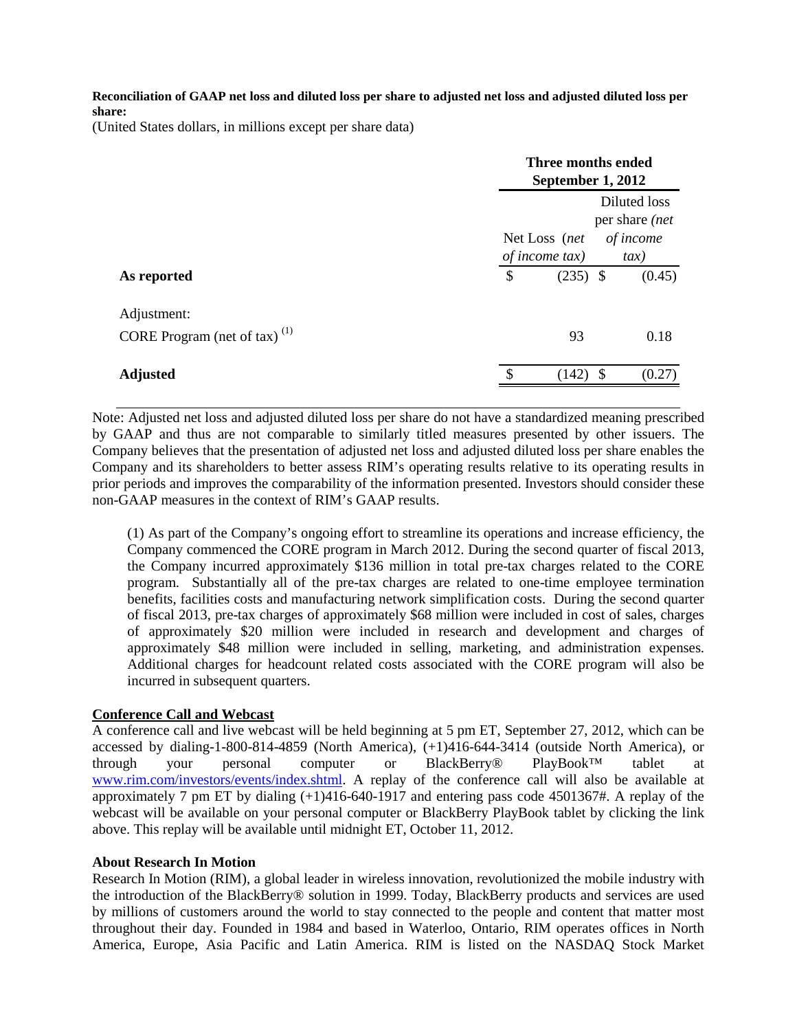**Reconciliation of GAAP net loss and diluted loss per share to adjusted net loss and adjusted diluted loss per share:**

(United States dollars, in millions except per share data)

| | Three months ended September 1, 2012 | |
|---|---|---|
| | Net Loss *(net of income tax)* | Diluted loss per share *(net of income tax)* |
| **As reported** | $ (235) | $ (0.45) |
| Adjustment: | | |
| CORE Program (net of tax) [(1)] | 93 | 0.18 |
| **Adjusted** | $ (142) | $ (0.27) |

Note: Adjusted net loss and adjusted diluted loss per share do not have a standardized meaning prescribed by GAAP and thus are not comparable to similarly titled measures presented by other issuers. The Company believes that the presentation of adjusted net loss and adjusted diluted loss per share enables the Company and its shareholders to better assess RIM's operating results relative to its operating results in prior periods and improves the comparability of the information presented. Investors should consider these non-GAAP measures in the context of RIM's GAAP results.

(1) As part of the Company's ongoing effort to streamline its operations and increase efficiency, the Company commenced the CORE program in March 2012. During the second quarter of fiscal 2013, the Company incurred approximately $136 million in total pre-tax charges related to the CORE program. Substantially all of the pre-tax charges are related to one-time employee termination benefits, facilities costs and manufacturing network simplification costs. During the second quarter of fiscal 2013, pre-tax charges of approximately $68 million were included in cost of sales, charges of approximately $20 million were included in research and development and charges of approximately $48 million were included in selling, marketing, and administration expenses. Additional charges for headcount related costs associated with the CORE program will also be incurred in subsequent quarters.

**Conference Call and Webcast**

A conference call and live webcast will be held beginning at 5 pm ET, September 27, 2012, which can be accessed by dialing-1-800-814-4859 (North America), (+1)416-644-3414 (outside North America), or through your personal computer or BlackBerry® PlayBook™ tablet at www.rim.com/investors/events/index.shtml. A replay of the conference call will also be available at approximately 7 pm ET by dialing (+1)416-640-1917 and entering pass code 4501367#. A replay of the webcast will be available on your personal computer or BlackBerry PlayBook tablet by clicking the link above. This replay will be available until midnight ET, October 11, 2012.

**About Research In Motion**

Research In Motion (RIM), a global leader in wireless innovation, revolutionized the mobile industry with the introduction of the BlackBerry® solution in 1999. Today, BlackBerry products and services are used by millions of customers around the world to stay connected to the people and content that matter most throughout their day. Founded in 1984 and based in Waterloo, Ontario, RIM operates offices in North America, Europe, Asia Pacific and Latin America. RIM is listed on the NASDAQ Stock Market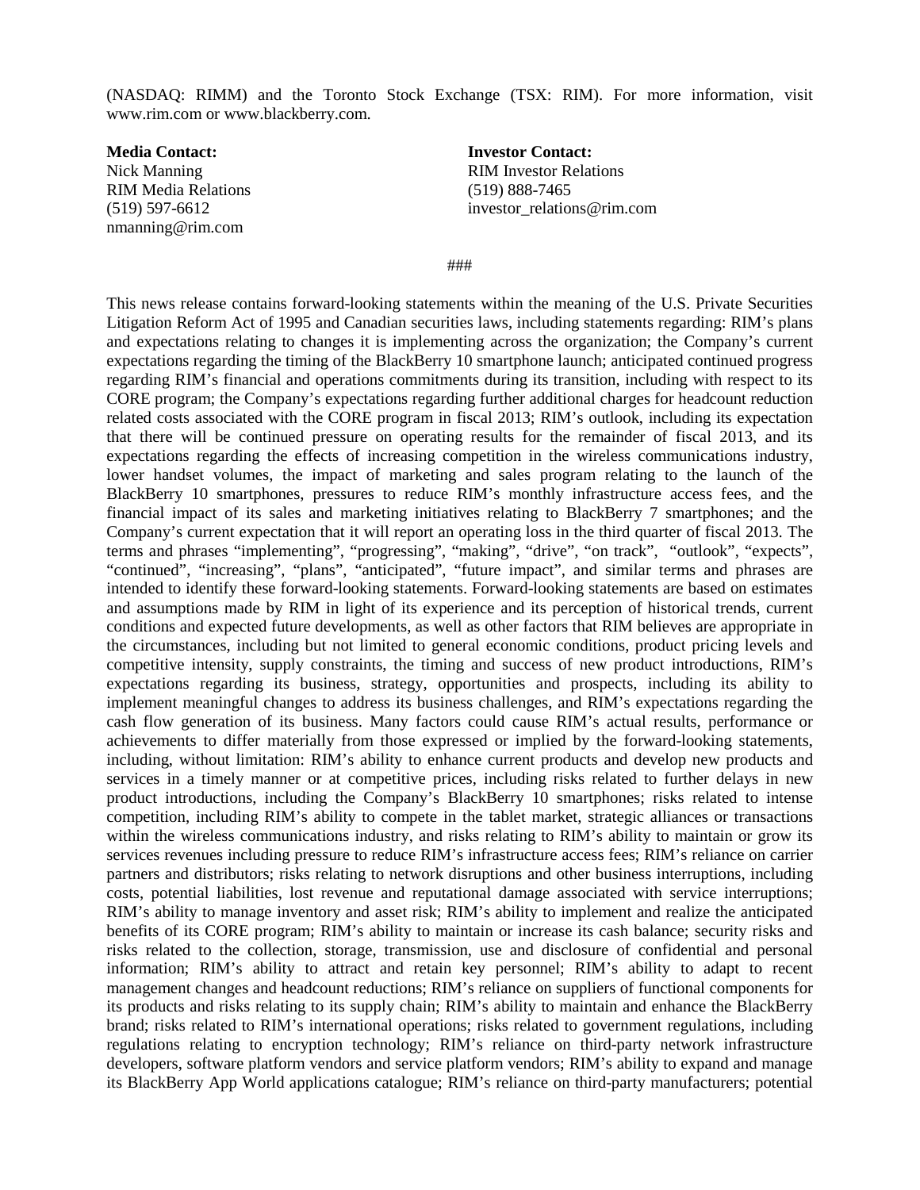(NASDAQ: RIMM) and the Toronto Stock Exchange (TSX: RIM). For more information, visit www.rim.com or www.blackberry.com.

**Media Contact:**
Nick Manning
RIM Media Relations
(519) 597-6612
nmanning@rim.com

**Investor Contact:**
RIM Investor Relations
(519) 888-7465
investor_relations@rim.com

###

This news release contains forward-looking statements within the meaning of the U.S. Private Securities Litigation Reform Act of 1995 and Canadian securities laws, including statements regarding: RIM's plans and expectations relating to changes it is implementing across the organization; the Company's current expectations regarding the timing of the BlackBerry 10 smartphone launch; anticipated continued progress regarding RIM's financial and operations commitments during its transition, including with respect to its CORE program; the Company's expectations regarding further additional charges for headcount reduction related costs associated with the CORE program in fiscal 2013; RIM's outlook, including its expectation that there will be continued pressure on operating results for the remainder of fiscal 2013, and its expectations regarding the effects of increasing competition in the wireless communications industry, lower handset volumes, the impact of marketing and sales program relating to the launch of the BlackBerry 10 smartphones, pressures to reduce RIM's monthly infrastructure access fees, and the financial impact of its sales and marketing initiatives relating to BlackBerry 7 smartphones; and the Company's current expectation that it will report an operating loss in the third quarter of fiscal 2013. The terms and phrases "implementing", "progressing", "making", "drive", "on track", "outlook", "expects", "continued", "increasing", "plans", "anticipated", "future impact", and similar terms and phrases are intended to identify these forward-looking statements. Forward-looking statements are based on estimates and assumptions made by RIM in light of its experience and its perception of historical trends, current conditions and expected future developments, as well as other factors that RIM believes are appropriate in the circumstances, including but not limited to general economic conditions, product pricing levels and competitive intensity, supply constraints, the timing and success of new product introductions, RIM's expectations regarding its business, strategy, opportunities and prospects, including its ability to implement meaningful changes to address its business challenges, and RIM's expectations regarding the cash flow generation of its business. Many factors could cause RIM's actual results, performance or achievements to differ materially from those expressed or implied by the forward-looking statements, including, without limitation: RIM's ability to enhance current products and develop new products and services in a timely manner or at competitive prices, including risks related to further delays in new product introductions, including the Company's BlackBerry 10 smartphones; risks related to intense competition, including RIM's ability to compete in the tablet market, strategic alliances or transactions within the wireless communications industry, and risks relating to RIM's ability to maintain or grow its services revenues including pressure to reduce RIM's infrastructure access fees; RIM's reliance on carrier partners and distributors; risks relating to network disruptions and other business interruptions, including costs, potential liabilities, lost revenue and reputational damage associated with service interruptions; RIM's ability to manage inventory and asset risk; RIM's ability to implement and realize the anticipated benefits of its CORE program; RIM's ability to maintain or increase its cash balance; security risks and risks related to the collection, storage, transmission, use and disclosure of confidential and personal information; RIM's ability to attract and retain key personnel; RIM's ability to adapt to recent management changes and headcount reductions; RIM's reliance on suppliers of functional components for its products and risks relating to its supply chain; RIM's ability to maintain and enhance the BlackBerry brand; risks related to RIM's international operations; risks related to government regulations, including regulations relating to encryption technology; RIM's reliance on third-party network infrastructure developers, software platform vendors and service platform vendors; RIM's ability to expand and manage its BlackBerry App World applications catalogue; RIM's reliance on third-party manufacturers; potential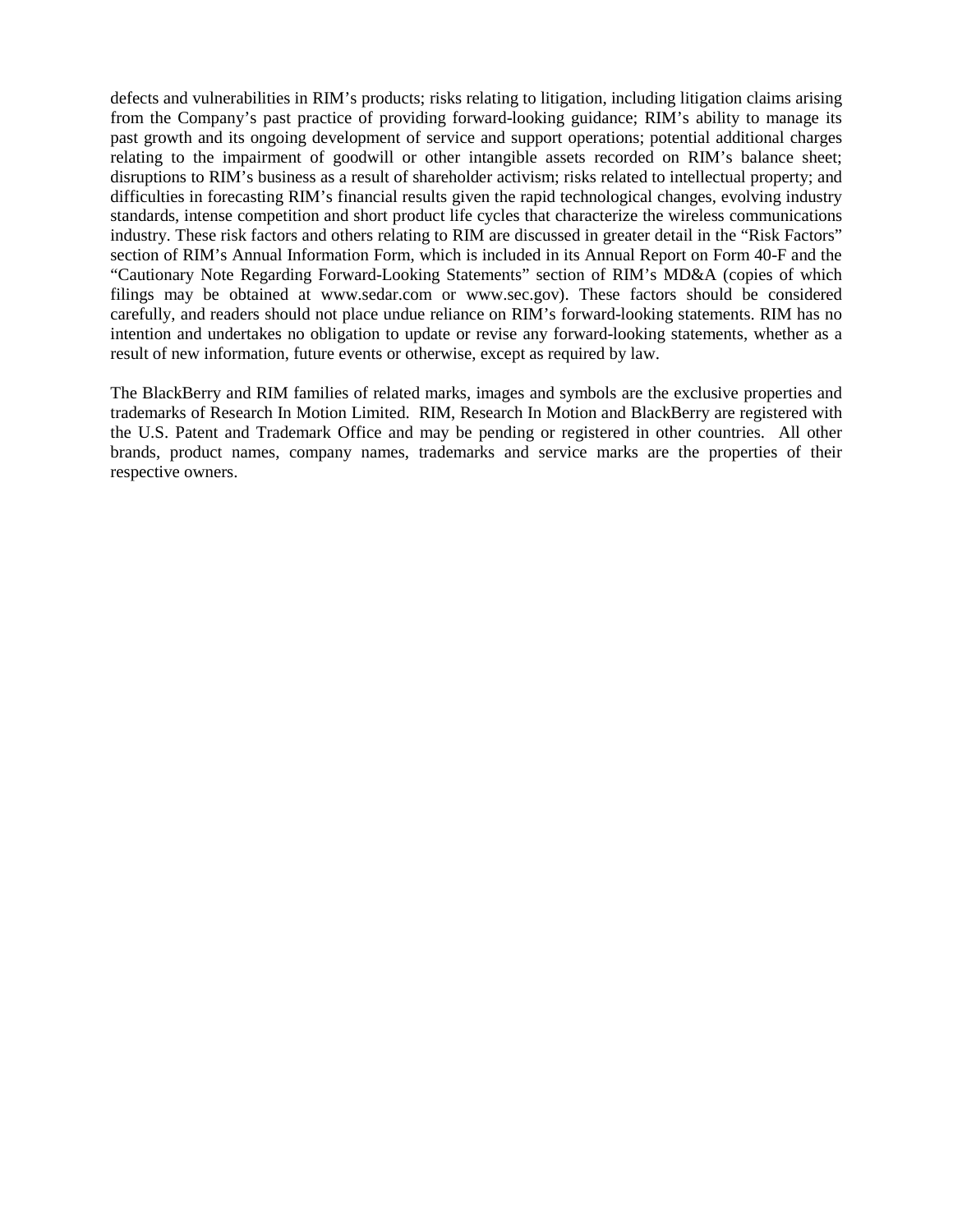defects and vulnerabilities in RIM's products; risks relating to litigation, including litigation claims arising from the Company's past practice of providing forward-looking guidance; RIM's ability to manage its past growth and its ongoing development of service and support operations; potential additional charges relating to the impairment of goodwill or other intangible assets recorded on RIM's balance sheet; disruptions to RIM's business as a result of shareholder activism; risks related to intellectual property; and difficulties in forecasting RIM's financial results given the rapid technological changes, evolving industry standards, intense competition and short product life cycles that characterize the wireless communications industry. These risk factors and others relating to RIM are discussed in greater detail in the "Risk Factors" section of RIM's Annual Information Form, which is included in its Annual Report on Form 40-F and the "Cautionary Note Regarding Forward-Looking Statements" section of RIM's MD&A (copies of which filings may be obtained at www.sedar.com or www.sec.gov). These factors should be considered carefully, and readers should not place undue reliance on RIM's forward-looking statements. RIM has no intention and undertakes no obligation to update or revise any forward-looking statements, whether as a result of new information, future events or otherwise, except as required by law.

The BlackBerry and RIM families of related marks, images and symbols are the exclusive properties and trademarks of Research In Motion Limited. RIM, Research In Motion and BlackBerry are registered with the U.S. Patent and Trademark Office and may be pending or registered in other countries. All other brands, product names, company names, trademarks and service marks are the properties of their respective owners.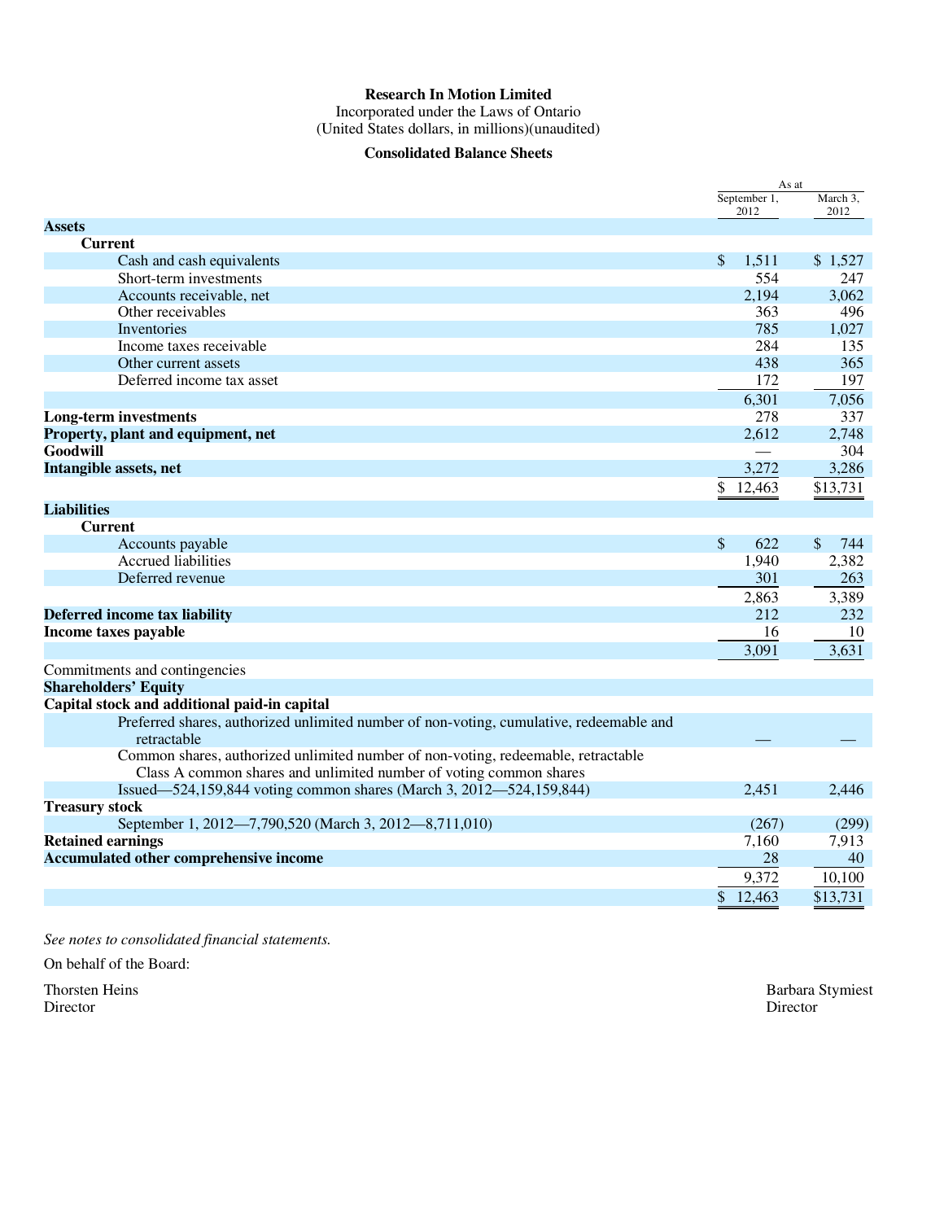**Research In Motion Limited**

Incorporated under the Laws of Ontario

(United States dollars, in millions)(unaudited)

**Consolidated Balance Sheets**

| | As at | |
|---|---|---|
| | September 1, 2012 | March 3, 2012 |
| **Assets** | | |
| **Current** | | |
| Cash and cash equivalents | $ 1,511 | $ 1,527 |
| Short-term investments | 554 | 247 |
| Accounts receivable, net | 2,194 | 3,062 |
| Other receivables | 363 | 496 |
| Inventories | 785 | 1,027 |
| Income taxes receivable | 284 | 135 |
| Other current assets | 438 | 365 |
| Deferred income tax asset | 172 | 197 |
| | 6,301 | 7,056 |
| **Long-term investments** | 278 | 337 |
| **Property, plant and equipment, net** | 2,612 | 2,748 |
| **Goodwill** | — | 304 |
| **Intangible assets, net** | 3,272 | 3,286 |
| | $ 12,463 | $13,731 |
| **Liabilities** | | |
| **Current** | | |
| Accounts payable | $ 622 | $ 744 |
| Accrued liabilities | 1,940 | 2,382 |
| Deferred revenue | 301 | 263 |
| | 2,863 | 3,389 |
| **Deferred income tax liability** | 212 | 232 |
| **Income taxes payable** | 16 | 10 |
| | 3,091 | 3,631 |
| Commitments and contingencies | | |
| **Shareholders' Equity** | | |
| **Capital stock and additional paid-in capital** | | |
| Preferred shares, authorized unlimited number of non-voting, cumulative, redeemable and retractable | — | — |
| Common shares, authorized unlimited number of non-voting, redeemable, retractable Class A common shares and unlimited number of voting common shares | | |
| Issued—524,159,844 voting common shares (March 3, 2012—524,159,844) | 2,451 | 2,446 |
| **Treasury stock** | | |
| September 1, 2012—7,790,520 (March 3, 2012—8,711,010) | (267) | (299) |
| **Retained earnings** | 7,160 | 7,913 |
| **Accumulated other comprehensive income** | 28 | 40 |
| | 9,372 | 10,100 |
| | $ 12,463 | $13,731 |

*See notes to consolidated financial statements.*

On behalf of the Board:

Thorsten Heins
Director

Barbara Stymiest
Director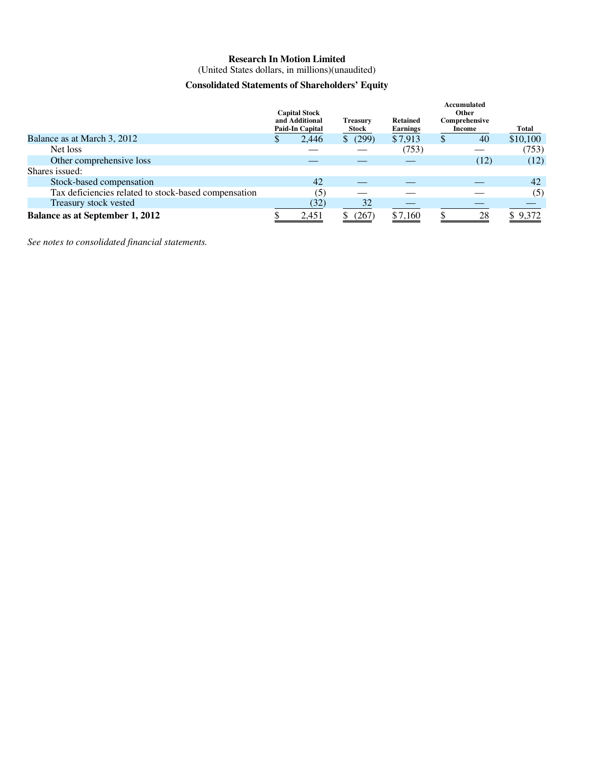**Research In Motion Limited**

(United States dollars, in millions)(unaudited)

**Consolidated Statements of Shareholders' Equity**

| | Capital Stock and Additional Paid-In Capital | Treasury Stock | Retained Earnings | Accumulated Other Comprehensive Income | Total |
|---|---|---|---|---|---|
| Balance as at March 3, 2012 | $ 2,446 | $ (299) | $ 7,913 | $ 40 | $10,100 |
| Net loss | — | — | (753) | — | (753) |
| Other comprehensive loss | — | — | — | (12) | (12) |
| Shares issued: | | | | | |
| Stock-based compensation | 42 | — | — | — | 42 |
| Tax deficiencies related to stock-based compensation | (5) | — | — | — | (5) |
| Treasury stock vested | (32) | 32 | — | — | — |
| **Balance as at September 1, 2012** | $ 2,451 | $ (267) | $ 7,160 | $ 28 | $ 9,372 |

*See notes to consolidated financial statements.*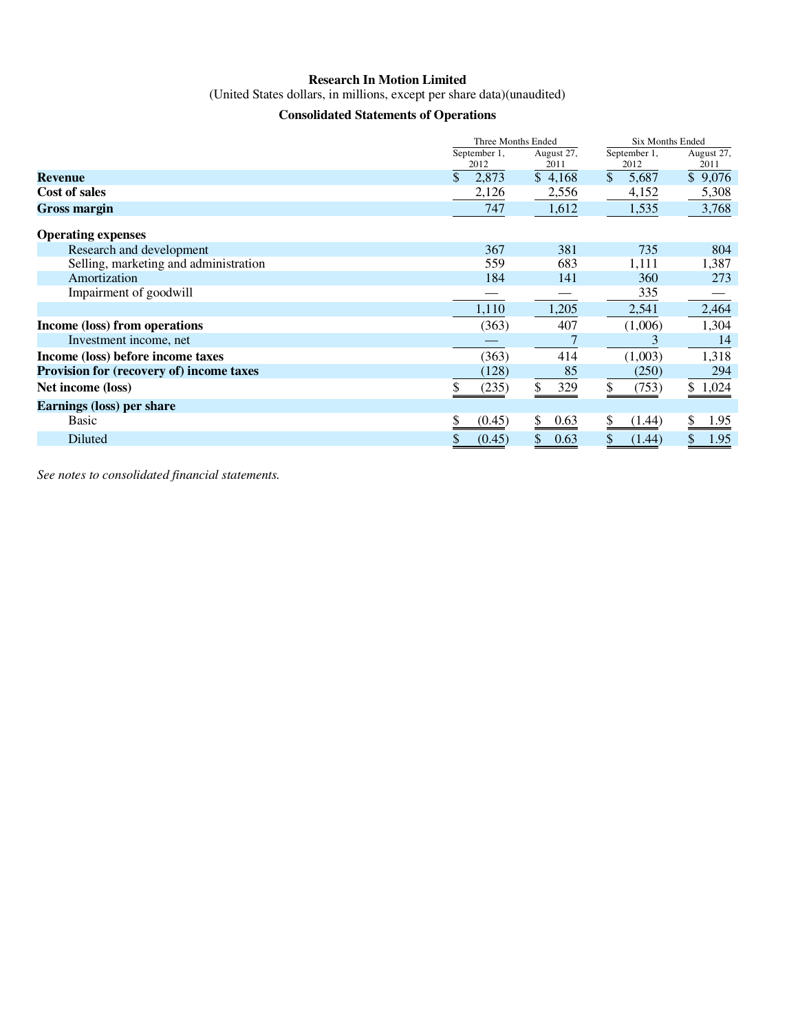**Research In Motion Limited**

(United States dollars, in millions, except per share data)(unaudited)

**Consolidated Statements of Operations**

| | Three Months Ended | | Six Months Ended | |
|---|---|---|---|---|
| | September 1, 2012 | August 27, 2011 | September 1, 2012 | August 27, 2011 |
| **Revenue** | $ 2,873 | $ 4,168 | $ 5,687 | $ 9,076 |
| **Cost of sales** | 2,126 | 2,556 | 4,152 | 5,308 |
| **Gross margin** | 747 | 1,612 | 1,535 | 3,768 |
| **Operating expenses** | | | | |
| Research and development | 367 | 381 | 735 | 804 |
| Selling, marketing and administration | 559 | 683 | 1,111 | 1,387 |
| Amortization | 184 | 141 | 360 | 273 |
| Impairment of goodwill | — | — | 335 | — |
| | 1,110 | 1,205 | 2,541 | 2,464 |
| **Income (loss) from operations** | (363) | 407 | (1,006) | 1,304 |
| Investment income, net | — | 7 | 3 | 14 |
| **Income (loss) before income taxes** | (363) | 414 | (1,003) | 1,318 |
| **Provision for (recovery of) income taxes** | (128) | 85 | (250) | 294 |
| **Net income (loss)** | $ (235) | $ 329 | $ (753) | $ 1,024 |
| **Earnings (loss) per share** | | | | |
| Basic | $ (0.45) | $ 0.63 | $ (1.44) | $ 1.95 |
| Diluted | $ (0.45) | $ 0.63 | $ (1.44) | $ 1.95 |

*See notes to consolidated financial statements.*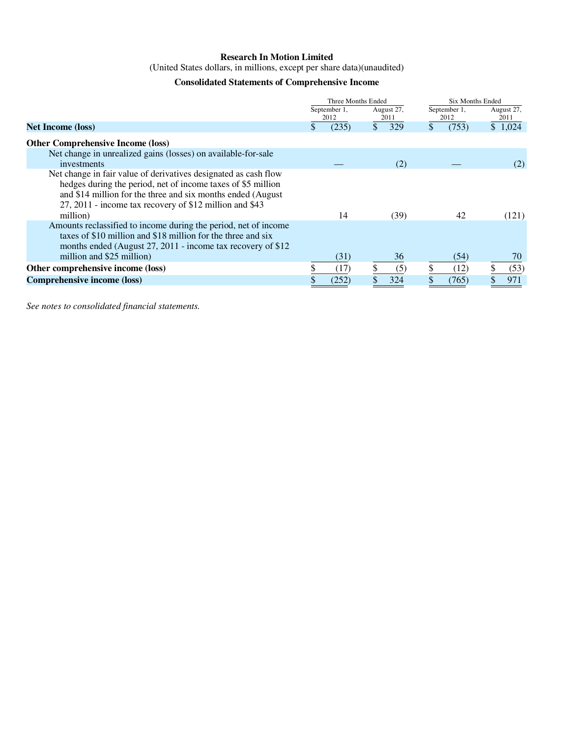**Research In Motion Limited**

(United States dollars, in millions, except per share data)(unaudited)

**Consolidated Statements of Comprehensive Income**

| | Three Months Ended | | Six Months Ended | |
|---|---|---|---|---|
| | September 1, 2012 | August 27, 2011 | September 1, 2012 | August 27, 2011 |
| **Net Income (loss)** | $ (235) | $ 329 | $ (753) | $ 1,024 |
| **Other Comprehensive Income (loss)** | | | | |
| Net change in unrealized gains (losses) on available-for-sale investments | — | (2) | — | (2) |
| Net change in fair value of derivatives designated as cash flow hedges during the period, net of income taxes of $5 million and $14 million for the three and six months ended (August 27, 2011 - income tax recovery of $12 million and $43 million) | 14 | (39) | 42 | (121) |
| Amounts reclassified to income during the period, net of income taxes of $10 million and $18 million for the three and six months ended (August 27, 2011 - income tax recovery of $12 million and $25 million) | (31) | 36 | (54) | 70 |
| **Other comprehensive income (loss)** | $ (17) | $ (5) | $ (12) | $ (53) |
| **Comprehensive income (loss)** | $ (252) | $ 324 | $ (765) | $ 971 |

*See notes to consolidated financial statements.*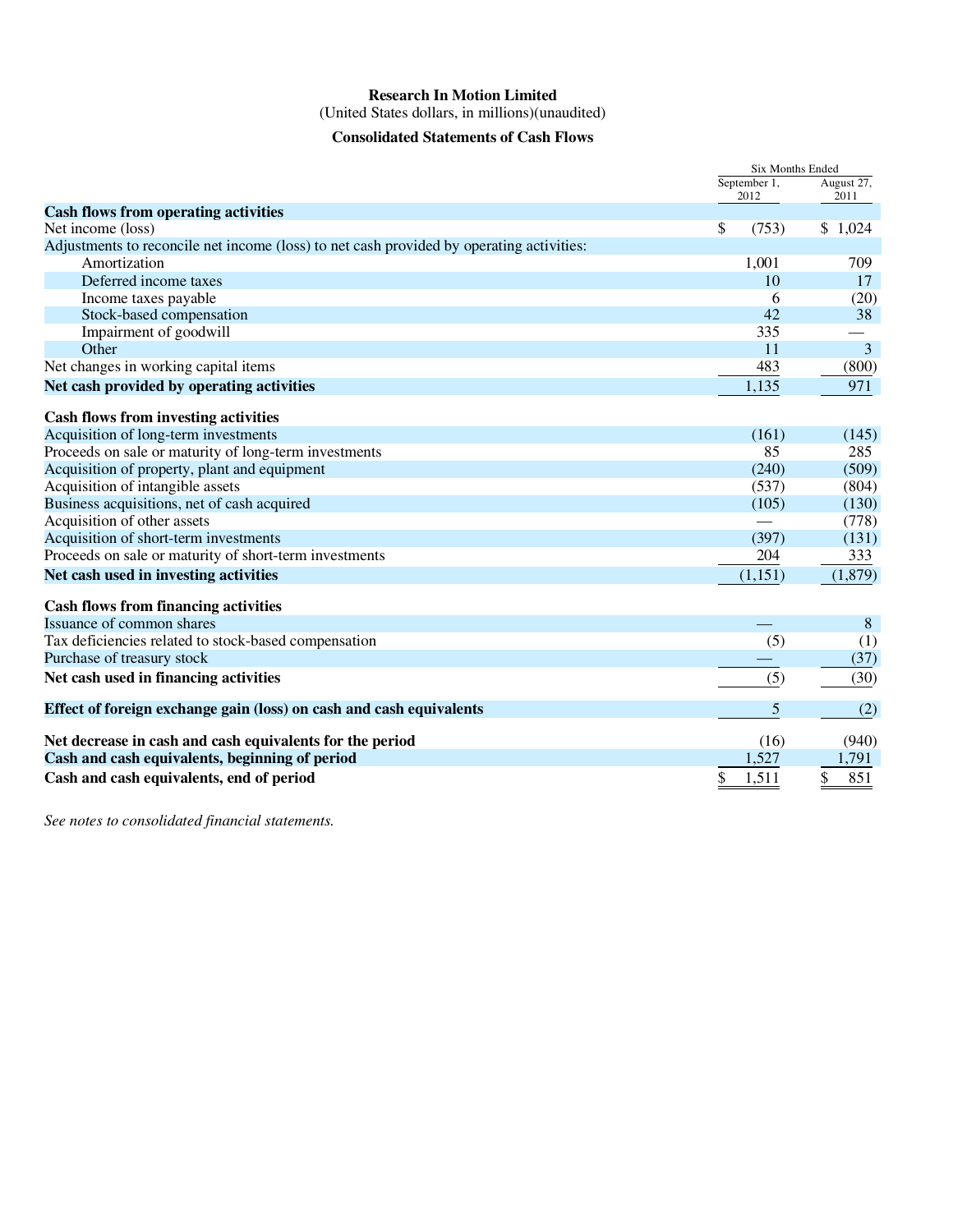**Research In Motion Limited**

(United States dollars, in millions)(unaudited)

**Consolidated Statements of Cash Flows**

| | Six Months Ended | |
|---|---|---|
| | September 1, 2012 | August 27, 2011 |
| **Cash flows from operating activities** | | |
| Net income (loss) | $ (753) | $ 1,024 |
| Adjustments to reconcile net income (loss) to net cash provided by operating activities: | | |
| Amortization | 1,001 | 709 |
| Deferred income taxes | 10 | 17 |
| Income taxes payable | 6 | (20) |
| Stock-based compensation | 42 | 38 |
| Impairment of goodwill | 335 | — |
| Other | 11 | 3 |
| Net changes in working capital items | 483 | (800) |
| **Net cash provided by operating activities** | 1,135 | 971 |
| **Cash flows from investing activities** | | |
| Acquisition of long-term investments | (161) | (145) |
| Proceeds on sale or maturity of long-term investments | 85 | 285 |
| Acquisition of property, plant and equipment | (240) | (509) |
| Acquisition of intangible assets | (537) | (804) |
| Business acquisitions, net of cash acquired | (105) | (130) |
| Acquisition of other assets | — | (778) |
| Acquisition of short-term investments | (397) | (131) |
| Proceeds on sale or maturity of short-term investments | 204 | 333 |
| **Net cash used in investing activities** | (1,151) | (1,879) |
| **Cash flows from financing activities** | | |
| Issuance of common shares | — | 8 |
| Tax deficiencies related to stock-based compensation | (5) | (1) |
| Purchase of treasury stock | — | (37) |
| **Net cash used in financing activities** | (5) | (30) |
| **Effect of foreign exchange gain (loss) on cash and cash equivalents** | 5 | (2) |
| **Net decrease in cash and cash equivalents for the period** | (16) | (940) |
| **Cash and cash equivalents, beginning of period** | 1,527 | 1,791 |
| **Cash and cash equivalents, end of period** | $ 1,511 | $ 851 |

*See notes to consolidated financial statements.*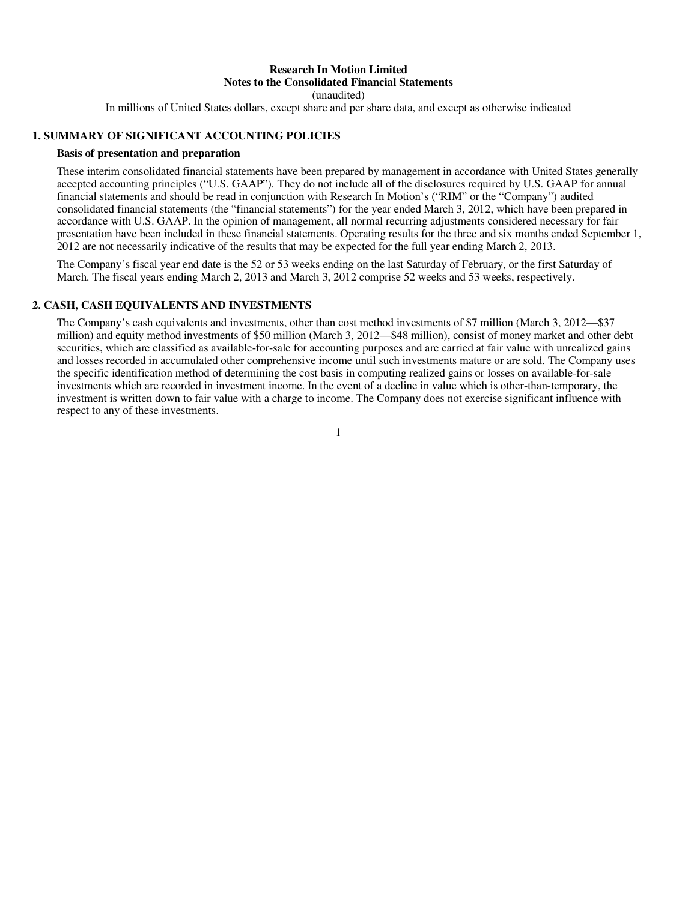**Research In Motion Limited**
**Notes to the Consolidated Financial Statements**
(unaudited)
In millions of United States dollars, except share and per share data, and except as otherwise indicated

## 1. SUMMARY OF SIGNIFICANT ACCOUNTING POLICIES

### Basis of presentation and preparation

These interim consolidated financial statements have been prepared by management in accordance with United States generally accepted accounting principles ("U.S. GAAP"). They do not include all of the disclosures required by U.S. GAAP for annual financial statements and should be read in conjunction with Research In Motion's ("RIM" or the "Company") audited consolidated financial statements (the "financial statements") for the year ended March 3, 2012, which have been prepared in accordance with U.S. GAAP. In the opinion of management, all normal recurring adjustments considered necessary for fair presentation have been included in these financial statements. Operating results for the three and six months ended September 1, 2012 are not necessarily indicative of the results that may be expected for the full year ending March 2, 2013.

The Company's fiscal year end date is the 52 or 53 weeks ending on the last Saturday of February, or the first Saturday of March. The fiscal years ending March 2, 2013 and March 3, 2012 comprise 52 weeks and 53 weeks, respectively.

## 2. CASH, CASH EQUIVALENTS AND INVESTMENTS

The Company's cash equivalents and investments, other than cost method investments of $7 million (March 3, 2012—$37 million) and equity method investments of $50 million (March 3, 2012—$48 million), consist of money market and other debt securities, which are classified as available-for-sale for accounting purposes and are carried at fair value with unrealized gains and losses recorded in accumulated other comprehensive income until such investments mature or are sold. The Company uses the specific identification method of determining the cost basis in computing realized gains or losses on available-for-sale investments which are recorded in investment income. In the event of a decline in value which is other-than-temporary, the investment is written down to fair value with a charge to income. The Company does not exercise significant influence with respect to any of these investments.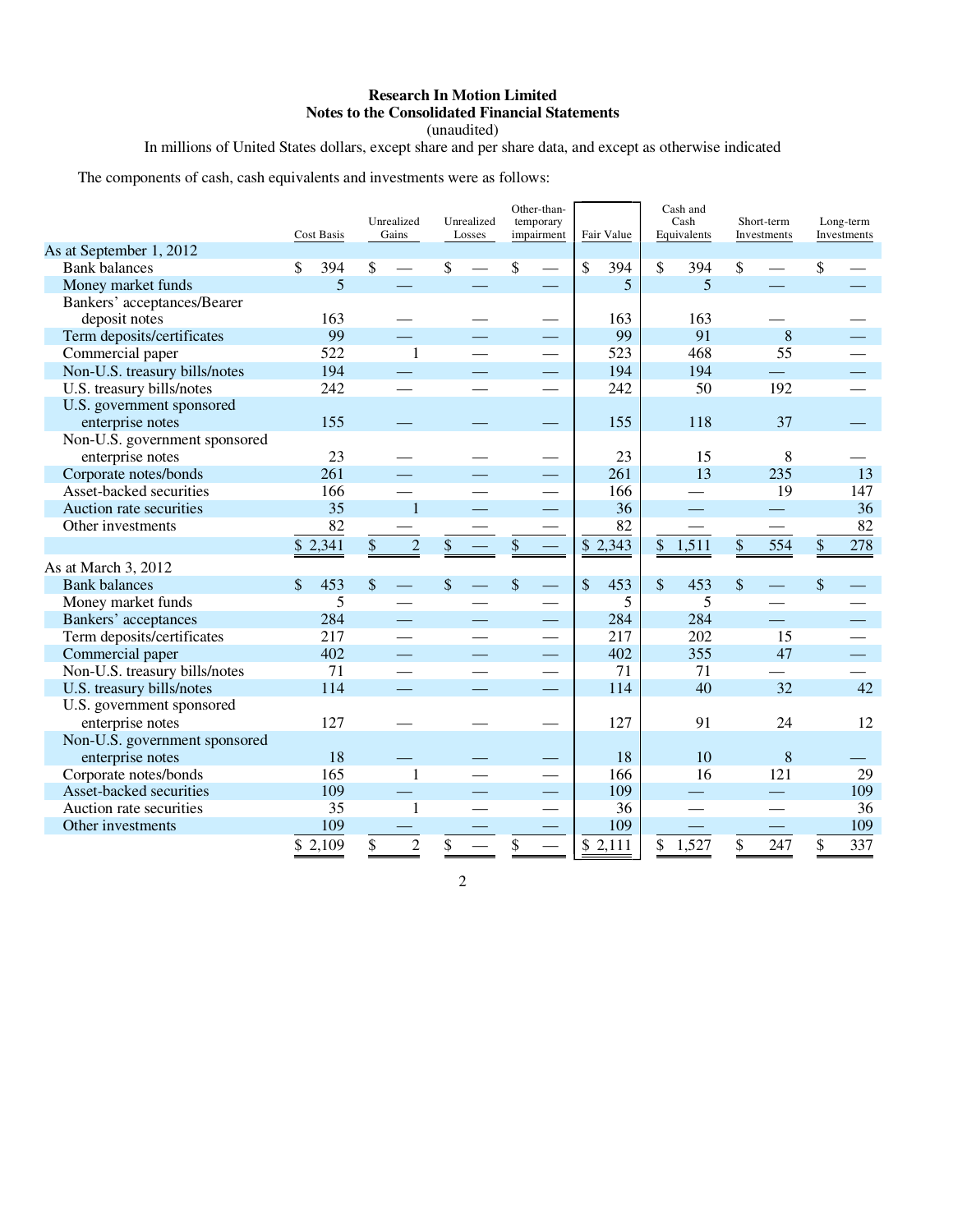**Research In Motion Limited**
**Notes to the Consolidated Financial Statements**
(unaudited)
In millions of United States dollars, except share and per share data, and except as otherwise indicated

The components of cash, cash equivalents and investments were as follows:

| | Cost Basis | Unrealized Gains | Unrealized Losses | Other-than-temporary impairment | Fair Value | Cash and Cash Equivalents | Short-term Investments | Long-term Investments |
|---|---|---|---|---|---|---|---|---|
| **As at September 1, 2012** | | | | | | | | |
| Bank balances | $ 394 | $ — | $ — | $ — | $ 394 | $ 394 | $ — | $ — |
| Money market funds | 5 | — | — | — | 5 | 5 | — | — |
| Bankers' acceptances/Bearer deposit notes | 163 | — | — | — | 163 | 163 | — | — |
| Term deposits/certificates | 99 | — | — | — | 99 | 91 | 8 | — |
| Commercial paper | 522 | 1 | — | — | 523 | 468 | 55 | — |
| Non-U.S. treasury bills/notes | 194 | — | — | — | 194 | 194 | — | — |
| U.S. treasury bills/notes | 242 | — | — | — | 242 | 50 | 192 | — |
| U.S. government sponsored enterprise notes | 155 | — | — | — | 155 | 118 | 37 | — |
| Non-U.S. government sponsored enterprise notes | 23 | — | — | — | 23 | 15 | 8 | — |
| Corporate notes/bonds | 261 | — | — | — | 261 | 13 | 235 | 13 |
| Asset-backed securities | 166 | — | — | — | 166 | — | 19 | 147 |
| Auction rate securities | 35 | 1 | — | — | 36 | — | — | 36 |
| Other investments | 82 | — | — | — | 82 | — | — | 82 |
| | $ 2,341 | $ 2 | $ — | $ — | $ 2,343 | $ 1,511 | $ 554 | $ 278 |
| **As at March 3, 2012** | | | | | | | | |
| Bank balances | $ 453 | $ — | $ — | $ — | $ 453 | $ 453 | $ — | $ — |
| Money market funds | 5 | — | — | — | 5 | 5 | — | — |
| Bankers' acceptances | 284 | — | — | — | 284 | 284 | — | — |
| Term deposits/certificates | 217 | — | — | — | 217 | 202 | 15 | — |
| Commercial paper | 402 | — | — | — | 402 | 355 | 47 | — |
| Non-U.S. treasury bills/notes | 71 | — | — | — | 71 | 71 | — | — |
| U.S. treasury bills/notes | 114 | — | — | — | 114 | 40 | 32 | 42 |
| U.S. government sponsored enterprise notes | 127 | — | — | — | 127 | 91 | 24 | 12 |
| Non-U.S. government sponsored enterprise notes | 18 | — | — | — | 18 | 10 | 8 | — |
| Corporate notes/bonds | 165 | 1 | — | — | 166 | 16 | 121 | 29 |
| Asset-backed securities | 109 | — | — | — | 109 | — | — | 109 |
| Auction rate securities | 35 | 1 | — | — | 36 | — | — | 36 |
| Other investments | 109 | — | — | — | 109 | — | — | 109 |
| | $ 2,109 | $ 2 | $ — | $ — | $ 2,111 | $ 1,527 | $ 247 | $ 337 |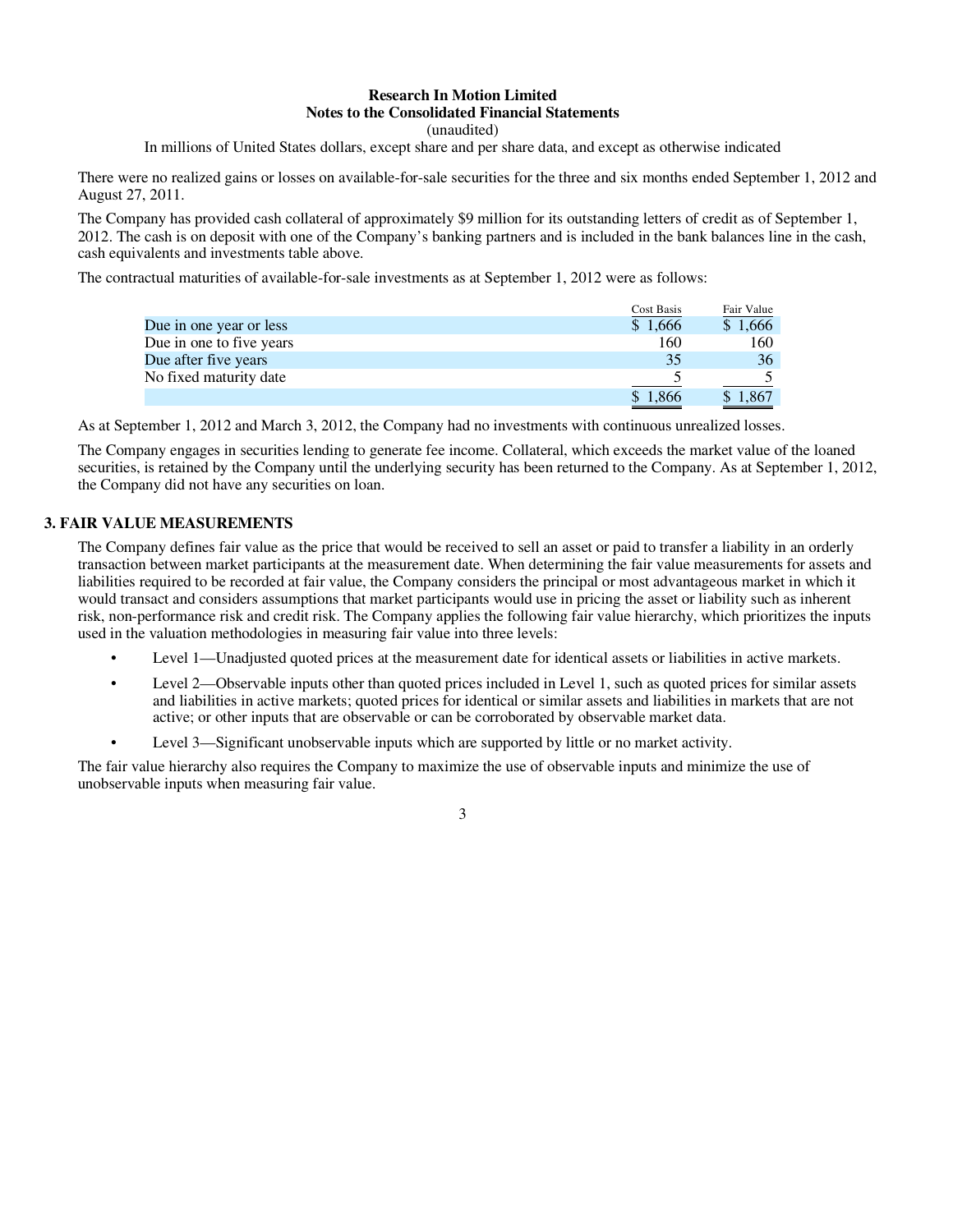There were no realized gains or losses on available-for-sale securities for the three and six months ended September 1, 2012 and August 27, 2011.

The Company has provided cash collateral of approximately $9 million for its outstanding letters of credit as of September 1, 2012. The cash is on deposit with one of the Company's banking partners and is included in the bank balances line in the cash, cash equivalents and investments table above.

The contractual maturities of available-for-sale investments as at September 1, 2012 were as follows:

| | Cost Basis | Fair Value |
|---|---|---|
| Due in one year or less | $ 1,666 | $ 1,666 |
| Due in one to five years | 160 | 160 |
| Due after five years | 35 | 36 |
| No fixed maturity date | 5 | 5 |
| | $ 1,866 | $ 1,867 |

As at September 1, 2012 and March 3, 2012, the Company had no investments with continuous unrealized losses.

The Company engages in securities lending to generate fee income. Collateral, which exceeds the market value of the loaned securities, is retained by the Company until the underlying security has been returned to the Company. As at September 1, 2012, the Company did not have any securities on loan.

## 3. FAIR VALUE MEASUREMENTS

The Company defines fair value as the price that would be received to sell an asset or paid to transfer a liability in an orderly transaction between market participants at the measurement date. When determining the fair value measurements for assets and liabilities required to be recorded at fair value, the Company considers the principal or most advantageous market in which it would transact and considers assumptions that market participants would use in pricing the asset or liability such as inherent risk, non-performance risk and credit risk. The Company applies the following fair value hierarchy, which prioritizes the inputs used in the valuation methodologies in measuring fair value into three levels:

- Level 1—Unadjusted quoted prices at the measurement date for identical assets or liabilities in active markets.
- Level 2—Observable inputs other than quoted prices included in Level 1, such as quoted prices for similar assets and liabilities in active markets; quoted prices for identical or similar assets and liabilities in markets that are not active; or other inputs that are observable or can be corroborated by observable market data.
- Level 3—Significant unobservable inputs which are supported by little or no market activity.

The fair value hierarchy also requires the Company to maximize the use of observable inputs and minimize the use of unobservable inputs when measuring fair value.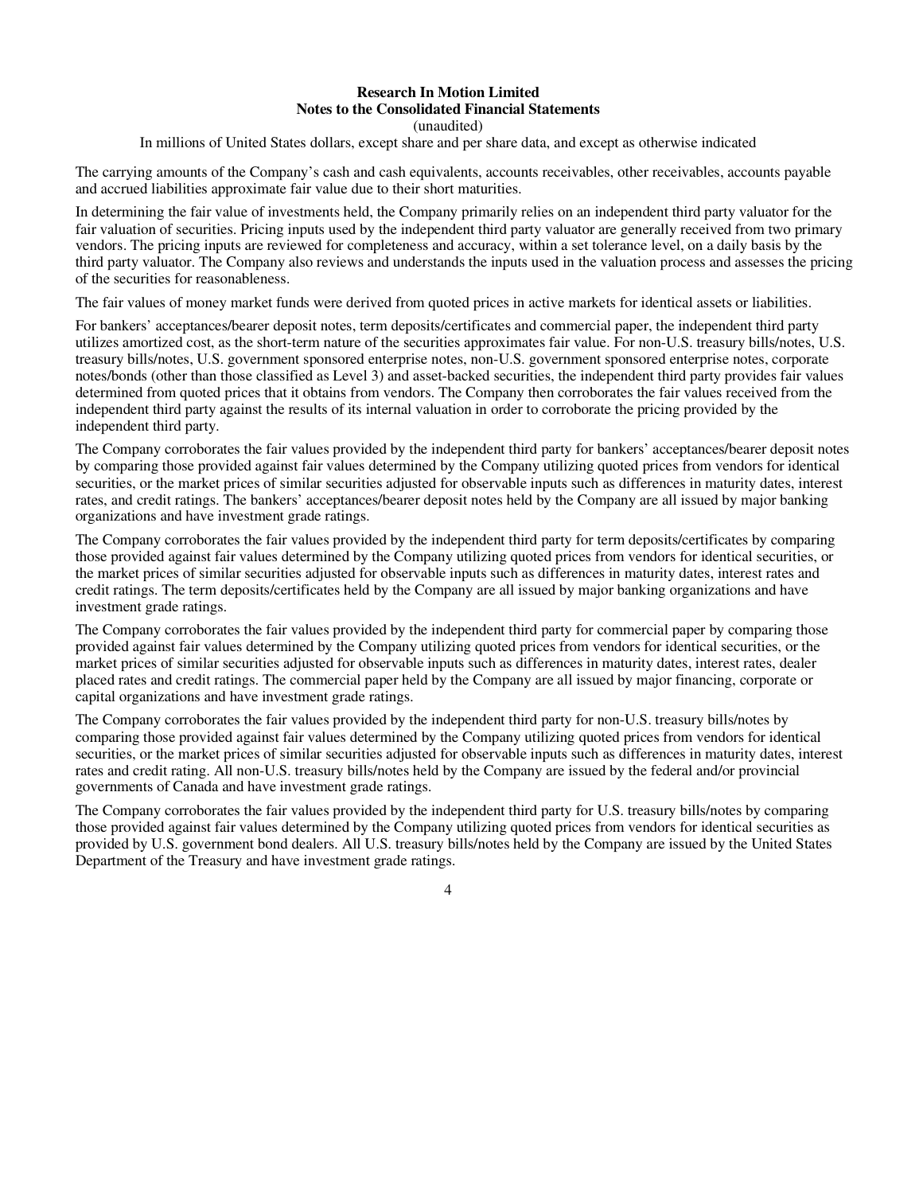The carrying amounts of the Company's cash and cash equivalents, accounts receivables, other receivables, accounts payable and accrued liabilities approximate fair value due to their short maturities.

In determining the fair value of investments held, the Company primarily relies on an independent third party valuator for the fair valuation of securities. Pricing inputs used by the independent third party valuator are generally received from two primary vendors. The pricing inputs are reviewed for completeness and accuracy, within a set tolerance level, on a daily basis by the third party valuator. The Company also reviews and understands the inputs used in the valuation process and assesses the pricing of the securities for reasonableness.

The fair values of money market funds were derived from quoted prices in active markets for identical assets or liabilities.

For bankers' acceptances/bearer deposit notes, term deposits/certificates and commercial paper, the independent third party utilizes amortized cost, as the short-term nature of the securities approximates fair value. For non-U.S. treasury bills/notes, U.S. treasury bills/notes, U.S. government sponsored enterprise notes, non-U.S. government sponsored enterprise notes, corporate notes/bonds (other than those classified as Level 3) and asset-backed securities, the independent third party provides fair values determined from quoted prices that it obtains from vendors. The Company then corroborates the fair values received from the independent third party against the results of its internal valuation in order to corroborate the pricing provided by the independent third party.

The Company corroborates the fair values provided by the independent third party for bankers' acceptances/bearer deposit notes by comparing those provided against fair values determined by the Company utilizing quoted prices from vendors for identical securities, or the market prices of similar securities adjusted for observable inputs such as differences in maturity dates, interest rates, and credit ratings. The bankers' acceptances/bearer deposit notes held by the Company are all issued by major banking organizations and have investment grade ratings.

The Company corroborates the fair values provided by the independent third party for term deposits/certificates by comparing those provided against fair values determined by the Company utilizing quoted prices from vendors for identical securities, or the market prices of similar securities adjusted for observable inputs such as differences in maturity dates, interest rates and credit ratings. The term deposits/certificates held by the Company are all issued by major banking organizations and have investment grade ratings.

The Company corroborates the fair values provided by the independent third party for commercial paper by comparing those provided against fair values determined by the Company utilizing quoted prices from vendors for identical securities, or the market prices of similar securities adjusted for observable inputs such as differences in maturity dates, interest rates, dealer placed rates and credit ratings. The commercial paper held by the Company are all issued by major financing, corporate or capital organizations and have investment grade ratings.

The Company corroborates the fair values provided by the independent third party for non-U.S. treasury bills/notes by comparing those provided against fair values determined by the Company utilizing quoted prices from vendors for identical securities, or the market prices of similar securities adjusted for observable inputs such as differences in maturity dates, interest rates and credit rating. All non-U.S. treasury bills/notes held by the Company are issued by the federal and/or provincial governments of Canada and have investment grade ratings.

The Company corroborates the fair values provided by the independent third party for U.S. treasury bills/notes by comparing those provided against fair values determined by the Company utilizing quoted prices from vendors for identical securities as provided by U.S. government bond dealers. All U.S. treasury bills/notes held by the Company are issued by the United States Department of the Treasury and have investment grade ratings.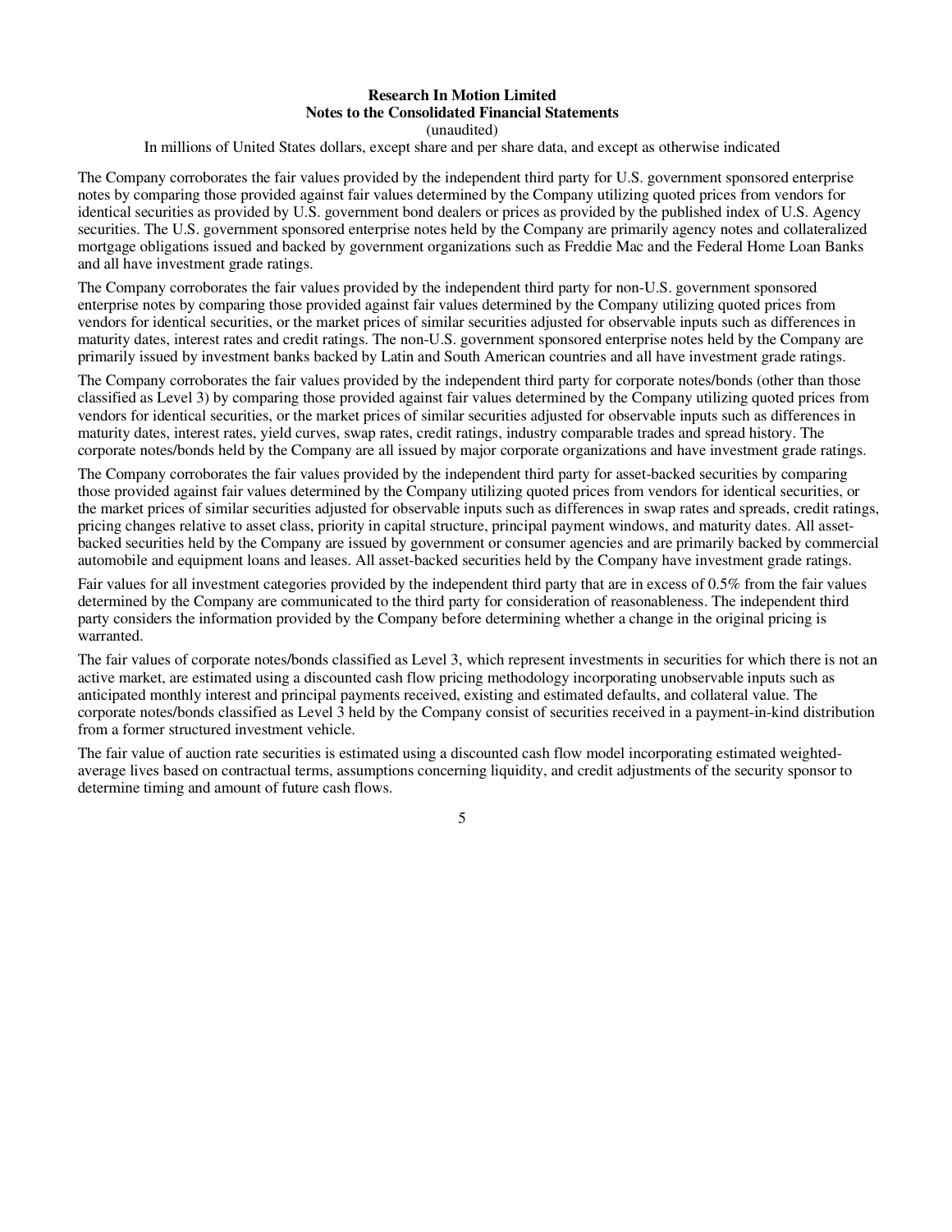The Company corroborates the fair values provided by the independent third party for U.S. government sponsored enterprise notes by comparing those provided against fair values determined by the Company utilizing quoted prices from vendors for identical securities as provided by U.S. government bond dealers or prices as provided by the published index of U.S. Agency securities. The U.S. government sponsored enterprise notes held by the Company are primarily agency notes and collateralized mortgage obligations issued and backed by government organizations such as Freddie Mac and the Federal Home Loan Banks and all have investment grade ratings.

The Company corroborates the fair values provided by the independent third party for non-U.S. government sponsored enterprise notes by comparing those provided against fair values determined by the Company utilizing quoted prices from vendors for identical securities, or the market prices of similar securities adjusted for observable inputs such as differences in maturity dates, interest rates and credit ratings. The non-U.S. government sponsored enterprise notes held by the Company are primarily issued by investment banks backed by Latin and South American countries and all have investment grade ratings.

The Company corroborates the fair values provided by the independent third party for corporate notes/bonds (other than those classified as Level 3) by comparing those provided against fair values determined by the Company utilizing quoted prices from vendors for identical securities, or the market prices of similar securities adjusted for observable inputs such as differences in maturity dates, interest rates, yield curves, swap rates, credit ratings, industry comparable trades and spread history. The corporate notes/bonds held by the Company are all issued by major corporate organizations and have investment grade ratings.

The Company corroborates the fair values provided by the independent third party for asset-backed securities by comparing those provided against fair values determined by the Company utilizing quoted prices from vendors for identical securities, or the market prices of similar securities adjusted for observable inputs such as differences in swap rates and spreads, credit ratings, pricing changes relative to asset class, priority in capital structure, principal payment windows, and maturity dates. All asset-backed securities held by the Company are issued by government or consumer agencies and are primarily backed by commercial automobile and equipment loans and leases. All asset-backed securities held by the Company have investment grade ratings.

Fair values for all investment categories provided by the independent third party that are in excess of 0.5% from the fair values determined by the Company are communicated to the third party for consideration of reasonableness. The independent third party considers the information provided by the Company before determining whether a change in the original pricing is warranted.

The fair values of corporate notes/bonds classified as Level 3, which represent investments in securities for which there is not an active market, are estimated using a discounted cash flow pricing methodology incorporating unobservable inputs such as anticipated monthly interest and principal payments received, existing and estimated defaults, and collateral value. The corporate notes/bonds classified as Level 3 held by the Company consist of securities received in a payment-in-kind distribution from a former structured investment vehicle.

The fair value of auction rate securities is estimated using a discounted cash flow model incorporating estimated weighted-average lives based on contractual terms, assumptions concerning liquidity, and credit adjustments of the security sponsor to determine timing and amount of future cash flows.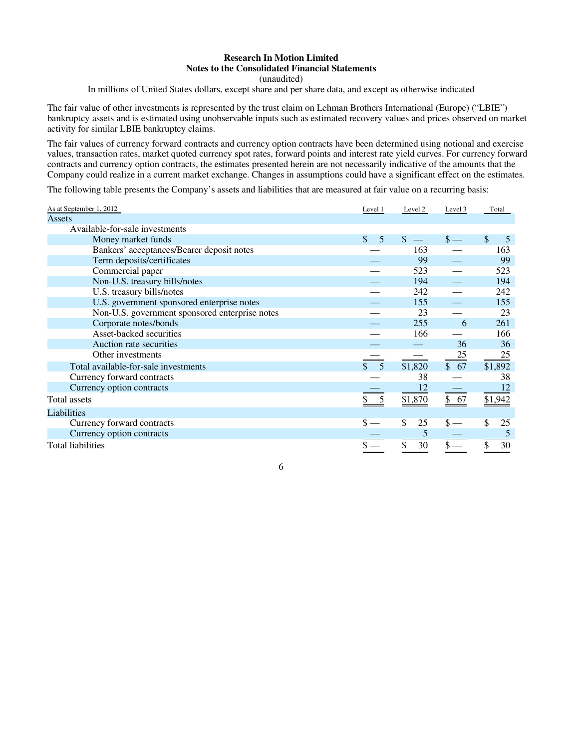**Research In Motion Limited**
**Notes to the Consolidated Financial Statements**
(unaudited)
In millions of United States dollars, except share and per share data, and except as otherwise indicated

The fair value of other investments is represented by the trust claim on Lehman Brothers International (Europe) ("LBIE") bankruptcy assets and is estimated using unobservable inputs such as estimated recovery values and prices observed on market activity for similar LBIE bankruptcy claims.

The fair values of currency forward contracts and currency option contracts have been determined using notional and exercise values, transaction rates, market quoted currency spot rates, forward points and interest rate yield curves. For currency forward contracts and currency option contracts, the estimates presented herein are not necessarily indicative of the amounts that the Company could realize in a current market exchange. Changes in assumptions could have a significant effect on the estimates.

The following table presents the Company's assets and liabilities that are measured at fair value on a recurring basis:

| As at September 1, 2012 | Level 1 | Level 2 | Level 3 | Total |
|---|---|---|---|---|
| **Assets** | | | | |
| Available-for-sale investments | | | | |
| Money market funds | $ 5 | $ — | $ — | $ 5 |
| Bankers' acceptances/Bearer deposit notes | — | 163 | — | 163 |
| Term deposits/certificates | — | 99 | — | 99 |
| Commercial paper | — | 523 | — | 523 |
| Non-U.S. treasury bills/notes | — | 194 | — | 194 |
| U.S. treasury bills/notes | — | 242 | — | 242 |
| U.S. government sponsored enterprise notes | — | 155 | — | 155 |
| Non-U.S. government sponsored enterprise notes | — | 23 | — | 23 |
| Corporate notes/bonds | — | 255 | 6 | 261 |
| Asset-backed securities | — | 166 | — | 166 |
| Auction rate securities | — | — | 36 | 36 |
| Other investments | — | — | 25 | 25 |
| Total available-for-sale investments | $ 5 | $1,820 | $ 67 | $1,892 |
| Currency forward contracts | — | 38 | — | 38 |
| Currency option contracts | — | 12 | — | 12 |
| Total assets | $ 5 | $1,870 | $ 67 | $1,942 |
| **Liabilities** | | | | |
| Currency forward contracts | $ — | $ 25 | $ — | $ 25 |
| Currency option contracts | — | 5 | — | 5 |
| Total liabilities | $ — | $ 30 | $ — | $ 30 |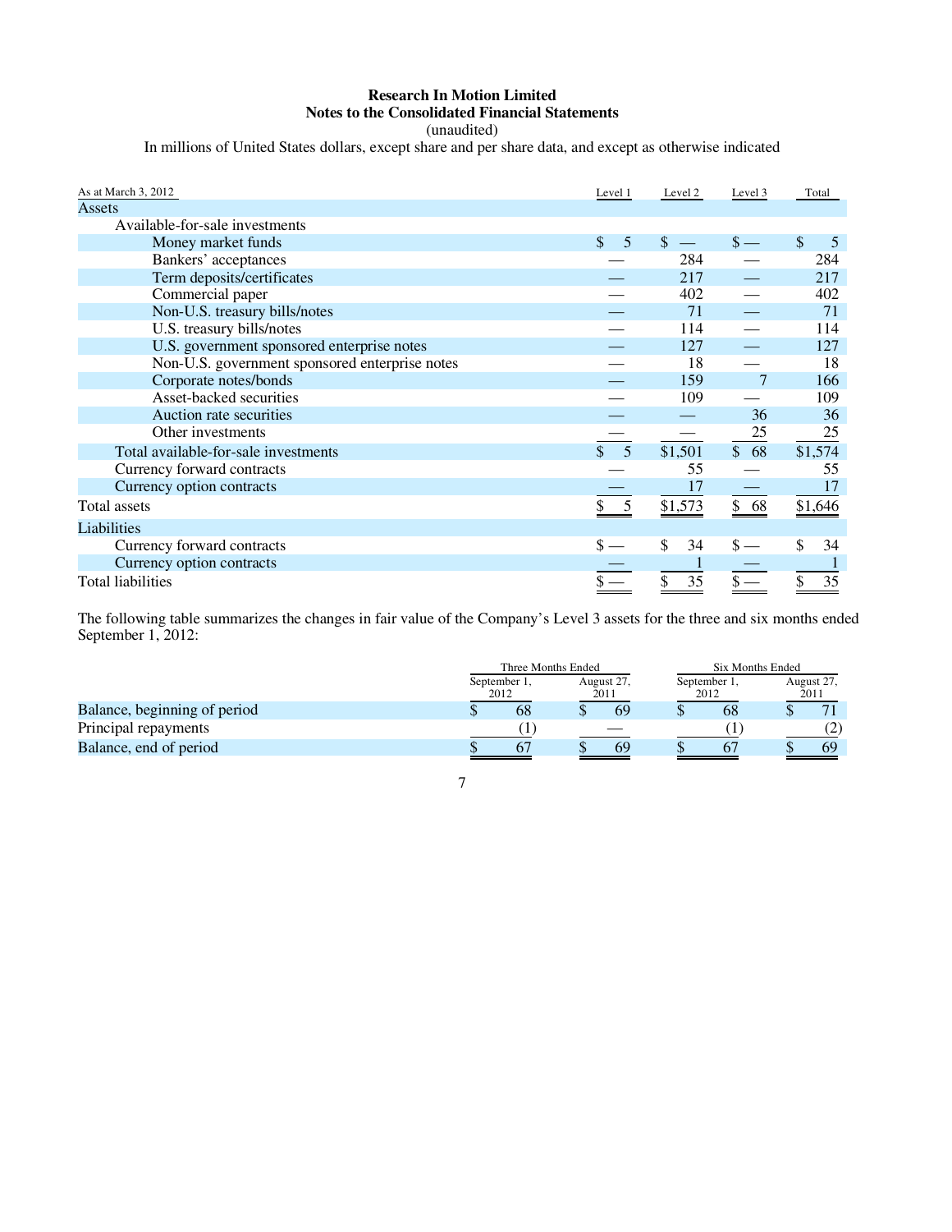| As at March 3, 2012 | Level 1 | Level 2 | Level 3 | Total |
|---|---|---|---|---|
| **Assets** | | | | |
| Available-for-sale investments | | | | |
| Money market funds | $ 5 | $ — | $ — | $ 5 |
| Bankers' acceptances | — | 284 | — | 284 |
| Term deposits/certificates | — | 217 | — | 217 |
| Commercial paper | — | 402 | — | 402 |
| Non-U.S. treasury bills/notes | — | 71 | — | 71 |
| U.S. treasury bills/notes | — | 114 | — | 114 |
| U.S. government sponsored enterprise notes | — | 127 | — | 127 |
| Non-U.S. government sponsored enterprise notes | — | 18 | — | 18 |
| Corporate notes/bonds | — | 159 | 7 | 166 |
| Asset-backed securities | — | 109 | — | 109 |
| Auction rate securities | — | — | 36 | 36 |
| Other investments | — | — | 25 | 25 |
| Total available-for-sale investments | $ 5 | $1,501 | $ 68 | $1,574 |
| Currency forward contracts | — | 55 | — | 55 |
| Currency option contracts | — | 17 | — | 17 |
| Total assets | $ 5 | $1,573 | $ 68 | $1,646 |
| **Liabilities** | | | | |
| Currency forward contracts | $ — | $ 34 | $ — | $ 34 |
| Currency option contracts | — | 1 | — | 1 |
| Total liabilities | $ — | $ 35 | $ — | $ 35 |

The following table summarizes the changes in fair value of the Company's Level 3 assets for the three and six months ended September 1, 2012:

| | Three Months Ended | | Six Months Ended | |
|---|---|---|---|---|
| | September 1, 2012 | August 27, 2011 | September 1, 2012 | August 27, 2011 |
| Balance, beginning of period | $ 68 | $ 69 | $ 68 | $ 71 |
| Principal repayments | (1) | — | (1) | (2) |
| Balance, end of period | $ 67 | $ 69 | $ 67 | $ 69 |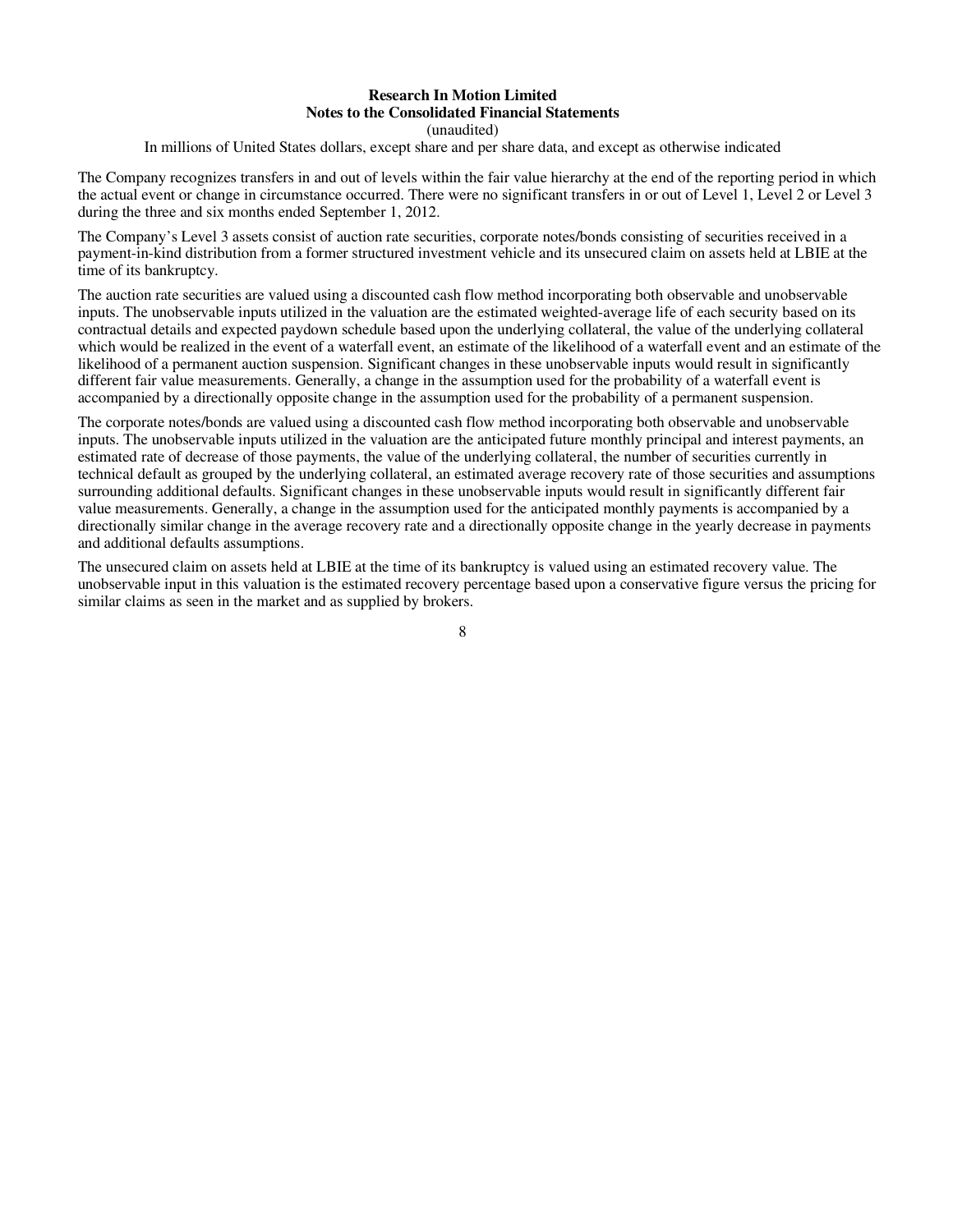The Company recognizes transfers in and out of levels within the fair value hierarchy at the end of the reporting period in which the actual event or change in circumstance occurred. There were no significant transfers in or out of Level 1, Level 2 or Level 3 during the three and six months ended September 1, 2012.

The Company's Level 3 assets consist of auction rate securities, corporate notes/bonds consisting of securities received in a payment-in-kind distribution from a former structured investment vehicle and its unsecured claim on assets held at LBIE at the time of its bankruptcy.

The auction rate securities are valued using a discounted cash flow method incorporating both observable and unobservable inputs. The unobservable inputs utilized in the valuation are the estimated weighted-average life of each security based on its contractual details and expected paydown schedule based upon the underlying collateral, the value of the underlying collateral which would be realized in the event of a waterfall event, an estimate of the likelihood of a waterfall event and an estimate of the likelihood of a permanent auction suspension. Significant changes in these unobservable inputs would result in significantly different fair value measurements. Generally, a change in the assumption used for the probability of a waterfall event is accompanied by a directionally opposite change in the assumption used for the probability of a permanent suspension.

The corporate notes/bonds are valued using a discounted cash flow method incorporating both observable and unobservable inputs. The unobservable inputs utilized in the valuation are the anticipated future monthly principal and interest payments, an estimated rate of decrease of those payments, the value of the underlying collateral, the number of securities currently in technical default as grouped by the underlying collateral, an estimated average recovery rate of those securities and assumptions surrounding additional defaults. Significant changes in these unobservable inputs would result in significantly different fair value measurements. Generally, a change in the assumption used for the anticipated monthly payments is accompanied by a directionally similar change in the average recovery rate and a directionally opposite change in the yearly decrease in payments and additional defaults assumptions.

The unsecured claim on assets held at LBIE at the time of its bankruptcy is valued using an estimated recovery value. The unobservable input in this valuation is the estimated recovery percentage based upon a conservative figure versus the pricing for similar claims as seen in the market and as supplied by brokers.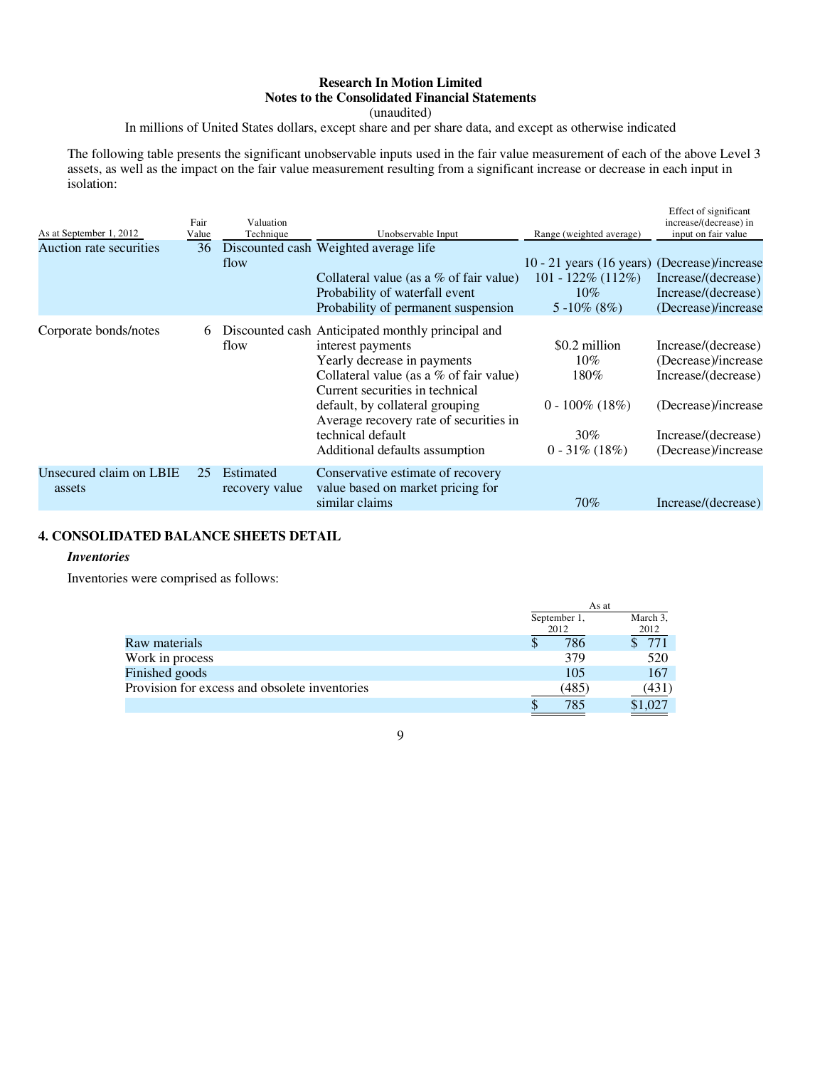The following table presents the significant unobservable inputs used in the fair value measurement of each of the above Level 3 assets, as well as the impact on the fair value measurement resulting from a significant increase or decrease in each input in isolation:

| As at September 1, 2012 | Fair Value | Valuation Technique | Unobservable Input | Range (weighted average) | Effect of significant increase/(decrease) in input on fair value |
|---|---|---|---|---|---|
| Auction rate securities | 36 | Discounted cash flow | Weighted average life | 10 - 21 years (16 years) | (Decrease)/increase |
| | | | Collateral value (as a % of fair value) | 101 - 122% (112%) | Increase/(decrease) |
| | | | Probability of waterfall event | 10% | Increase/(decrease) |
| | | | Probability of permanent suspension | 5 -10% (8%) | (Decrease)/increase |
| Corporate bonds/notes | 6 | Discounted cash flow | Anticipated monthly principal and interest payments | $0.2 million | Increase/(decrease) |
| | | | Yearly decrease in payments | 10% | (Decrease)/increase |
| | | | Collateral value (as a % of fair value) | 180% | Increase/(decrease) |
| | | | Current securities in technical default, by collateral grouping | 0 - 100% (18%) | (Decrease)/increase |
| | | | Average recovery rate of securities in technical default | 30% | Increase/(decrease) |
| | | | Additional defaults assumption | 0 - 31% (18%) | (Decrease)/increase |
| Unsecured claim on LBIE assets | 25 | Estimated recovery value | Conservative estimate of recovery value based on market pricing for similar claims | 70% | Increase/(decrease) |

## 4. CONSOLIDATED BALANCE SHEETS DETAIL

***Inventories***

Inventories were comprised as follows:

| | As at September 1, 2012 | As at March 3, 2012 |
|---|---|---|
| Raw materials | $ 786 | $ 771 |
| Work in process | 379 | 520 |
| Finished goods | 105 | 167 |
| Provision for excess and obsolete inventories | (485) | (431) |
| | $ 785 | $1,027 |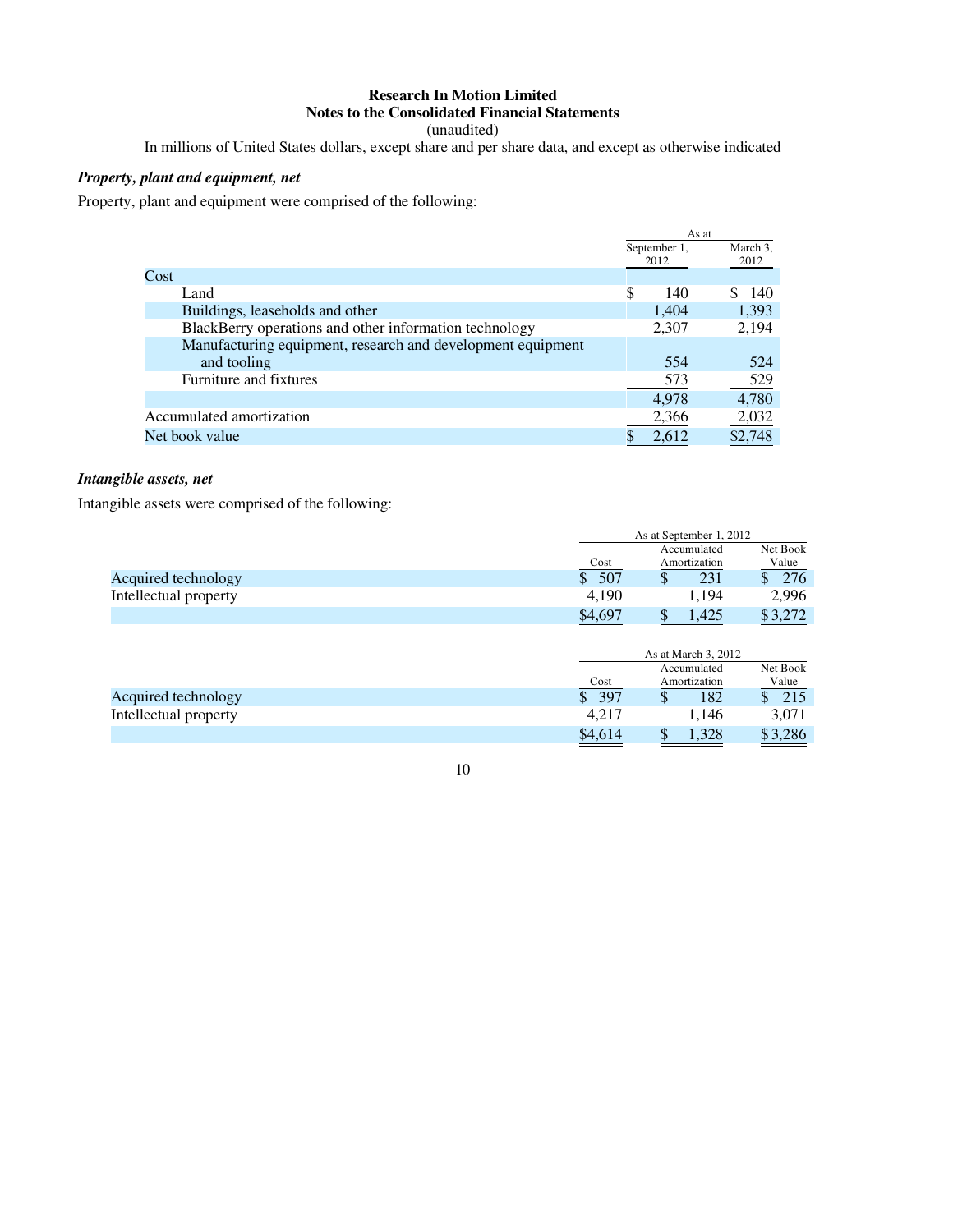**Research In Motion Limited**
**Notes to the Consolidated Financial Statements**
(unaudited)
In millions of United States dollars, except share and per share data, and except as otherwise indicated

***Property, plant and equipment, net***

Property, plant and equipment were comprised of the following:

| | As at | |
|---|---|---|
| | September 1, 2012 | March 3, 2012 |
| Cost | | |
| Land | $ 140 | $ 140 |
| Buildings, leaseholds and other | 1,404 | 1,393 |
| BlackBerry operations and other information technology | 2,307 | 2,194 |
| Manufacturing equipment, research and development equipment and tooling | 554 | 524 |
| Furniture and fixtures | 573 | 529 |
| | 4,978 | 4,780 |
| Accumulated amortization | 2,366 | 2,032 |
| Net book value | $ 2,612 | $2,748 |

***Intangible assets, net***

Intangible assets were comprised of the following:

| | As at September 1, 2012 | | |
|---|---|---|---|
| | Cost | Accumulated Amortization | Net Book Value |
| Acquired technology | $ 507 | $ 231 | $ 276 |
| Intellectual property | 4,190 | 1,194 | 2,996 |
| | $4,697 | $ 1,425 | $ 3,272 |

| | As at March 3, 2012 | | |
|---|---|---|---|
| | Cost | Accumulated Amortization | Net Book Value |
| Acquired technology | $ 397 | $ 182 | $ 215 |
| Intellectual property | 4,217 | 1,146 | 3,071 |
| | $4,614 | $ 1,328 | $ 3,286 |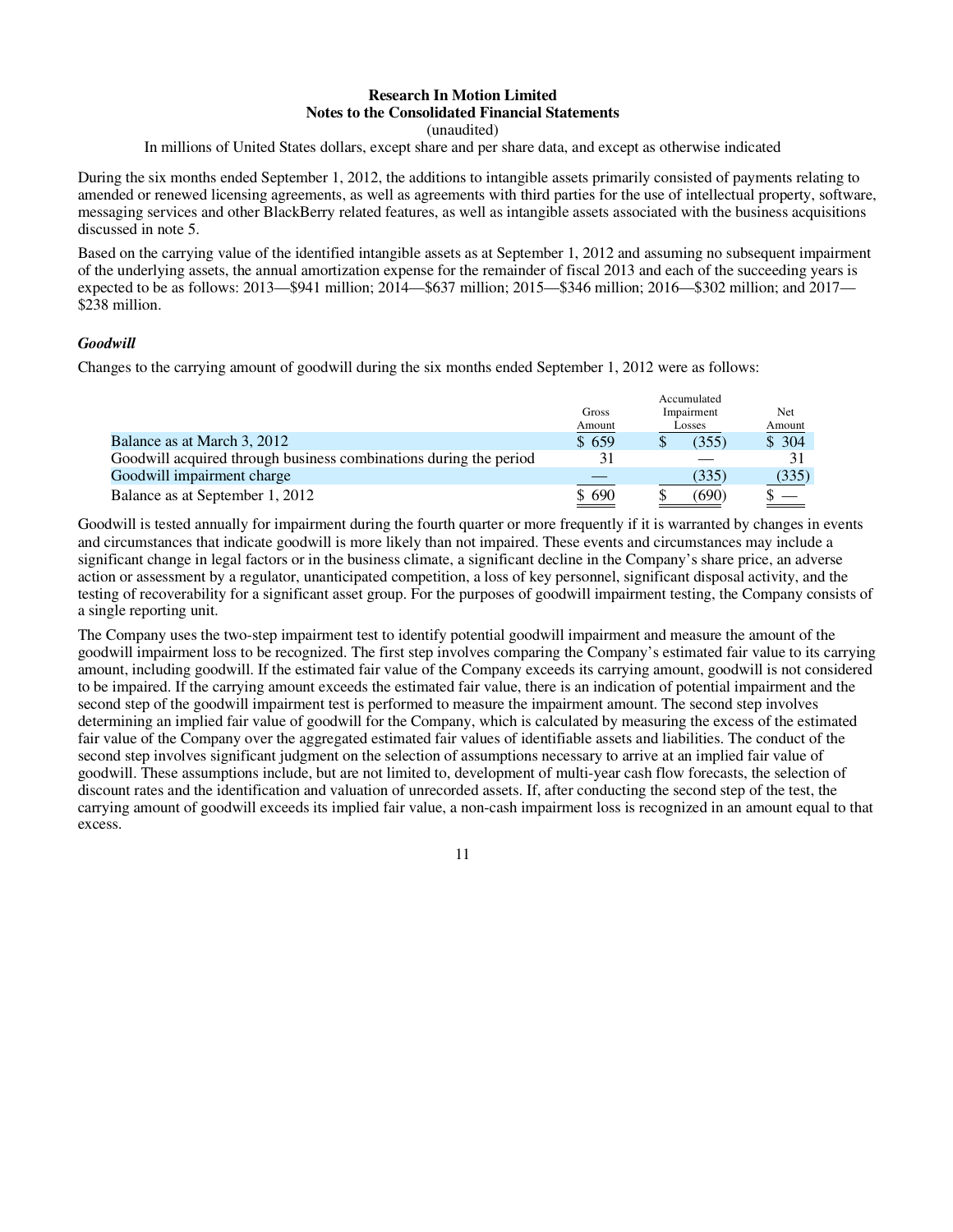During the six months ended September 1, 2012, the additions to intangible assets primarily consisted of payments relating to amended or renewed licensing agreements, as well as agreements with third parties for the use of intellectual property, software, messaging services and other BlackBerry related features, as well as intangible assets associated with the business acquisitions discussed in note 5.

Based on the carrying value of the identified intangible assets as at September 1, 2012 and assuming no subsequent impairment of the underlying assets, the annual amortization expense for the remainder of fiscal 2013 and each of the succeeding years is expected to be as follows: 2013—$941 million; 2014—$637 million; 2015—$346 million; 2016—$302 million; and 2017—$238 million.

***Goodwill***

Changes to the carrying amount of goodwill during the six months ended September 1, 2012 were as follows:

| | Gross Amount | Accumulated Impairment Losses | Net Amount |
|---|---|---|---|
| Balance as at March 3, 2012 | $ 659 | $ (355) | $ 304 |
| Goodwill acquired through business combinations during the period | 31 | — | 31 |
| Goodwill impairment charge | — | (335) | (335) |
| Balance as at September 1, 2012 | $ 690 | $ (690) | $ — |

Goodwill is tested annually for impairment during the fourth quarter or more frequently if it is warranted by changes in events and circumstances that indicate goodwill is more likely than not impaired. These events and circumstances may include a significant change in legal factors or in the business climate, a significant decline in the Company's share price, an adverse action or assessment by a regulator, unanticipated competition, a loss of key personnel, significant disposal activity, and the testing of recoverability for a significant asset group. For the purposes of goodwill impairment testing, the Company consists of a single reporting unit.

The Company uses the two-step impairment test to identify potential goodwill impairment and measure the amount of the goodwill impairment loss to be recognized. The first step involves comparing the Company's estimated fair value to its carrying amount, including goodwill. If the estimated fair value of the Company exceeds its carrying amount, goodwill is not considered to be impaired. If the carrying amount exceeds the estimated fair value, there is an indication of potential impairment and the second step of the goodwill impairment test is performed to measure the impairment amount. The second step involves determining an implied fair value of goodwill for the Company, which is calculated by measuring the excess of the estimated fair value of the Company over the aggregated estimated fair values of identifiable assets and liabilities. The conduct of the second step involves significant judgment on the selection of assumptions necessary to arrive at an implied fair value of goodwill. These assumptions include, but are not limited to, development of multi-year cash flow forecasts, the selection of discount rates and the identification and valuation of unrecorded assets. If, after conducting the second step of the test, the carrying amount of goodwill exceeds its implied fair value, a non-cash impairment loss is recognized in an amount equal to that excess.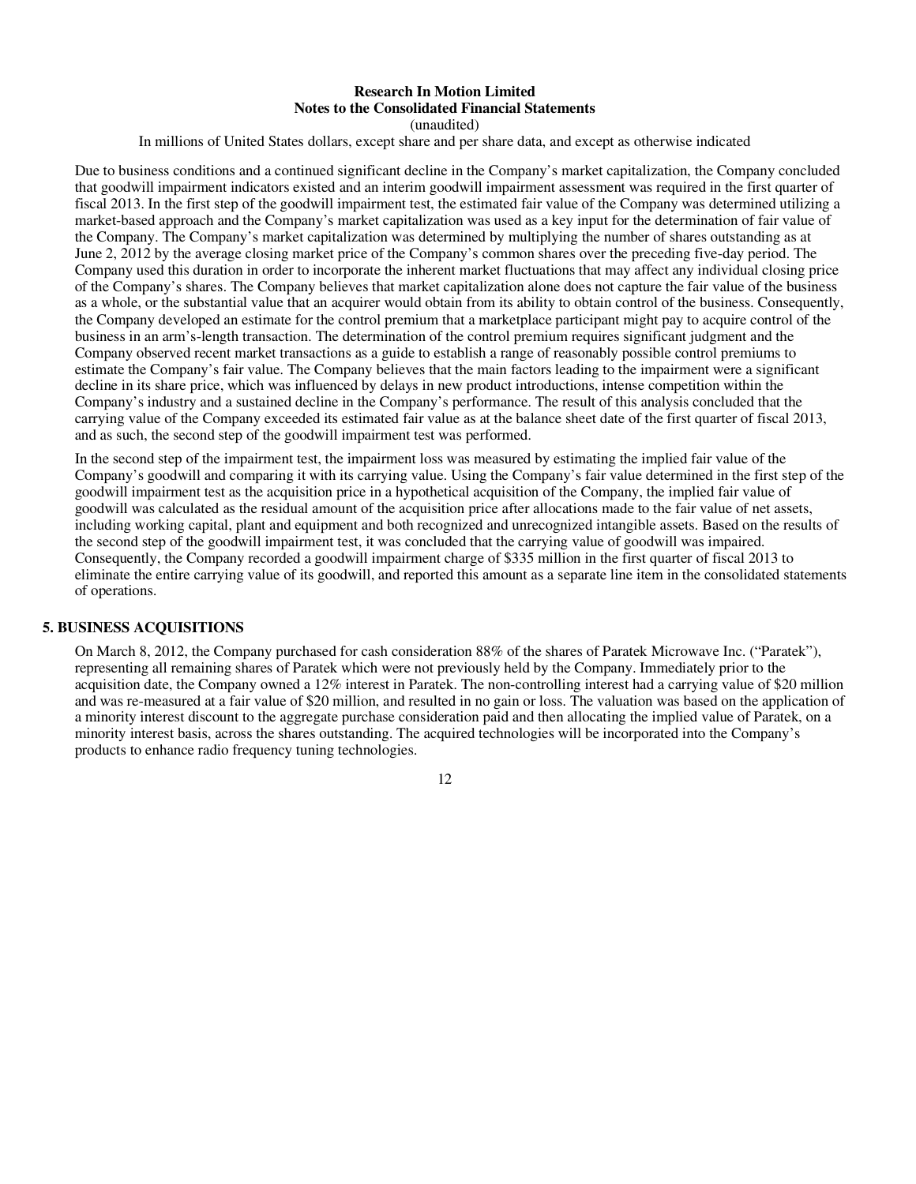Due to business conditions and a continued significant decline in the Company's market capitalization, the Company concluded that goodwill impairment indicators existed and an interim goodwill impairment assessment was required in the first quarter of fiscal 2013. In the first step of the goodwill impairment test, the estimated fair value of the Company was determined utilizing a market-based approach and the Company's market capitalization was used as a key input for the determination of fair value of the Company. The Company's market capitalization was determined by multiplying the number of shares outstanding as at June 2, 2012 by the average closing market price of the Company's common shares over the preceding five-day period. The Company used this duration in order to incorporate the inherent market fluctuations that may affect any individual closing price of the Company's shares. The Company believes that market capitalization alone does not capture the fair value of the business as a whole, or the substantial value that an acquirer would obtain from its ability to obtain control of the business. Consequently, the Company developed an estimate for the control premium that a marketplace participant might pay to acquire control of the business in an arm's-length transaction. The determination of the control premium requires significant judgment and the Company observed recent market transactions as a guide to establish a range of reasonably possible control premiums to estimate the Company's fair value. The Company believes that the main factors leading to the impairment were a significant decline in its share price, which was influenced by delays in new product introductions, intense competition within the Company's industry and a sustained decline in the Company's performance. The result of this analysis concluded that the carrying value of the Company exceeded its estimated fair value as at the balance sheet date of the first quarter of fiscal 2013, and as such, the second step of the goodwill impairment test was performed.

In the second step of the impairment test, the impairment loss was measured by estimating the implied fair value of the Company's goodwill and comparing it with its carrying value. Using the Company's fair value determined in the first step of the goodwill impairment test as the acquisition price in a hypothetical acquisition of the Company, the implied fair value of goodwill was calculated as the residual amount of the acquisition price after allocations made to the fair value of net assets, including working capital, plant and equipment and both recognized and unrecognized intangible assets. Based on the results of the second step of the goodwill impairment test, it was concluded that the carrying value of goodwill was impaired. Consequently, the Company recorded a goodwill impairment charge of $335 million in the first quarter of fiscal 2013 to eliminate the entire carrying value of its goodwill, and reported this amount as a separate line item in the consolidated statements of operations.

## 5. BUSINESS ACQUISITIONS

On March 8, 2012, the Company purchased for cash consideration 88% of the shares of Paratek Microwave Inc. ("Paratek"), representing all remaining shares of Paratek which were not previously held by the Company. Immediately prior to the acquisition date, the Company owned a 12% interest in Paratek. The non-controlling interest had a carrying value of $20 million and was re-measured at a fair value of $20 million, and resulted in no gain or loss. The valuation was based on the application of a minority interest discount to the aggregate purchase consideration paid and then allocating the implied value of Paratek, on a minority interest basis, across the shares outstanding. The acquired technologies will be incorporated into the Company's products to enhance radio frequency tuning technologies.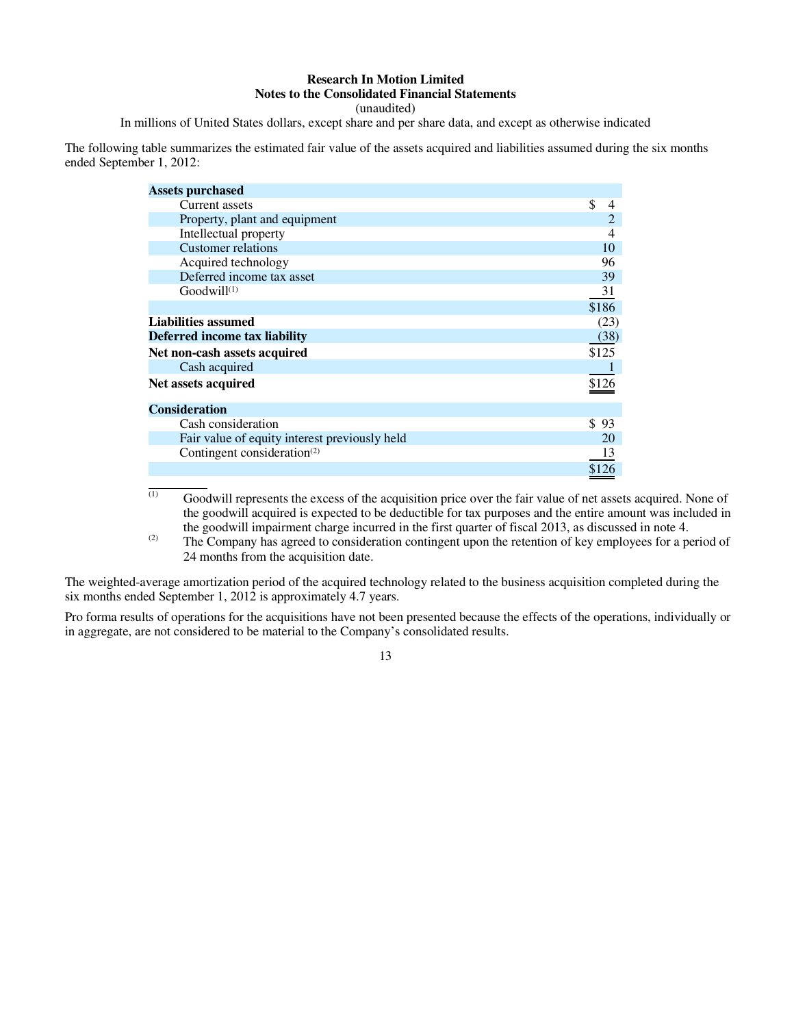The following table summarizes the estimated fair value of the assets acquired and liabilities assumed during the six months ended September 1, 2012:

| | |
|---|---|
| **Assets purchased** | |
| Current assets | $ 4 |
| Property, plant and equipment | 2 |
| Intellectual property | 4 |
| Customer relations | 10 |
| Acquired technology | 96 |
| Deferred income tax asset | 39 |
| Goodwill[1] | 31 |
| | $186 |
| **Liabilities assumed** | (23) |
| **Deferred income tax liability** | (38) |
| **Net non-cash assets acquired** | $125 |
| Cash acquired | 1 |
| **Net assets acquired** | $126 |
| **Consideration** | |
| Cash consideration | $ 93 |
| Fair value of equity interest previously held | 20 |
| Contingent consideration[2] | 13 |
| | $126 |

(1) Goodwill represents the excess of the acquisition price over the fair value of net assets acquired. None of the goodwill acquired is expected to be deductible for tax purposes and the entire amount was included in the goodwill impairment charge incurred in the first quarter of fiscal 2013, as discussed in note 4.

(2) The Company has agreed to consideration contingent upon the retention of key employees for a period of 24 months from the acquisition date.

The weighted-average amortization period of the acquired technology related to the business acquisition completed during the six months ended September 1, 2012 is approximately 4.7 years.

Pro forma results of operations for the acquisitions have not been presented because the effects of the operations, individually or in aggregate, are not considered to be material to the Company's consolidated results.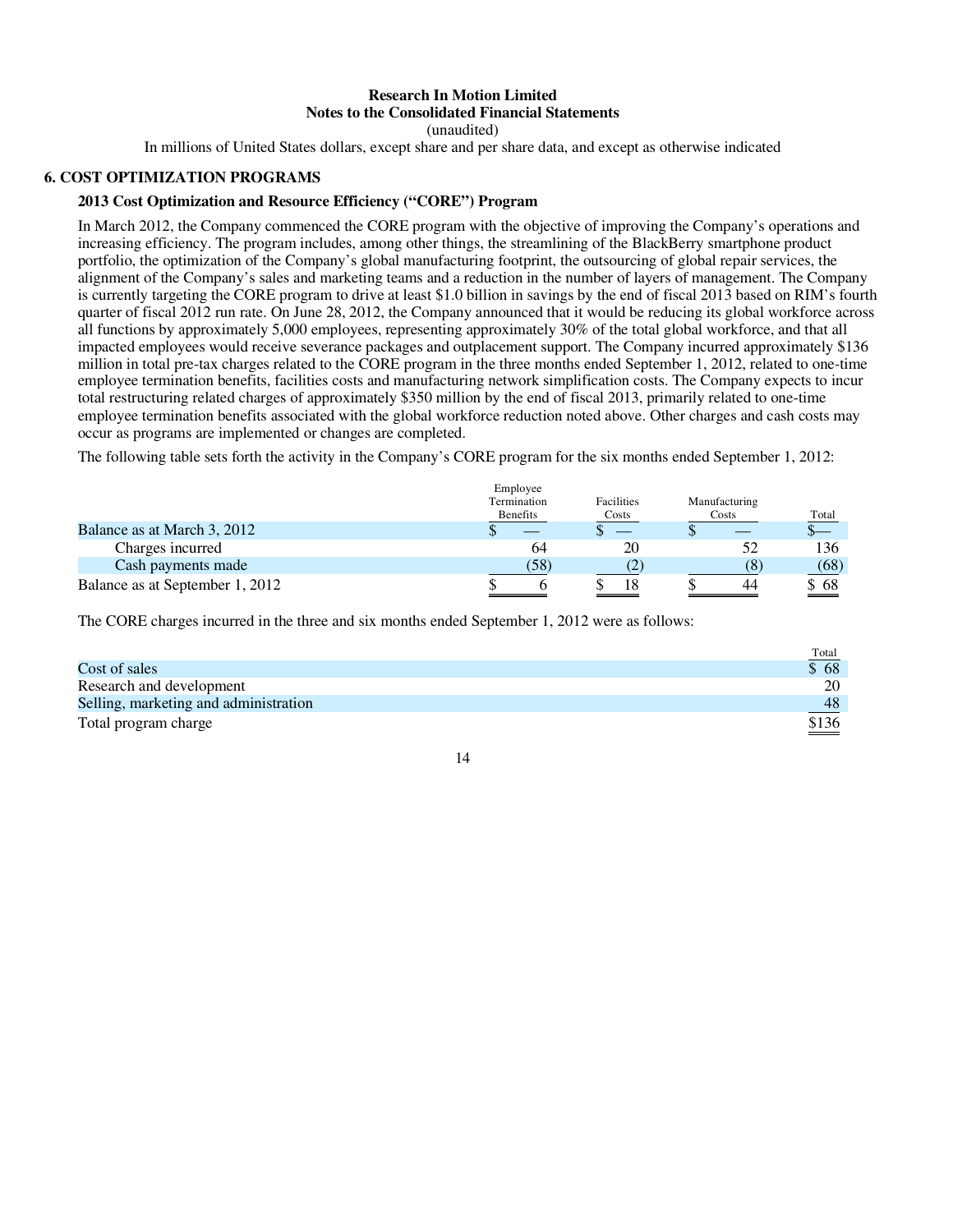**Research In Motion Limited**
**Notes to the Consolidated Financial Statements**
(unaudited)
In millions of United States dollars, except share and per share data, and except as otherwise indicated

## 6. COST OPTIMIZATION PROGRAMS

### 2013 Cost Optimization and Resource Efficiency (“CORE”) Program

In March 2012, the Company commenced the CORE program with the objective of improving the Company’s operations and increasing efficiency. The program includes, among other things, the streamlining of the BlackBerry smartphone product portfolio, the optimization of the Company’s global manufacturing footprint, the outsourcing of global repair services, the alignment of the Company’s sales and marketing teams and a reduction in the number of layers of management. The Company is currently targeting the CORE program to drive at least $1.0 billion in savings by the end of fiscal 2013 based on RIM’s fourth quarter of fiscal 2012 run rate. On June 28, 2012, the Company announced that it would be reducing its global workforce across all functions by approximately 5,000 employees, representing approximately 30% of the total global workforce, and that all impacted employees would receive severance packages and outplacement support. The Company incurred approximately $136 million in total pre-tax charges related to the CORE program in the three months ended September 1, 2012, related to one-time employee termination benefits, facilities costs and manufacturing network simplification costs. The Company expects to incur total restructuring related charges of approximately $350 million by the end of fiscal 2013, primarily related to one-time employee termination benefits associated with the global workforce reduction noted above. Other charges and cash costs may occur as programs are implemented or changes are completed.

The following table sets forth the activity in the Company’s CORE program for the six months ended September 1, 2012:

| | Employee Termination Benefits | Facilities Costs | Manufacturing Costs | Total |
|---|---|---|---|---|
| Balance as at March 3, 2012 | $ — | $ — | $ — | $— |
| Charges incurred | 64 | 20 | 52 | 136 |
| Cash payments made | (58) | (2) | (8) | (68) |
| Balance as at September 1, 2012 | $ 6 | $ 18 | $ 44 | $ 68 |

The CORE charges incurred in the three and six months ended September 1, 2012 were as follows:

| | Total |
|---|---|
| Cost of sales | $ 68 |
| Research and development | 20 |
| Selling, marketing and administration | 48 |
| Total program charge | $136 |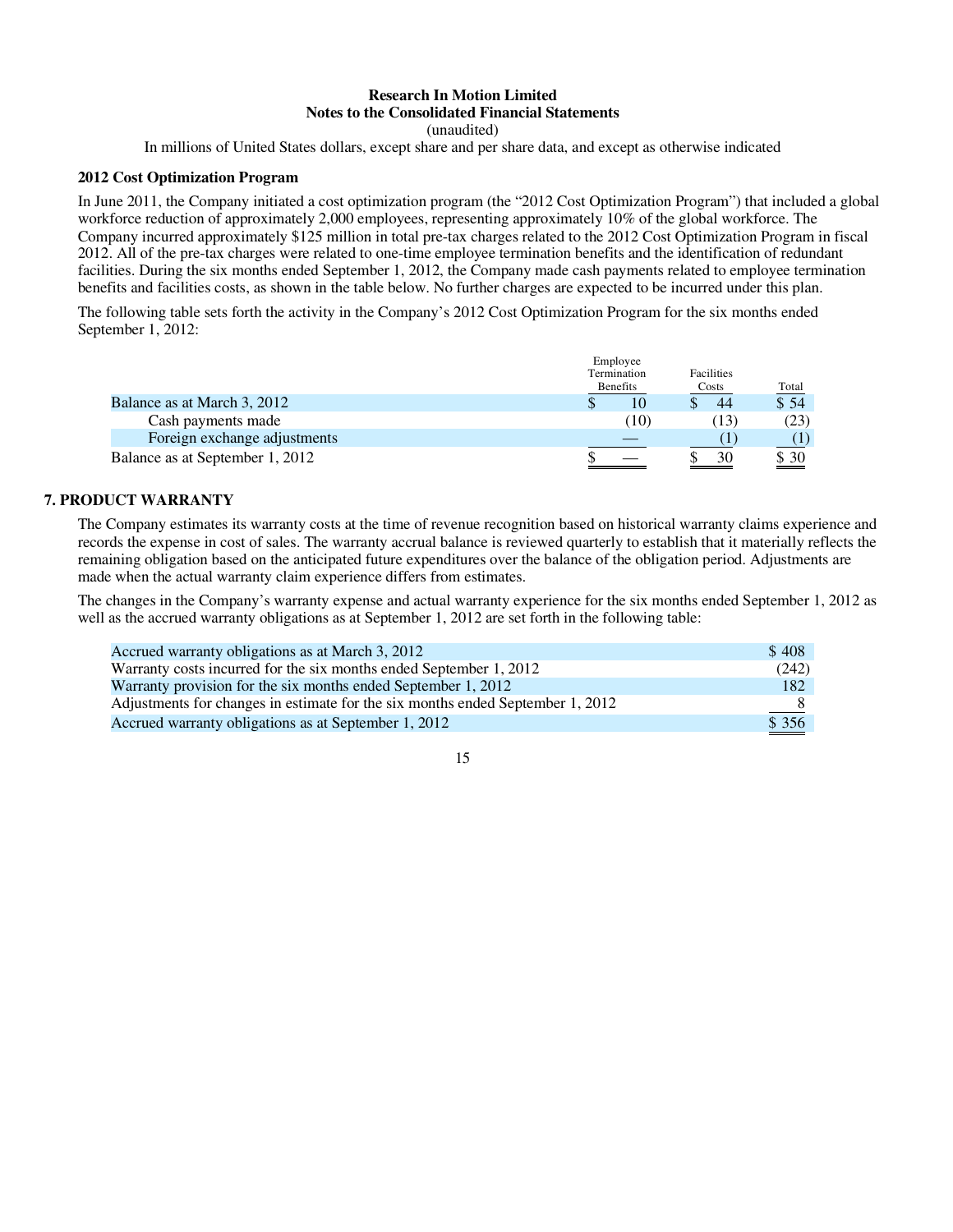### 2012 Cost Optimization Program

In June 2011, the Company initiated a cost optimization program (the "2012 Cost Optimization Program") that included a global workforce reduction of approximately 2,000 employees, representing approximately 10% of the global workforce. The Company incurred approximately $125 million in total pre-tax charges related to the 2012 Cost Optimization Program in fiscal 2012. All of the pre-tax charges were related to one-time employee termination benefits and the identification of redundant facilities. During the six months ended September 1, 2012, the Company made cash payments related to employee termination benefits and facilities costs, as shown in the table below. No further charges are expected to be incurred under this plan.

The following table sets forth the activity in the Company's 2012 Cost Optimization Program for the six months ended September 1, 2012:

| | Employee Termination Benefits | Facilities Costs | Total |
|---|---|---|---|
| Balance as at March 3, 2012 | $ 10 | $ 44 | $ 54 |
| Cash payments made | (10) | (13) | (23) |
| Foreign exchange adjustments | — | (1) | (1) |
| Balance as at September 1, 2012 | $ — | $ 30 | $ 30 |

## 7. PRODUCT WARRANTY

The Company estimates its warranty costs at the time of revenue recognition based on historical warranty claims experience and records the expense in cost of sales. The warranty accrual balance is reviewed quarterly to establish that it materially reflects the remaining obligation based on the anticipated future expenditures over the balance of the obligation period. Adjustments are made when the actual warranty claim experience differs from estimates.

The changes in the Company's warranty expense and actual warranty experience for the six months ended September 1, 2012 as well as the accrued warranty obligations as at September 1, 2012 are set forth in the following table:

| | |
|---|---|
| Accrued warranty obligations as at March 3, 2012 | $ 408 |
| Warranty costs incurred for the six months ended September 1, 2012 | (242) |
| Warranty provision for the six months ended September 1, 2012 | 182 |
| Adjustments for changes in estimate for the six months ended September 1, 2012 | 8 |
| Accrued warranty obligations as at September 1, 2012 | $ 356 |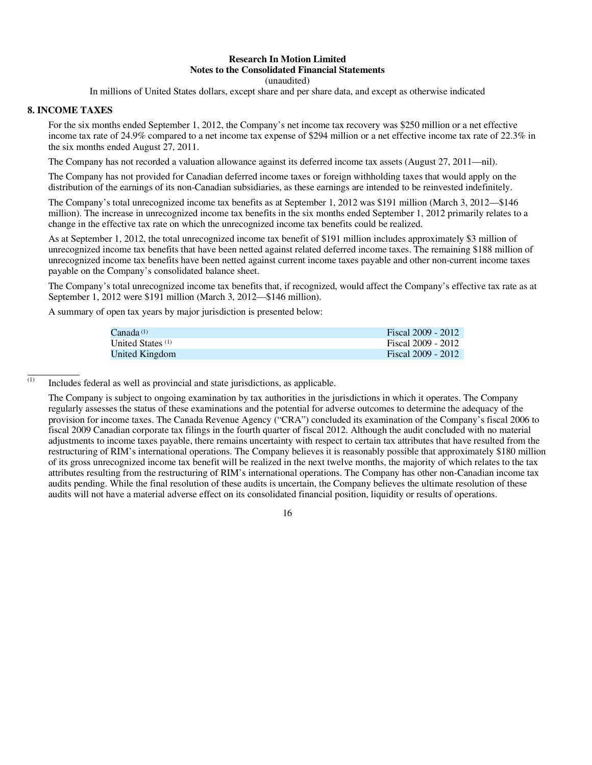**Research In Motion Limited**
**Notes to the Consolidated Financial Statements**
(unaudited)
In millions of United States dollars, except share and per share data, and except as otherwise indicated

## 8. INCOME TAXES

For the six months ended September 1, 2012, the Company's net income tax recovery was $250 million or a net effective income tax rate of 24.9% compared to a net income tax expense of $294 million or a net effective income tax rate of 22.3% in the six months ended August 27, 2011.

The Company has not recorded a valuation allowance against its deferred income tax assets (August 27, 2011—nil).

The Company has not provided for Canadian deferred income taxes or foreign withholding taxes that would apply on the distribution of the earnings of its non-Canadian subsidiaries, as these earnings are intended to be reinvested indefinitely.

The Company's total unrecognized income tax benefits as at September 1, 2012 was $191 million (March 3, 2012—$146 million). The increase in unrecognized income tax benefits in the six months ended September 1, 2012 primarily relates to a change in the effective tax rate on which the unrecognized income tax benefits could be realized.

As at September 1, 2012, the total unrecognized income tax benefit of $191 million includes approximately $3 million of unrecognized income tax benefits that have been netted against related deferred income taxes. The remaining $188 million of unrecognized income tax benefits have been netted against current income taxes payable and other non-current income taxes payable on the Company's consolidated balance sheet.

The Company's total unrecognized income tax benefits that, if recognized, would affect the Company's effective tax rate as at September 1, 2012 were $191 million (March 3, 2012—$146 million).

A summary of open tax years by major jurisdiction is presented below:

| | |
|---|---|
| Canada [(1)] | Fiscal 2009 - 2012 |
| United States [(1)] | Fiscal 2009 - 2012 |
| United Kingdom | Fiscal 2009 - 2012 |

(1) Includes federal as well as provincial and state jurisdictions, as applicable.

The Company is subject to ongoing examination by tax authorities in the jurisdictions in which it operates. The Company regularly assesses the status of these examinations and the potential for adverse outcomes to determine the adequacy of the provision for income taxes. The Canada Revenue Agency ("CRA") concluded its examination of the Company's fiscal 2006 to fiscal 2009 Canadian corporate tax filings in the fourth quarter of fiscal 2012. Although the audit concluded with no material adjustments to income taxes payable, there remains uncertainty with respect to certain tax attributes that have resulted from the restructuring of RIM's international operations. The Company believes it is reasonably possible that approximately $180 million of its gross unrecognized income tax benefit will be realized in the next twelve months, the majority of which relates to the tax attributes resulting from the restructuring of RIM's international operations. The Company has other non-Canadian income tax audits pending. While the final resolution of these audits is uncertain, the Company believes the ultimate resolution of these audits will not have a material adverse effect on its consolidated financial position, liquidity or results of operations.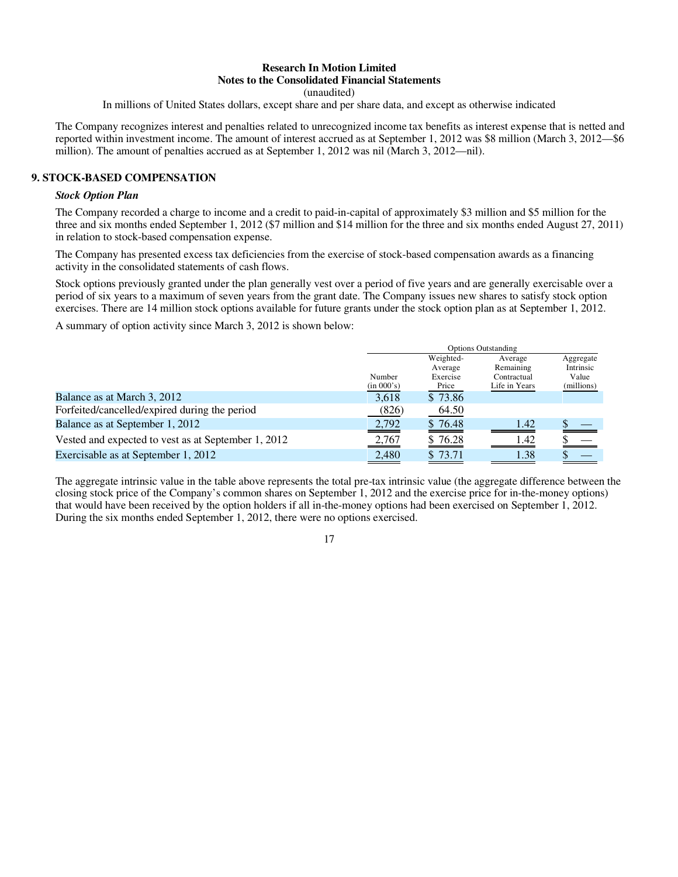The Company recognizes interest and penalties related to unrecognized income tax benefits as interest expense that is netted and reported within investment income. The amount of interest accrued as at September 1, 2012 was $8 million (March 3, 2012—$6 million). The amount of penalties accrued as at September 1, 2012 was nil (March 3, 2012—nil).

## 9. STOCK-BASED COMPENSATION

### *Stock Option Plan*

The Company recorded a charge to income and a credit to paid-in-capital of approximately $3 million and $5 million for the three and six months ended September 1, 2012 ($7 million and $14 million for the three and six months ended August 27, 2011) in relation to stock-based compensation expense.

The Company has presented excess tax deficiencies from the exercise of stock-based compensation awards as a financing activity in the consolidated statements of cash flows.

Stock options previously granted under the plan generally vest over a period of five years and are generally exercisable over a period of six years to a maximum of seven years from the grant date. The Company issues new shares to satisfy stock option exercises. There are 14 million stock options available for future grants under the stock option plan as at September 1, 2012.

A summary of option activity since March 3, 2012 is shown below:

| | Options Outstanding | | | |
|---|---|---|---|---|
| | Number (in 000's) | Weighted-Average Exercise Price | Average Remaining Contractual Life in Years | Aggregate Intrinsic Value (millions) |
| Balance as at March 3, 2012 | 3,618 | $ 73.86 | | |
| Forfeited/cancelled/expired during the period | (826) | 64.50 | | |
| Balance as at September 1, 2012 | 2,792 | $ 76.48 | 1.42 | $ — |
| Vested and expected to vest as at September 1, 2012 | 2,767 | $ 76.28 | 1.42 | $ — |
| Exercisable as at September 1, 2012 | 2,480 | $ 73.71 | 1.38 | $ — |

The aggregate intrinsic value in the table above represents the total pre-tax intrinsic value (the aggregate difference between the closing stock price of the Company's common shares on September 1, 2012 and the exercise price for in-the-money options) that would have been received by the option holders if all in-the-money options had been exercised on September 1, 2012. During the six months ended September 1, 2012, there were no options exercised.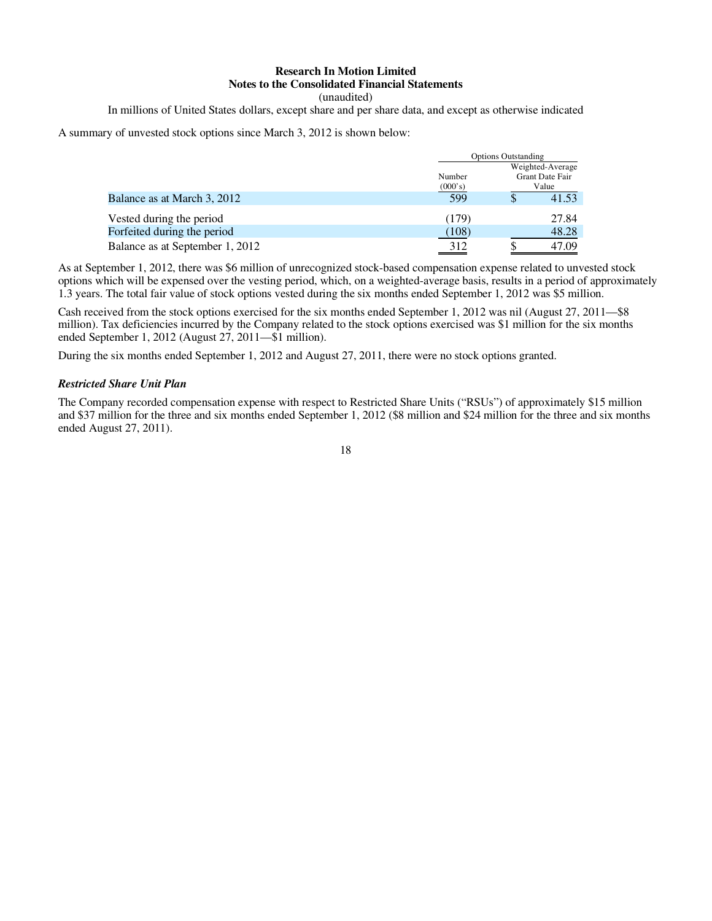A summary of unvested stock options since March 3, 2012 is shown below:

| | Options Outstanding | |
|---|---|---|
| | Number (000's) | Weighted-Average Grant Date Fair Value |
| Balance as at March 3, 2012 | 599 | $ 41.53 |
| Vested during the period | (179) | 27.84 |
| Forfeited during the period | (108) | 48.28 |
| Balance as at September 1, 2012 | 312 | $ 47.09 |

As at September 1, 2012, there was $6 million of unrecognized stock-based compensation expense related to unvested stock options which will be expensed over the vesting period, which, on a weighted-average basis, results in a period of approximately 1.3 years. The total fair value of stock options vested during the six months ended September 1, 2012 was $5 million.

Cash received from the stock options exercised for the six months ended September 1, 2012 was nil (August 27, 2011—$8 million). Tax deficiencies incurred by the Company related to the stock options exercised was $1 million for the six months ended September 1, 2012 (August 27, 2011—$1 million).

During the six months ended September 1, 2012 and August 27, 2011, there were no stock options granted.

***Restricted Share Unit Plan***

The Company recorded compensation expense with respect to Restricted Share Units ("RSUs") of approximately $15 million and $37 million for the three and six months ended September 1, 2012 ($8 million and $24 million for the three and six months ended August 27, 2011).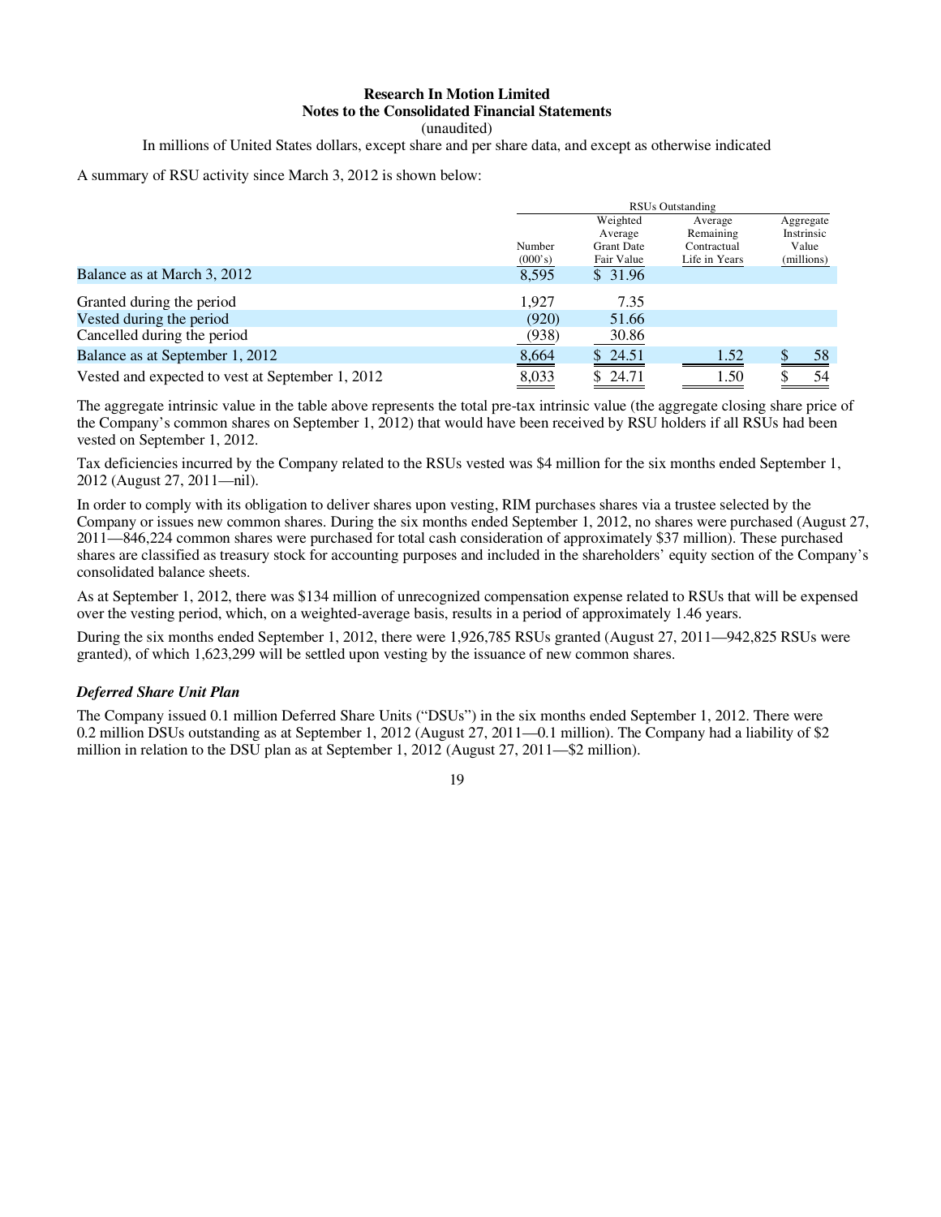**Research In Motion Limited**
**Notes to the Consolidated Financial Statements**
(unaudited)
In millions of United States dollars, except share and per share data, and except as otherwise indicated

A summary of RSU activity since March 3, 2012 is shown below:

| | RSUs Outstanding | | | |
|---|---|---|---|---|
| | Number (000's) | Weighted Average Grant Date Fair Value | Average Remaining Contractual Life in Years | Aggregate Instrinsic Value (millions) |
| Balance as at March 3, 2012 | 8,595 | $ 31.96 | | |
| Granted during the period | 1,927 | 7.35 | | |
| Vested during the period | (920) | 51.66 | | |
| Cancelled during the period | (938) | 30.86 | | |
| Balance as at September 1, 2012 | 8,664 | $ 24.51 | 1.52 | $ 58 |
| Vested and expected to vest at September 1, 2012 | 8,033 | $ 24.71 | 1.50 | $ 54 |

The aggregate intrinsic value in the table above represents the total pre-tax intrinsic value (the aggregate closing share price of the Company's common shares on September 1, 2012) that would have been received by RSU holders if all RSUs had been vested on September 1, 2012.

Tax deficiencies incurred by the Company related to the RSUs vested was $4 million for the six months ended September 1, 2012 (August 27, 2011—nil).

In order to comply with its obligation to deliver shares upon vesting, RIM purchases shares via a trustee selected by the Company or issues new common shares. During the six months ended September 1, 2012, no shares were purchased (August 27, 2011—846,224 common shares were purchased for total cash consideration of approximately $37 million). These purchased shares are classified as treasury stock for accounting purposes and included in the shareholders' equity section of the Company's consolidated balance sheets.

As at September 1, 2012, there was $134 million of unrecognized compensation expense related to RSUs that will be expensed over the vesting period, which, on a weighted-average basis, results in a period of approximately 1.46 years.

During the six months ended September 1, 2012, there were 1,926,785 RSUs granted (August 27, 2011—942,825 RSUs were granted), of which 1,623,299 will be settled upon vesting by the issuance of new common shares.

***Deferred Share Unit Plan***

The Company issued 0.1 million Deferred Share Units ("DSUs") in the six months ended September 1, 2012. There were 0.2 million DSUs outstanding as at September 1, 2012 (August 27, 2011—0.1 million). The Company had a liability of $2 million in relation to the DSU plan as at September 1, 2012 (August 27, 2011—$2 million).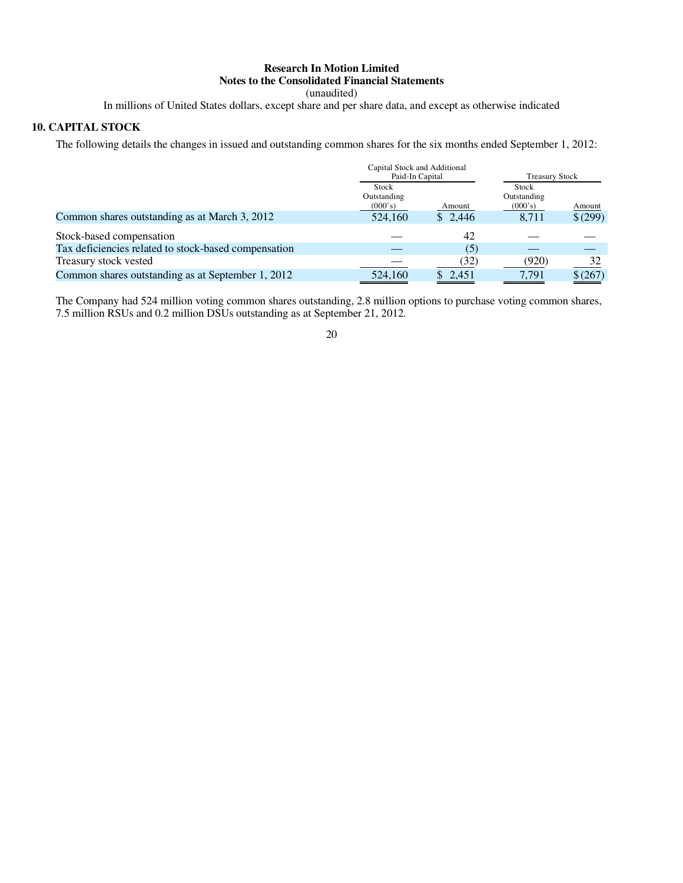**Research In Motion Limited**
**Notes to the Consolidated Financial Statements**
(unaudited)
In millions of United States dollars, except share and per share data, and except as otherwise indicated

## 10. CAPITAL STOCK

The following details the changes in issued and outstanding common shares for the six months ended September 1, 2012:

| | Capital Stock and Additional Paid-In Capital | | Treasury Stock | |
|---|---|---|---|---|
| | Stock Outstanding (000's) | Amount | Stock Outstanding (000's) | Amount |
| Common shares outstanding as at March 3, 2012 | 524,160 | $ 2,446 | 8,711 | $ (299) |
| Stock-based compensation | — | 42 | — | — |
| Tax deficiencies related to stock-based compensation | — | (5) | — | — |
| Treasury stock vested | — | (32) | (920) | 32 |
| Common shares outstanding as at September 1, 2012 | 524,160 | $ 2,451 | 7,791 | $ (267) |

The Company had 524 million voting common shares outstanding, 2.8 million options to purchase voting common shares, 7.5 million RSUs and 0.2 million DSUs outstanding as at September 21, 2012.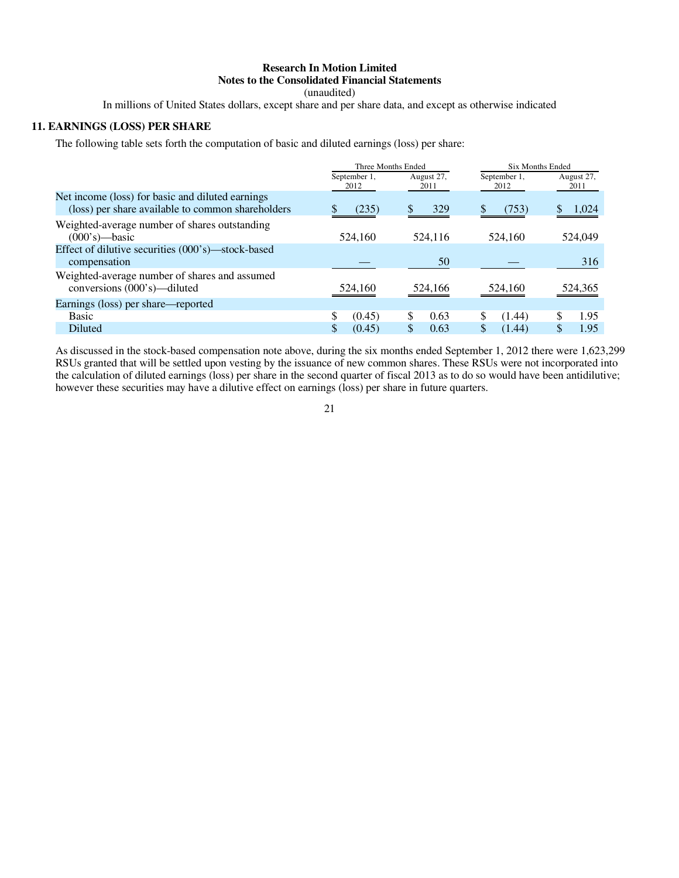**Research In Motion Limited**
**Notes to the Consolidated Financial Statements**
(unaudited)
In millions of United States dollars, except share and per share data, and except as otherwise indicated

## 11. EARNINGS (LOSS) PER SHARE

The following table sets forth the computation of basic and diluted earnings (loss) per share:

| | Three Months Ended | | Six Months Ended | |
|---|---|---|---|---|
| | September 1, 2012 | August 27, 2011 | September 1, 2012 | August 27, 2011 |
| Net income (loss) for basic and diluted earnings (loss) per share available to common shareholders | $ (235) | $ 329 | $ (753) | $ 1,024 |
| Weighted-average number of shares outstanding (000's)—basic | 524,160 | 524,116 | 524,160 | 524,049 |
| Effect of dilutive securities (000's)—stock-based compensation | — | 50 | — | 316 |
| Weighted-average number of shares and assumed conversions (000's)—diluted | 524,160 | 524,166 | 524,160 | 524,365 |
| Earnings (loss) per share—reported | | | | |
| Basic | $ (0.45) | $ 0.63 | $ (1.44) | $ 1.95 |
| Diluted | $ (0.45) | $ 0.63 | $ (1.44) | $ 1.95 |

As discussed in the stock-based compensation note above, during the six months ended September 1, 2012 there were 1,623,299 RSUs granted that will be settled upon vesting by the issuance of new common shares. These RSUs were not incorporated into the calculation of diluted earnings (loss) per share in the second quarter of fiscal 2013 as to do so would have been antidilutive; however these securities may have a dilutive effect on earnings (loss) per share in future quarters.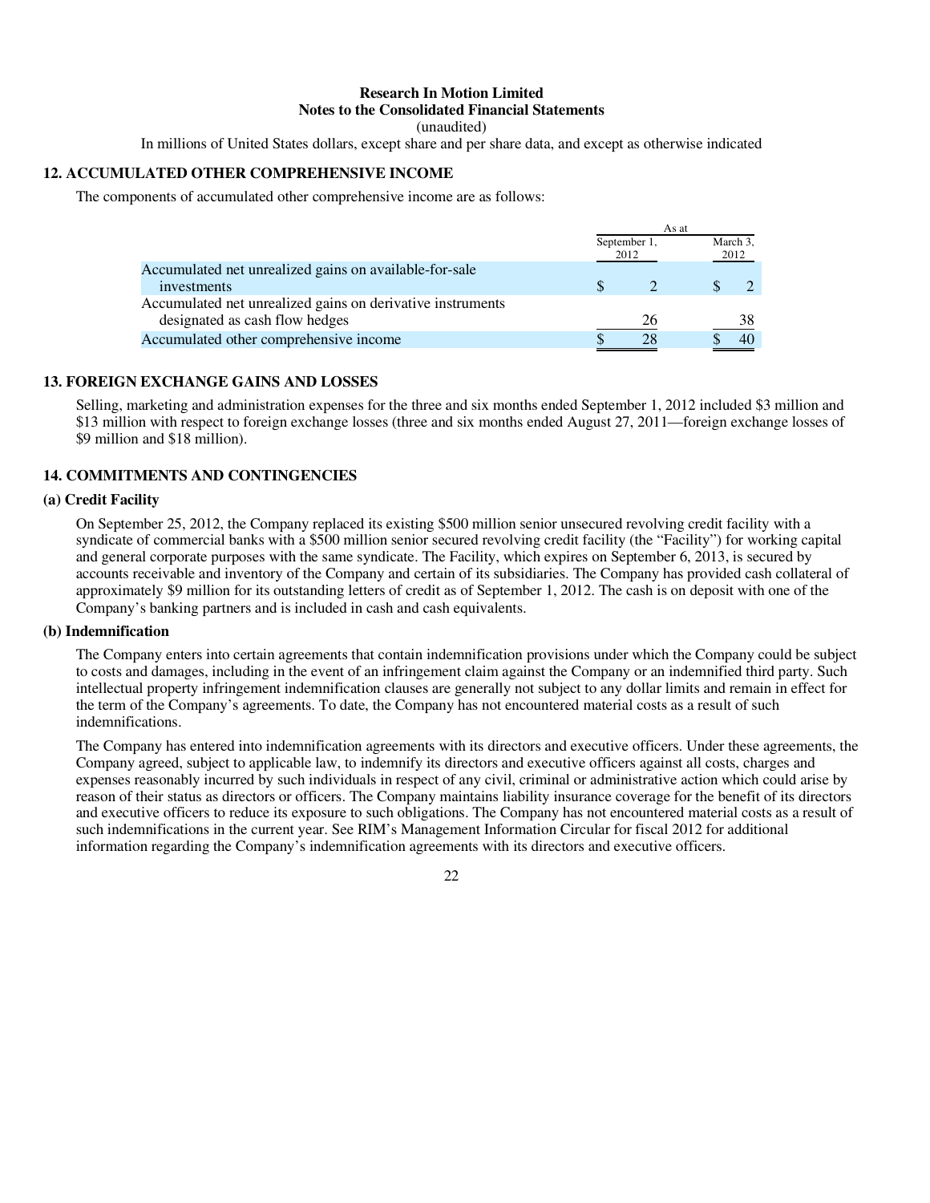**Research In Motion Limited**
**Notes to the Consolidated Financial Statements**
(unaudited)
In millions of United States dollars, except share and per share data, and except as otherwise indicated

## 12. ACCUMULATED OTHER COMPREHENSIVE INCOME

The components of accumulated other comprehensive income are as follows:

| | As at | |
|---|---|---|
| | September 1, 2012 | March 3, 2012 |
| Accumulated net unrealized gains on available-for-sale investments | $ 2 | $ 2 |
| Accumulated net unrealized gains on derivative instruments designated as cash flow hedges | 26 | 38 |
| Accumulated other comprehensive income | $ 28 | $ 40 |

## 13. FOREIGN EXCHANGE GAINS AND LOSSES

Selling, marketing and administration expenses for the three and six months ended September 1, 2012 included $3 million and $13 million with respect to foreign exchange losses (three and six months ended August 27, 2011—foreign exchange losses of $9 million and $18 million).

## 14. COMMITMENTS AND CONTINGENCIES

### (a) Credit Facility

On September 25, 2012, the Company replaced its existing $500 million senior unsecured revolving credit facility with a syndicate of commercial banks with a $500 million senior secured revolving credit facility (the "Facility") for working capital and general corporate purposes with the same syndicate. The Facility, which expires on September 6, 2013, is secured by accounts receivable and inventory of the Company and certain of its subsidiaries. The Company has provided cash collateral of approximately $9 million for its outstanding letters of credit as of September 1, 2012. The cash is on deposit with one of the Company's banking partners and is included in cash and cash equivalents.

### (b) Indemnification

The Company enters into certain agreements that contain indemnification provisions under which the Company could be subject to costs and damages, including in the event of an infringement claim against the Company or an indemnified third party. Such intellectual property infringement indemnification clauses are generally not subject to any dollar limits and remain in effect for the term of the Company's agreements. To date, the Company has not encountered material costs as a result of such indemnifications.

The Company has entered into indemnification agreements with its directors and executive officers. Under these agreements, the Company agreed, subject to applicable law, to indemnify its directors and executive officers against all costs, charges and expenses reasonably incurred by such individuals in respect of any civil, criminal or administrative action which could arise by reason of their status as directors or officers. The Company maintains liability insurance coverage for the benefit of its directors and executive officers to reduce its exposure to such obligations. The Company has not encountered material costs as a result of such indemnifications in the current year. See RIM's Management Information Circular for fiscal 2012 for additional information regarding the Company's indemnification agreements with its directors and executive officers.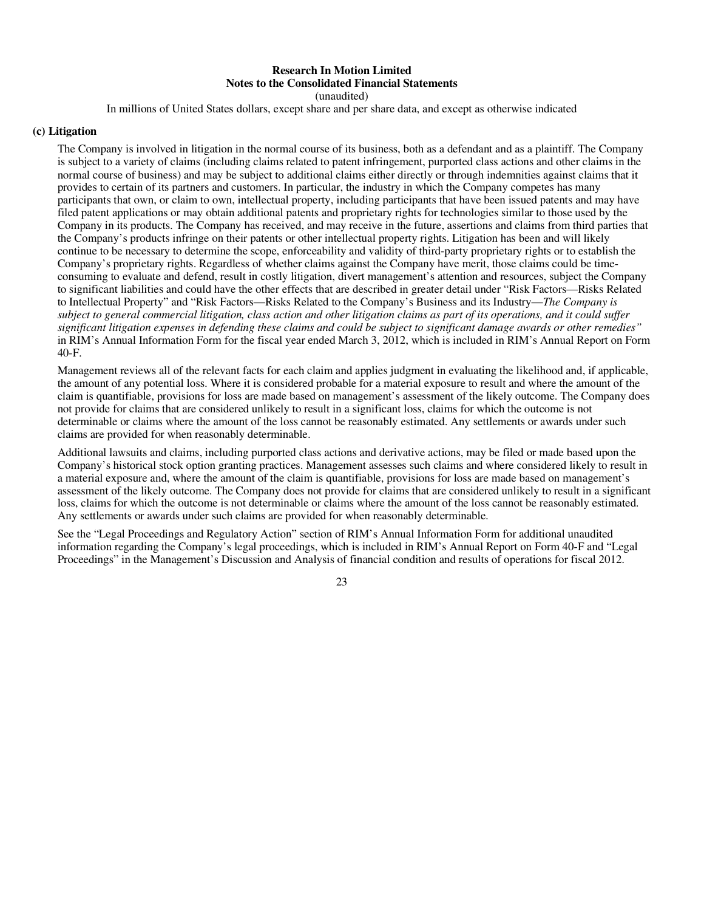### (c) Litigation

The Company is involved in litigation in the normal course of its business, both as a defendant and as a plaintiff. The Company is subject to a variety of claims (including claims related to patent infringement, purported class actions and other claims in the normal course of business) and may be subject to additional claims either directly or through indemnities against claims that it provides to certain of its partners and customers. In particular, the industry in which the Company competes has many participants that own, or claim to own, intellectual property, including participants that have been issued patents and may have filed patent applications or may obtain additional patents and proprietary rights for technologies similar to those used by the Company in its products. The Company has received, and may receive in the future, assertions and claims from third parties that the Company's products infringe on their patents or other intellectual property rights. Litigation has been and will likely continue to be necessary to determine the scope, enforceability and validity of third-party proprietary rights or to establish the Company's proprietary rights. Regardless of whether claims against the Company have merit, those claims could be time-consuming to evaluate and defend, result in costly litigation, divert management's attention and resources, subject the Company to significant liabilities and could have the other effects that are described in greater detail under "Risk Factors—Risks Related to Intellectual Property" and "Risk Factors—Risks Related to the Company's Business and its Industry—*The Company is subject to general commercial litigation, class action and other litigation claims as part of its operations, and it could suffer significant litigation expenses in defending these claims and could be subject to significant damage awards or other remedies"* in RIM's Annual Information Form for the fiscal year ended March 3, 2012, which is included in RIM's Annual Report on Form 40-F.

Management reviews all of the relevant facts for each claim and applies judgment in evaluating the likelihood and, if applicable, the amount of any potential loss. Where it is considered probable for a material exposure to result and where the amount of the claim is quantifiable, provisions for loss are made based on management's assessment of the likely outcome. The Company does not provide for claims that are considered unlikely to result in a significant loss, claims for which the outcome is not determinable or claims where the amount of the loss cannot be reasonably estimated. Any settlements or awards under such claims are provided for when reasonably determinable.

Additional lawsuits and claims, including purported class actions and derivative actions, may be filed or made based upon the Company's historical stock option granting practices. Management assesses such claims and where considered likely to result in a material exposure and, where the amount of the claim is quantifiable, provisions for loss are made based on management's assessment of the likely outcome. The Company does not provide for claims that are considered unlikely to result in a significant loss, claims for which the outcome is not determinable or claims where the amount of the loss cannot be reasonably estimated. Any settlements or awards under such claims are provided for when reasonably determinable.

See the "Legal Proceedings and Regulatory Action" section of RIM's Annual Information Form for additional unaudited information regarding the Company's legal proceedings, which is included in RIM's Annual Report on Form 40-F and "Legal Proceedings" in the Management's Discussion and Analysis of financial condition and results of operations for fiscal 2012.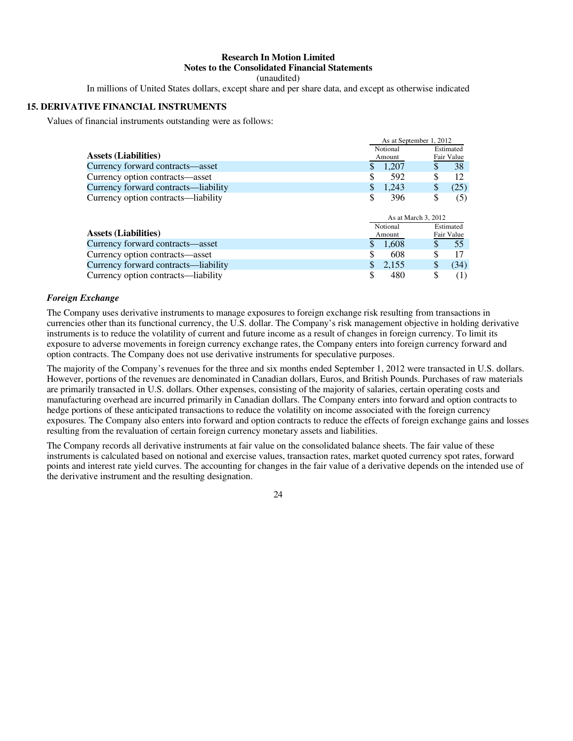**Research In Motion Limited**
**Notes to the Consolidated Financial Statements**
(unaudited)
In millions of United States dollars, except share and per share data, and except as otherwise indicated

## 15. DERIVATIVE FINANCIAL INSTRUMENTS

Values of financial instruments outstanding were as follows:

| | As at September 1, 2012 | |
|---|---|---|
| **Assets (Liabilities)** | Notional Amount | Estimated Fair Value |
| Currency forward contracts—asset | $ 1,207 | $ 38 |
| Currency option contracts—asset | $ 592 | $ 12 |
| Currency forward contracts—liability | $ 1,243 | $ (25) |
| Currency option contracts—liability | $ 396 | $ (5) |

| | As at March 3, 2012 | |
|---|---|---|
| **Assets (Liabilities)** | Notional Amount | Estimated Fair Value |
| Currency forward contracts—asset | $ 1,608 | $ 55 |
| Currency option contracts—asset | $ 608 | $ 17 |
| Currency forward contracts—liability | $ 2,155 | $ (34) |
| Currency option contracts—liability | $ 480 | $ (1) |

***Foreign Exchange***

The Company uses derivative instruments to manage exposures to foreign exchange risk resulting from transactions in currencies other than its functional currency, the U.S. dollar. The Company's risk management objective in holding derivative instruments is to reduce the volatility of current and future income as a result of changes in foreign currency. To limit its exposure to adverse movements in foreign currency exchange rates, the Company enters into foreign currency forward and option contracts. The Company does not use derivative instruments for speculative purposes.

The majority of the Company's revenues for the three and six months ended September 1, 2012 were transacted in U.S. dollars. However, portions of the revenues are denominated in Canadian dollars, Euros, and British Pounds. Purchases of raw materials are primarily transacted in U.S. dollars. Other expenses, consisting of the majority of salaries, certain operating costs and manufacturing overhead are incurred primarily in Canadian dollars. The Company enters into forward and option contracts to hedge portions of these anticipated transactions to reduce the volatility on income associated with the foreign currency exposures. The Company also enters into forward and option contracts to reduce the effects of foreign exchange gains and losses resulting from the revaluation of certain foreign currency monetary assets and liabilities.

The Company records all derivative instruments at fair value on the consolidated balance sheets. The fair value of these instruments is calculated based on notional and exercise values, transaction rates, market quoted currency spot rates, forward points and interest rate yield curves. The accounting for changes in the fair value of a derivative depends on the intended use of the derivative instrument and the resulting designation.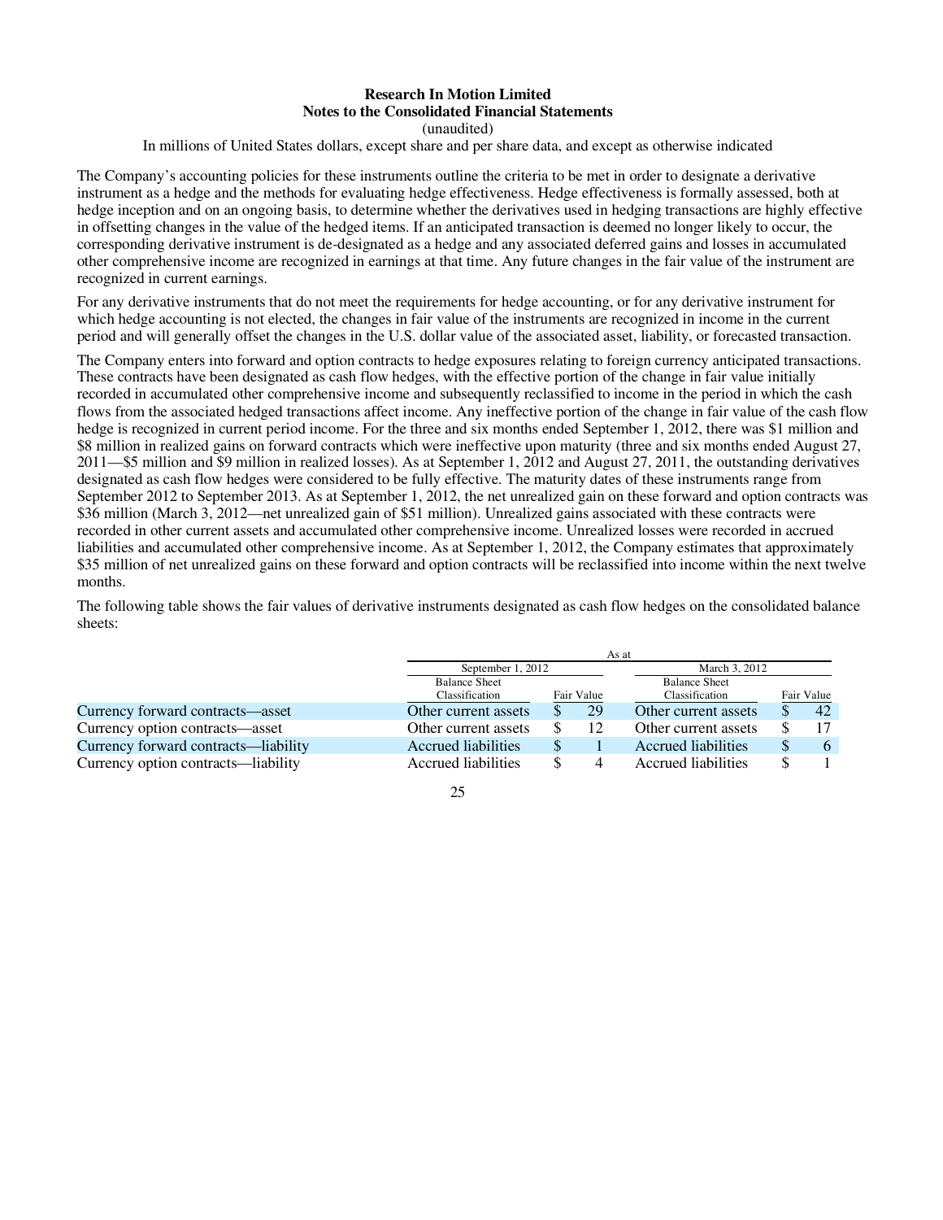The Company's accounting policies for these instruments outline the criteria to be met in order to designate a derivative instrument as a hedge and the methods for evaluating hedge effectiveness. Hedge effectiveness is formally assessed, both at hedge inception and on an ongoing basis, to determine whether the derivatives used in hedging transactions are highly effective in offsetting changes in the value of the hedged items. If an anticipated transaction is deemed no longer likely to occur, the corresponding derivative instrument is de-designated as a hedge and any associated deferred gains and losses in accumulated other comprehensive income are recognized in earnings at that time. Any future changes in the fair value of the instrument are recognized in current earnings.

For any derivative instruments that do not meet the requirements for hedge accounting, or for any derivative instrument for which hedge accounting is not elected, the changes in fair value of the instruments are recognized in income in the current period and will generally offset the changes in the U.S. dollar value of the associated asset, liability, or forecasted transaction.

The Company enters into forward and option contracts to hedge exposures relating to foreign currency anticipated transactions. These contracts have been designated as cash flow hedges, with the effective portion of the change in fair value initially recorded in accumulated other comprehensive income and subsequently reclassified to income in the period in which the cash flows from the associated hedged transactions affect income. Any ineffective portion of the change in fair value of the cash flow hedge is recognized in current period income. For the three and six months ended September 1, 2012, there was $1 million and $8 million in realized gains on forward contracts which were ineffective upon maturity (three and six months ended August 27, 2011—$5 million and $9 million in realized losses). As at September 1, 2012 and August 27, 2011, the outstanding derivatives designated as cash flow hedges were considered to be fully effective. The maturity dates of these instruments range from September 2012 to September 2013. As at September 1, 2012, the net unrealized gain on these forward and option contracts was $36 million (March 3, 2012—net unrealized gain of $51 million). Unrealized gains associated with these contracts were recorded in other current assets and accumulated other comprehensive income. Unrealized losses were recorded in accrued liabilities and accumulated other comprehensive income. As at September 1, 2012, the Company estimates that approximately $35 million of net unrealized gains on these forward and option contracts will be reclassified into income within the next twelve months.

The following table shows the fair values of derivative instruments designated as cash flow hedges on the consolidated balance sheets:

| | As at | | | |
|---|---|---|---|---|
| | September 1, 2012 | | March 3, 2012 | |
| | Balance Sheet Classification | Fair Value | Balance Sheet Classification | Fair Value |
| Currency forward contracts—asset | Other current assets | $ 29 | Other current assets | $ 42 |
| Currency option contracts—asset | Other current assets | $ 12 | Other current assets | $ 17 |
| Currency forward contracts—liability | Accrued liabilities | $ 1 | Accrued liabilities | $ 6 |
| Currency option contracts—liability | Accrued liabilities | $ 4 | Accrued liabilities | $ 1 |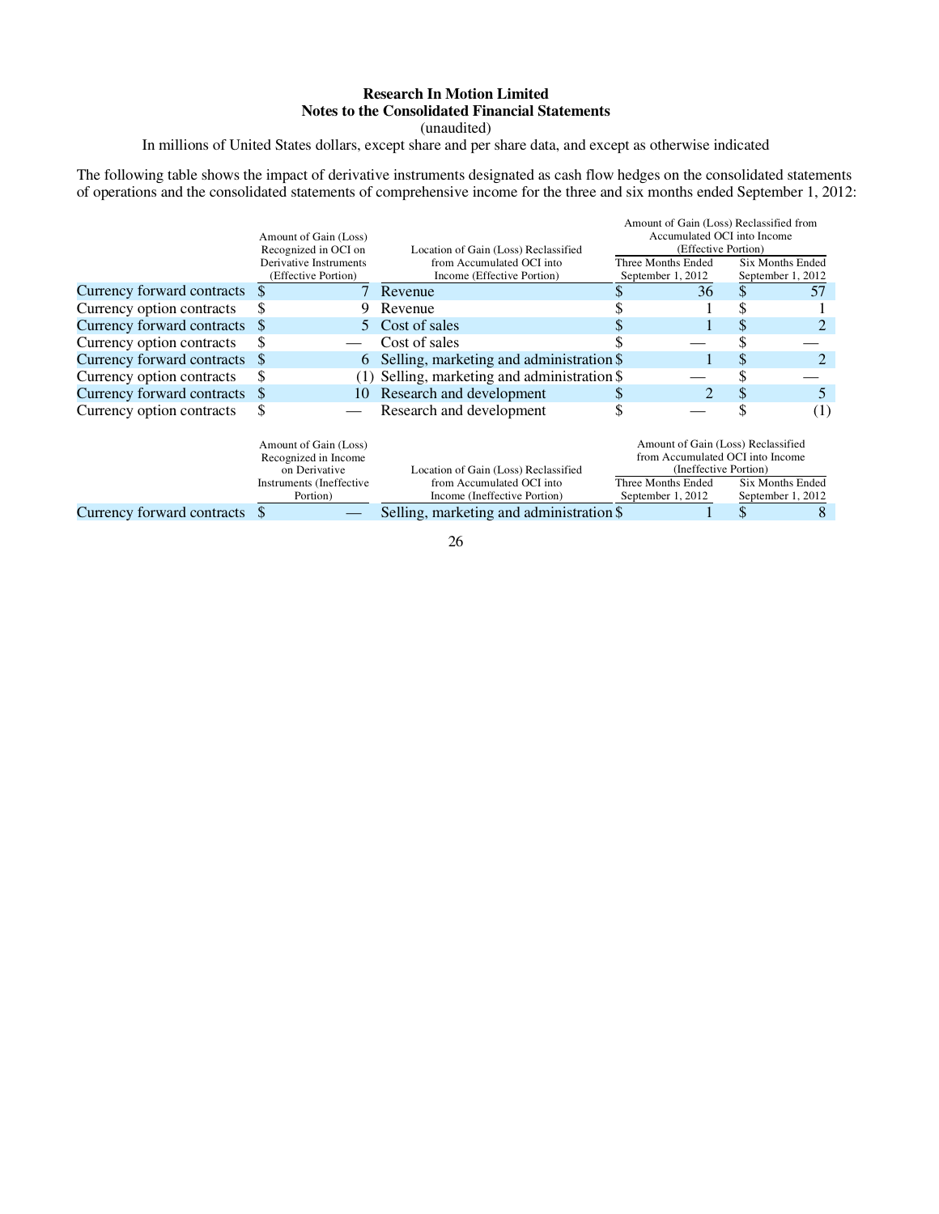**Research In Motion Limited**
**Notes to the Consolidated Financial Statements**
(unaudited)
In millions of United States dollars, except share and per share data, and except as otherwise indicated

The following table shows the impact of derivative instruments designated as cash flow hedges on the consolidated statements of operations and the consolidated statements of comprehensive income for the three and six months ended September 1, 2012:

| | Amount of Gain (Loss) Recognized in OCI on Derivative Instruments (Effective Portion) | Location of Gain (Loss) Reclassified from Accumulated OCI into Income (Effective Portion) | Amount of Gain (Loss) Reclassified from Accumulated OCI into Income (Effective Portion) | |
|---|---|---|---|---|
| | | | Three Months Ended September 1, 2012 | Six Months Ended September 1, 2012 |
| Currency forward contracts | $ 7 | Revenue | $ 36 | $ 57 |
| Currency option contracts | $ 9 | Revenue | $ 1 | $ 1 |
| Currency forward contracts | $ 5 | Cost of sales | $ 1 | $ 2 |
| Currency option contracts | $ — | Cost of sales | $ — | $ — |
| Currency forward contracts | $ 6 | Selling, marketing and administration | $ 1 | $ 2 |
| Currency option contracts | $ (1) | Selling, marketing and administration | $ — | $ — |
| Currency forward contracts | $ 10 | Research and development | $ 2 | $ 5 |
| Currency option contracts | $ — | Research and development | $ — | $ (1) |

| | Amount of Gain (Loss) Recognized in Income on Derivative Instruments (Ineffective Portion) | Location of Gain (Loss) Reclassified from Accumulated OCI into Income (Ineffective Portion) | Amount of Gain (Loss) Reclassified from Accumulated OCI into Income (Ineffective Portion) | |
|---|---|---|---|---|
| | | | Three Months Ended September 1, 2012 | Six Months Ended September 1, 2012 |
| Currency forward contracts | $ — | Selling, marketing and administration | $ 1 | $ 8 |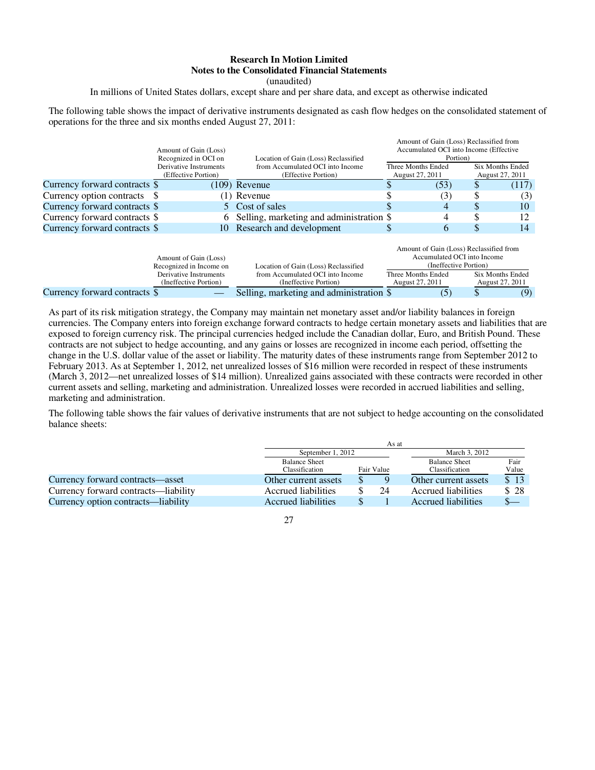**Research In Motion Limited**
**Notes to the Consolidated Financial Statements**
(unaudited)
In millions of United States dollars, except share and per share data, and except as otherwise indicated

The following table shows the impact of derivative instruments designated as cash flow hedges on the consolidated statement of operations for the three and six months ended August 27, 2011:

| | Amount of Gain (Loss) Recognized in OCI on Derivative Instruments (Effective Portion) | Location of Gain (Loss) Reclassified from Accumulated OCI into Income (Effective Portion) | Amount of Gain (Loss) Reclassified from Accumulated OCI into Income (Effective Portion) | |
|---|---|---|---|---|
| | | | Three Months Ended August 27, 2011 | Six Months Ended August 27, 2011 |
| Currency forward contracts | $ (109) | Revenue | $ (53) | $ (117) |
| Currency option contracts | $ (1) | Revenue | $ (3) | $ (3) |
| Currency forward contracts | $ 5 | Cost of sales | $ 4 | $ 10 |
| Currency forward contracts | $ 6 | Selling, marketing and administration | $ 4 | $ 12 |
| Currency forward contracts | $ 10 | Research and development | $ 6 | $ 14 |

| | Amount of Gain (Loss) Recognized in Income on Derivative Instruments (Ineffective Portion) | Location of Gain (Loss) Reclassified from Accumulated OCI into Income (Ineffective Portion) | Amount of Gain (Loss) Reclassified from Accumulated OCI into Income (Ineffective Portion) | |
|---|---|---|---|---|
| | | | Three Months Ended August 27, 2011 | Six Months Ended August 27, 2011 |
| Currency forward contracts | $ — | Selling, marketing and administration | $ (5) | $ (9) |

As part of its risk mitigation strategy, the Company may maintain net monetary asset and/or liability balances in foreign currencies. The Company enters into foreign exchange forward contracts to hedge certain monetary assets and liabilities that are exposed to foreign currency risk. The principal currencies hedged include the Canadian dollar, Euro, and British Pound. These contracts are not subject to hedge accounting, and any gains or losses are recognized in income each period, offsetting the change in the U.S. dollar value of the asset or liability. The maturity dates of these instruments range from September 2012 to February 2013. As at September 1, 2012, net unrealized losses of $16 million were recorded in respect of these instruments (March 3, 2012—net unrealized losses of $14 million). Unrealized gains associated with these contracts were recorded in other current assets and selling, marketing and administration. Unrealized losses were recorded in accrued liabilities and selling, marketing and administration.

The following table shows the fair values of derivative instruments that are not subject to hedge accounting on the consolidated balance sheets:

| | As at | | | |
|---|---|---|---|---|
| | September 1, 2012 | | March 3, 2012 | |
| | Balance Sheet Classification | Fair Value | Balance Sheet Classification | Fair Value |
| Currency forward contracts—asset | Other current assets | $ 9 | Other current assets | $ 13 |
| Currency forward contracts—liability | Accrued liabilities | $ 24 | Accrued liabilities | $ 28 |
| Currency option contracts—liability | Accrued liabilities | $ 1 | Accrued liabilities | $— |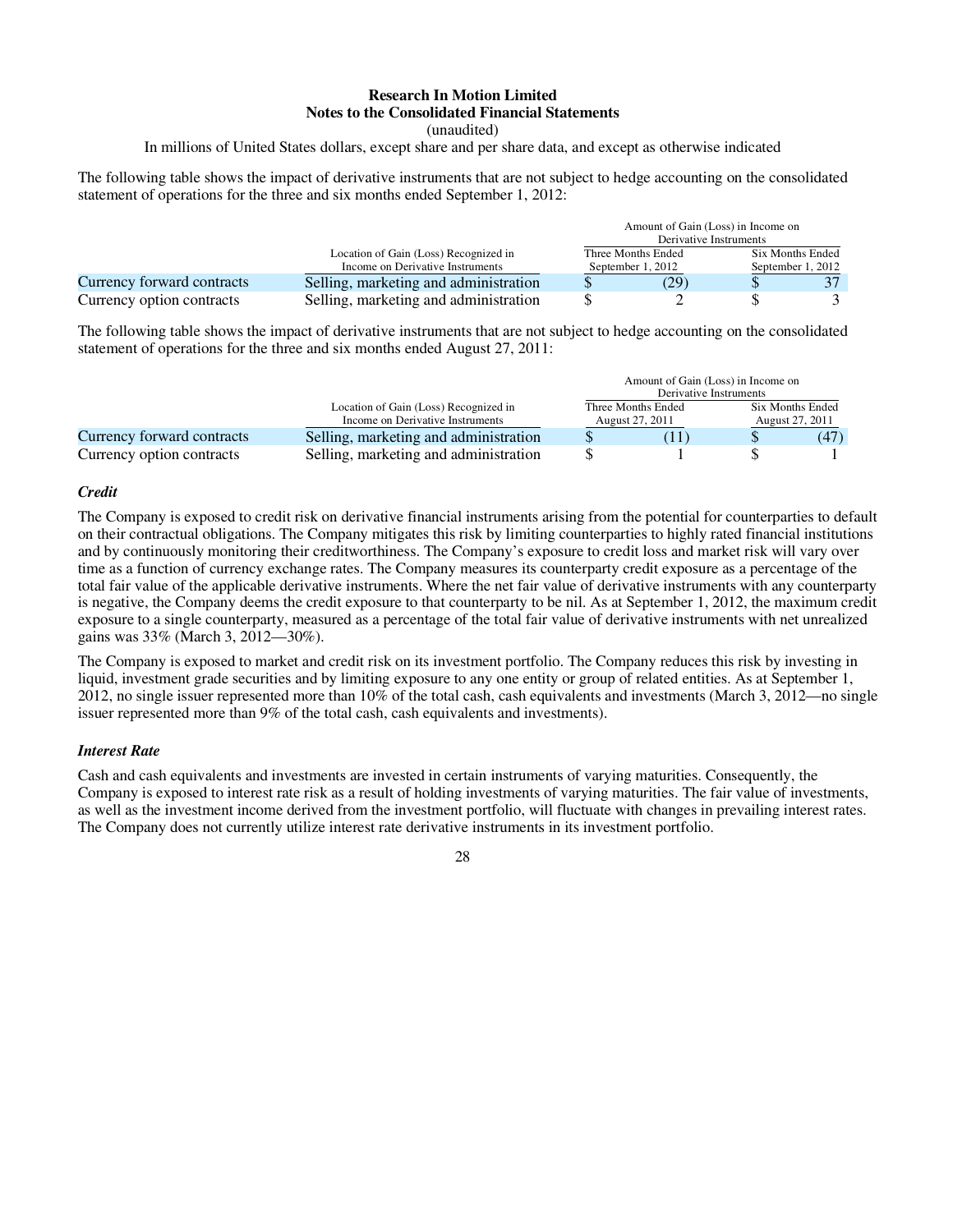The following table shows the impact of derivative instruments that are not subject to hedge accounting on the consolidated statement of operations for the three and six months ended September 1, 2012:

| | Location of Gain (Loss) Recognized in Income on Derivative Instruments | Amount of Gain (Loss) in Income on Derivative Instruments | |
|---|---|---|---|
| | | Three Months Ended September 1, 2012 | Six Months Ended September 1, 2012 |
| Currency forward contracts | Selling, marketing and administration | $ (29) | $ 37 |
| Currency option contracts | Selling, marketing and administration | $ 2 | $ 3 |

The following table shows the impact of derivative instruments that are not subject to hedge accounting on the consolidated statement of operations for the three and six months ended August 27, 2011:

| | Location of Gain (Loss) Recognized in Income on Derivative Instruments | Amount of Gain (Loss) in Income on Derivative Instruments | |
|---|---|---|---|
| | | Three Months Ended August 27, 2011 | Six Months Ended August 27, 2011 |
| Currency forward contracts | Selling, marketing and administration | $ (11) | $ (47) |
| Currency option contracts | Selling, marketing and administration | $ 1 | $ 1 |

***Credit***

The Company is exposed to credit risk on derivative financial instruments arising from the potential for counterparties to default on their contractual obligations. The Company mitigates this risk by limiting counterparties to highly rated financial institutions and by continuously monitoring their creditworthiness. The Company's exposure to credit loss and market risk will vary over time as a function of currency exchange rates. The Company measures its counterparty credit exposure as a percentage of the total fair value of the applicable derivative instruments. Where the net fair value of derivative instruments with any counterparty is negative, the Company deems the credit exposure to that counterparty to be nil. As at September 1, 2012, the maximum credit exposure to a single counterparty, measured as a percentage of the total fair value of derivative instruments with net unrealized gains was 33% (March 3, 2012—30%).

The Company is exposed to market and credit risk on its investment portfolio. The Company reduces this risk by investing in liquid, investment grade securities and by limiting exposure to any one entity or group of related entities. As at September 1, 2012, no single issuer represented more than 10% of the total cash, cash equivalents and investments (March 3, 2012—no single issuer represented more than 9% of the total cash, cash equivalents and investments).

***Interest Rate***

Cash and cash equivalents and investments are invested in certain instruments of varying maturities. Consequently, the Company is exposed to interest rate risk as a result of holding investments of varying maturities. The fair value of investments, as well as the investment income derived from the investment portfolio, will fluctuate with changes in prevailing interest rates. The Company does not currently utilize interest rate derivative instruments in its investment portfolio.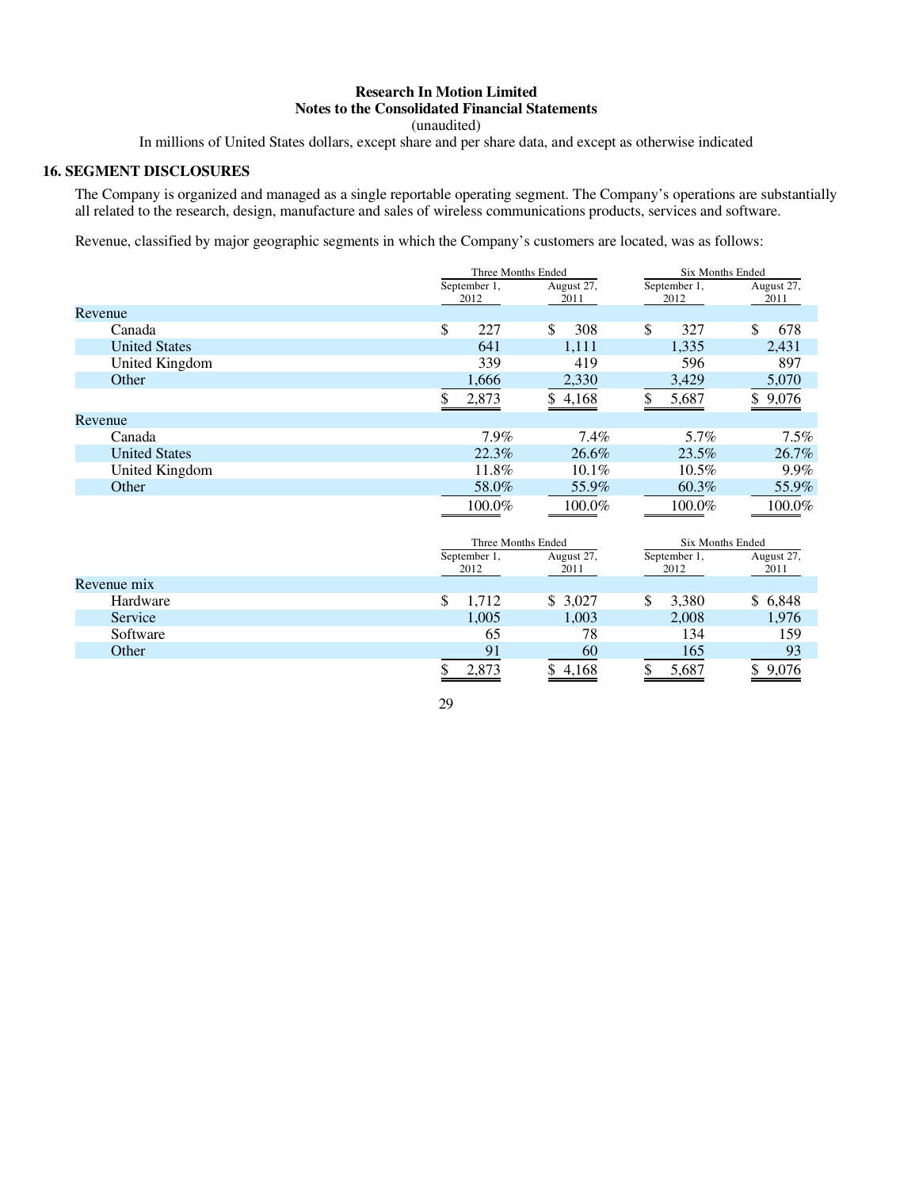**Research In Motion Limited**
**Notes to the Consolidated Financial Statements**
(unaudited)
In millions of United States dollars, except share and per share data, and except as otherwise indicated

## 16. SEGMENT DISCLOSURES

The Company is organized and managed as a single reportable operating segment. The Company's operations are substantially all related to the research, design, manufacture and sales of wireless communications products, services and software.

Revenue, classified by major geographic segments in which the Company's customers are located, was as follows:

| | Three Months Ended | | Six Months Ended | |
|---|---|---|---|---|
| | September 1, 2012 | August 27, 2011 | September 1, 2012 | August 27, 2011 |
| **Revenue** | | | | |
| Canada | $ 227 | $ 308 | $ 327 | $ 678 |
| United States | 641 | 1,111 | 1,335 | 2,431 |
| United Kingdom | 339 | 419 | 596 | 897 |
| Other | 1,666 | 2,330 | 3,429 | 5,070 |
| | $ 2,873 | $ 4,168 | $ 5,687 | $ 9,076 |
| **Revenue** | | | | |
| Canada | 7.9% | 7.4% | 5.7% | 7.5% |
| United States | 22.3% | 26.6% | 23.5% | 26.7% |
| United Kingdom | 11.8% | 10.1% | 10.5% | 9.9% |
| Other | 58.0% | 55.9% | 60.3% | 55.9% |
| | 100.0% | 100.0% | 100.0% | 100.0% |

| | Three Months Ended | | Six Months Ended | |
|---|---|---|---|---|
| | September 1, 2012 | August 27, 2011 | September 1, 2012 | August 27, 2011 |
| **Revenue mix** | | | | |
| Hardware | $ 1,712 | $ 3,027 | $ 3,380 | $ 6,848 |
| Service | 1,005 | 1,003 | 2,008 | 1,976 |
| Software | 65 | 78 | 134 | 159 |
| Other | 91 | 60 | 165 | 93 |
| | $ 2,873 | $ 4,168 | $ 5,687 | $ 9,076 |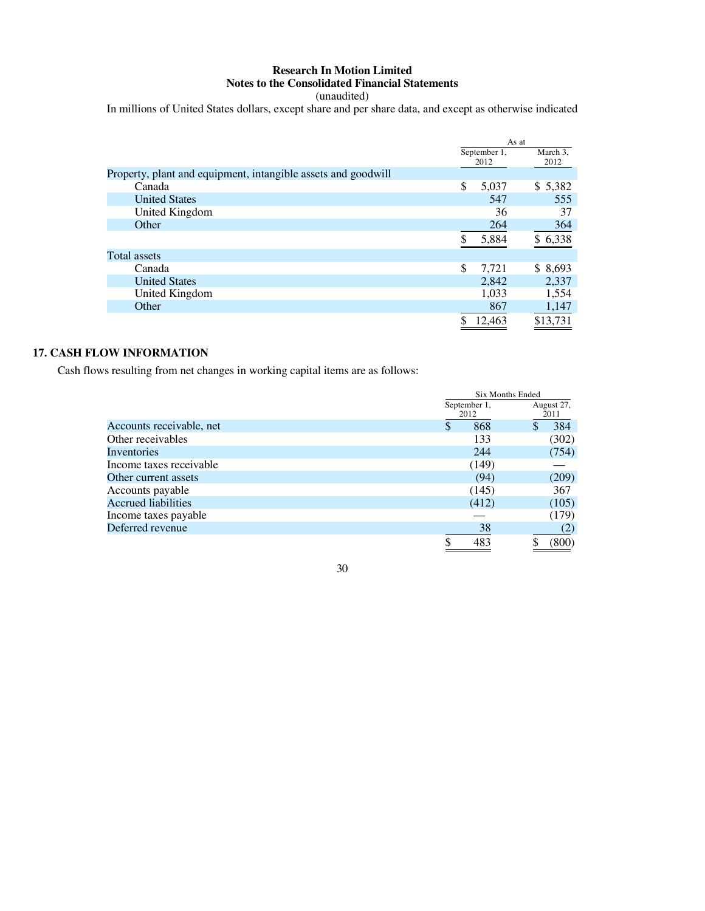**Research In Motion Limited**
**Notes to the Consolidated Financial Statements**
(unaudited)
In millions of United States dollars, except share and per share data, and except as otherwise indicated

| | As at | |
|---|---|---|
| | September 1, 2012 | March 3, 2012 |
| **Property, plant and equipment, intangible assets and goodwill** | | |
| Canada | $ 5,037 | $ 5,382 |
| United States | 547 | 555 |
| United Kingdom | 36 | 37 |
| Other | 264 | 364 |
| | $ 5,884 | $ 6,338 |
| **Total assets** | | |
| Canada | $ 7,721 | $ 8,693 |
| United States | 2,842 | 2,337 |
| United Kingdom | 1,033 | 1,554 |
| Other | 867 | 1,147 |
| | $ 12,463 | $13,731 |

## 17. CASH FLOW INFORMATION

Cash flows resulting from net changes in working capital items are as follows:

| | Six Months Ended | |
|---|---|---|
| | September 1, 2012 | August 27, 2011 |
| Accounts receivable, net | $ 868 | $ 384 |
| Other receivables | 133 | (302) |
| Inventories | 244 | (754) |
| Income taxes receivable | (149) | — |
| Other current assets | (94) | (209) |
| Accounts payable | (145) | 367 |
| Accrued liabilities | (412) | (105) |
| Income taxes payable | — | (179) |
| Deferred revenue | 38 | (2) |
| | $ 483 | $ (800) |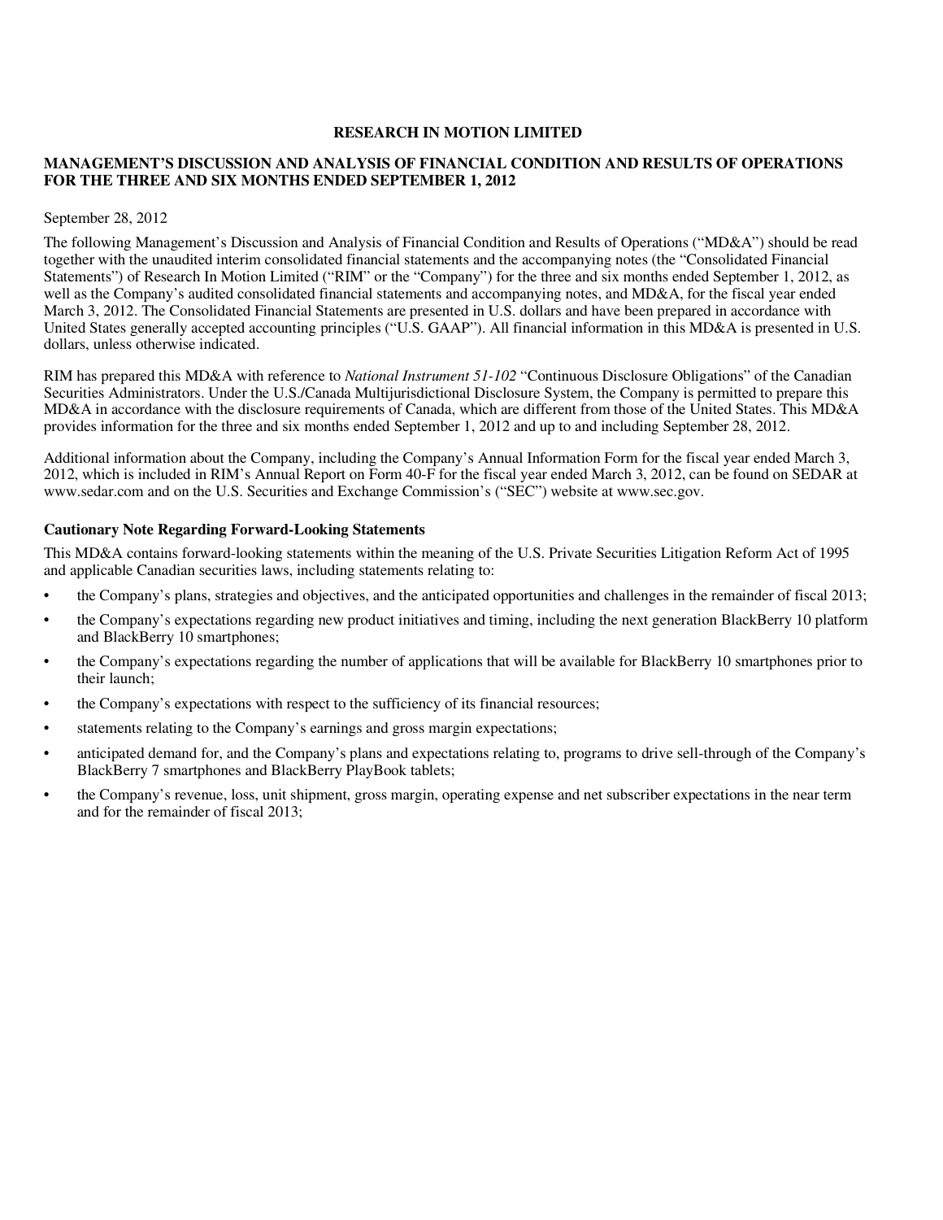**RESEARCH IN MOTION LIMITED**

**MANAGEMENT'S DISCUSSION AND ANALYSIS OF FINANCIAL CONDITION AND RESULTS OF OPERATIONS FOR THE THREE AND SIX MONTHS ENDED SEPTEMBER 1, 2012**

September 28, 2012

The following Management's Discussion and Analysis of Financial Condition and Results of Operations ("MD&A") should be read together with the unaudited interim consolidated financial statements and the accompanying notes (the "Consolidated Financial Statements") of Research In Motion Limited ("RIM" or the "Company") for the three and six months ended September 1, 2012, as well as the Company's audited consolidated financial statements and accompanying notes, and MD&A, for the fiscal year ended March 3, 2012. The Consolidated Financial Statements are presented in U.S. dollars and have been prepared in accordance with United States generally accepted accounting principles ("U.S. GAAP"). All financial information in this MD&A is presented in U.S. dollars, unless otherwise indicated.

RIM has prepared this MD&A with reference to *National Instrument 51-102* "Continuous Disclosure Obligations" of the Canadian Securities Administrators. Under the U.S./Canada Multijurisdictional Disclosure System, the Company is permitted to prepare this MD&A in accordance with the disclosure requirements of Canada, which are different from those of the United States. This MD&A provides information for the three and six months ended September 1, 2012 and up to and including September 28, 2012.

Additional information about the Company, including the Company's Annual Information Form for the fiscal year ended March 3, 2012, which is included in RIM's Annual Report on Form 40-F for the fiscal year ended March 3, 2012, can be found on SEDAR at www.sedar.com and on the U.S. Securities and Exchange Commission's ("SEC") website at www.sec.gov.

**Cautionary Note Regarding Forward-Looking Statements**

This MD&A contains forward-looking statements within the meaning of the U.S. Private Securities Litigation Reform Act of 1995 and applicable Canadian securities laws, including statements relating to:

- the Company's plans, strategies and objectives, and the anticipated opportunities and challenges in the remainder of fiscal 2013;
- the Company's expectations regarding new product initiatives and timing, including the next generation BlackBerry 10 platform and BlackBerry 10 smartphones;
- the Company's expectations regarding the number of applications that will be available for BlackBerry 10 smartphones prior to their launch;
- the Company's expectations with respect to the sufficiency of its financial resources;
- statements relating to the Company's earnings and gross margin expectations;
- anticipated demand for, and the Company's plans and expectations relating to, programs to drive sell-through of the Company's BlackBerry 7 smartphones and BlackBerry PlayBook tablets;
- the Company's revenue, loss, unit shipment, gross margin, operating expense and net subscriber expectations in the near term and for the remainder of fiscal 2013;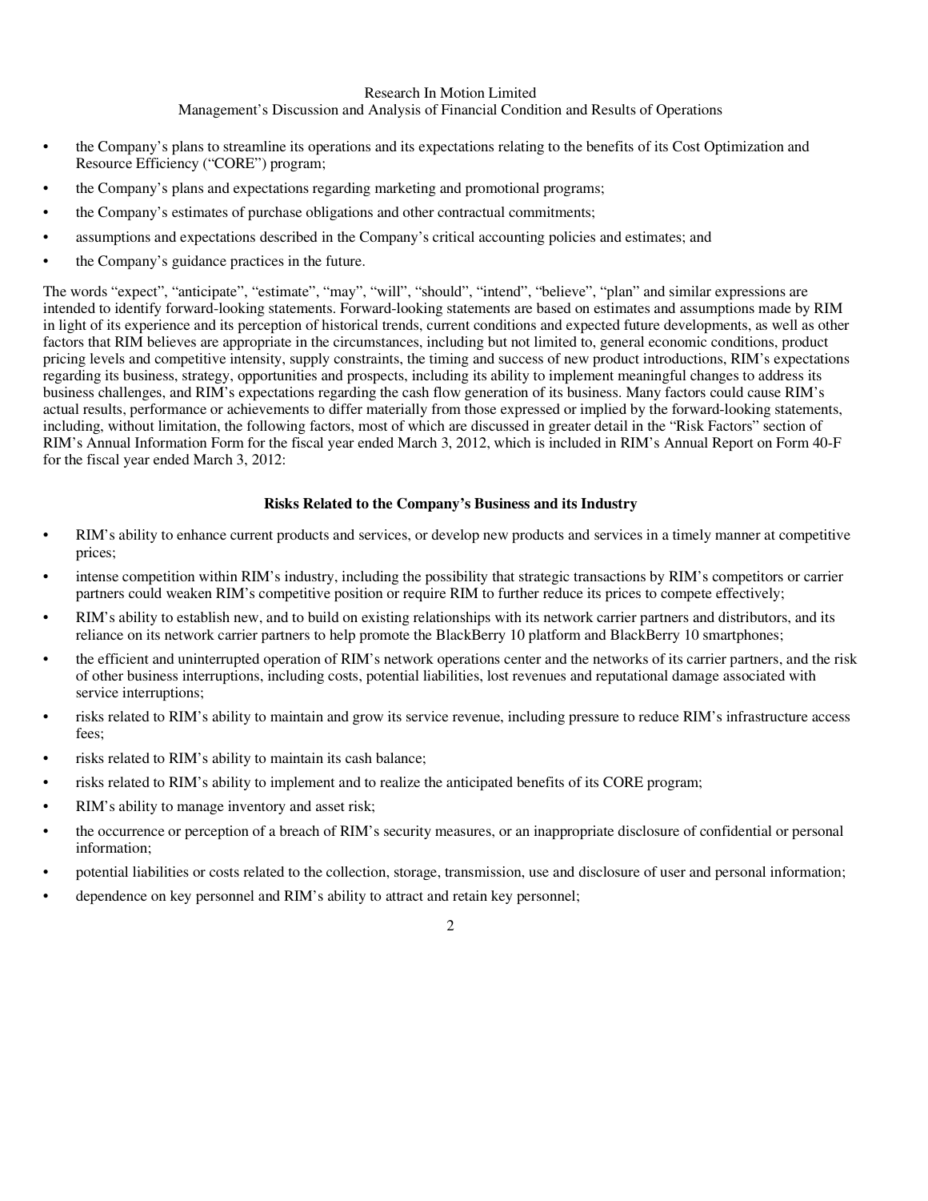- the Company's plans to streamline its operations and its expectations relating to the benefits of its Cost Optimization and Resource Efficiency ("CORE") program;
- the Company's plans and expectations regarding marketing and promotional programs;
- the Company's estimates of purchase obligations and other contractual commitments;
- assumptions and expectations described in the Company's critical accounting policies and estimates; and
- the Company's guidance practices in the future.

The words "expect", "anticipate", "estimate", "may", "will", "should", "intend", "believe", "plan" and similar expressions are intended to identify forward-looking statements. Forward-looking statements are based on estimates and assumptions made by RIM in light of its experience and its perception of historical trends, current conditions and expected future developments, as well as other factors that RIM believes are appropriate in the circumstances, including but not limited to, general economic conditions, product pricing levels and competitive intensity, supply constraints, the timing and success of new product introductions, RIM's expectations regarding its business, strategy, opportunities and prospects, including its ability to implement meaningful changes to address its business challenges, and RIM's expectations regarding the cash flow generation of its business. Many factors could cause RIM's actual results, performance or achievements to differ materially from those expressed or implied by the forward-looking statements, including, without limitation, the following factors, most of which are discussed in greater detail in the "Risk Factors" section of RIM's Annual Information Form for the fiscal year ended March 3, 2012, which is included in RIM's Annual Report on Form 40-F for the fiscal year ended March 3, 2012:

**Risks Related to the Company's Business and its Industry**

- RIM's ability to enhance current products and services, or develop new products and services in a timely manner at competitive prices;
- intense competition within RIM's industry, including the possibility that strategic transactions by RIM's competitors or carrier partners could weaken RIM's competitive position or require RIM to further reduce its prices to compete effectively;
- RIM's ability to establish new, and to build on existing relationships with its network carrier partners and distributors, and its reliance on its network carrier partners to help promote the BlackBerry 10 platform and BlackBerry 10 smartphones;
- the efficient and uninterrupted operation of RIM's network operations center and the networks of its carrier partners, and the risk of other business interruptions, including costs, potential liabilities, lost revenues and reputational damage associated with service interruptions;
- risks related to RIM's ability to maintain and grow its service revenue, including pressure to reduce RIM's infrastructure access fees;
- risks related to RIM's ability to maintain its cash balance;
- risks related to RIM's ability to implement and to realize the anticipated benefits of its CORE program;
- RIM's ability to manage inventory and asset risk;
- the occurrence or perception of a breach of RIM's security measures, or an inappropriate disclosure of confidential or personal information;
- potential liabilities or costs related to the collection, storage, transmission, use and disclosure of user and personal information;
- dependence on key personnel and RIM's ability to attract and retain key personnel;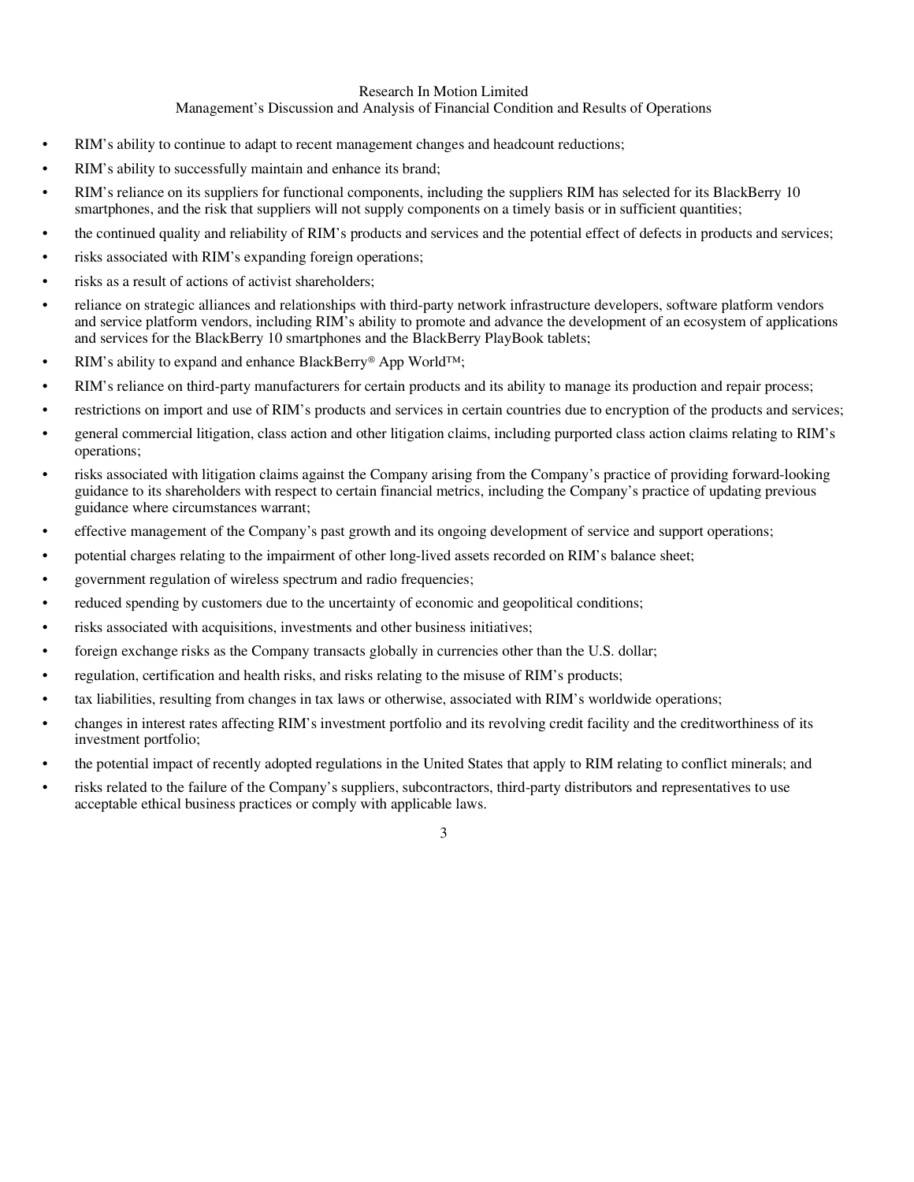- RIM's ability to continue to adapt to recent management changes and headcount reductions;
- RIM's ability to successfully maintain and enhance its brand;
- RIM's reliance on its suppliers for functional components, including the suppliers RIM has selected for its BlackBerry 10 smartphones, and the risk that suppliers will not supply components on a timely basis or in sufficient quantities;
- the continued quality and reliability of RIM's products and services and the potential effect of defects in products and services;
- risks associated with RIM's expanding foreign operations;
- risks as a result of actions of activist shareholders;
- reliance on strategic alliances and relationships with third-party network infrastructure developers, software platform vendors and service platform vendors, including RIM's ability to promote and advance the development of an ecosystem of applications and services for the BlackBerry 10 smartphones and the BlackBerry PlayBook tablets;
- RIM's ability to expand and enhance BlackBerry® App World™;
- RIM's reliance on third-party manufacturers for certain products and its ability to manage its production and repair process;
- restrictions on import and use of RIM's products and services in certain countries due to encryption of the products and services;
- general commercial litigation, class action and other litigation claims, including purported class action claims relating to RIM's operations;
- risks associated with litigation claims against the Company arising from the Company's practice of providing forward-looking guidance to its shareholders with respect to certain financial metrics, including the Company's practice of updating previous guidance where circumstances warrant;
- effective management of the Company's past growth and its ongoing development of service and support operations;
- potential charges relating to the impairment of other long-lived assets recorded on RIM's balance sheet;
- government regulation of wireless spectrum and radio frequencies;
- reduced spending by customers due to the uncertainty of economic and geopolitical conditions;
- risks associated with acquisitions, investments and other business initiatives;
- foreign exchange risks as the Company transacts globally in currencies other than the U.S. dollar;
- regulation, certification and health risks, and risks relating to the misuse of RIM's products;
- tax liabilities, resulting from changes in tax laws or otherwise, associated with RIM's worldwide operations;
- changes in interest rates affecting RIM's investment portfolio and its revolving credit facility and the creditworthiness of its investment portfolio;
- the potential impact of recently adopted regulations in the United States that apply to RIM relating to conflict minerals; and
- risks related to the failure of the Company's suppliers, subcontractors, third-party distributors and representatives to use acceptable ethical business practices or comply with applicable laws.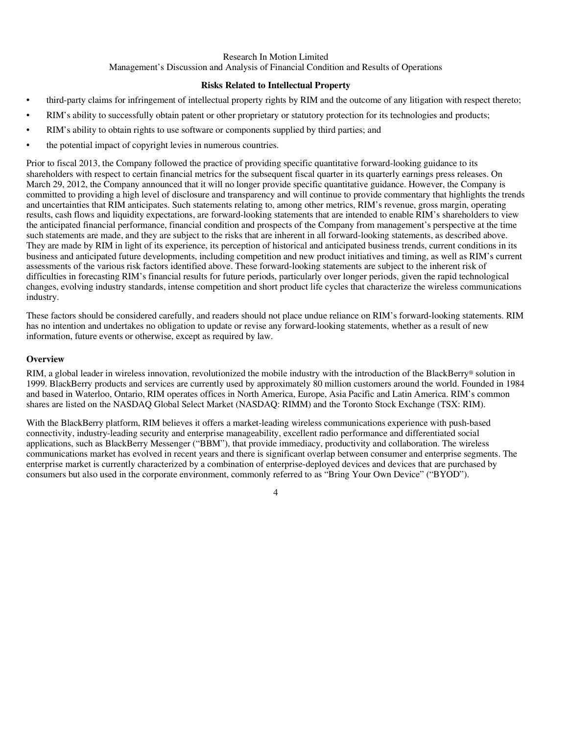**Risks Related to Intellectual Property**

- third-party claims for infringement of intellectual property rights by RIM and the outcome of any litigation with respect thereto;
- RIM's ability to successfully obtain patent or other proprietary or statutory protection for its technologies and products;
- RIM's ability to obtain rights to use software or components supplied by third parties; and
- the potential impact of copyright levies in numerous countries.

Prior to fiscal 2013, the Company followed the practice of providing specific quantitative forward-looking guidance to its shareholders with respect to certain financial metrics for the subsequent fiscal quarter in its quarterly earnings press releases. On March 29, 2012, the Company announced that it will no longer provide specific quantitative guidance. However, the Company is committed to providing a high level of disclosure and transparency and will continue to provide commentary that highlights the trends and uncertainties that RIM anticipates. Such statements relating to, among other metrics, RIM's revenue, gross margin, operating results, cash flows and liquidity expectations, are forward-looking statements that are intended to enable RIM's shareholders to view the anticipated financial performance, financial condition and prospects of the Company from management's perspective at the time such statements are made, and they are subject to the risks that are inherent in all forward-looking statements, as described above. They are made by RIM in light of its experience, its perception of historical and anticipated business trends, current conditions in its business and anticipated future developments, including competition and new product initiatives and timing, as well as RIM's current assessments of the various risk factors identified above. These forward-looking statements are subject to the inherent risk of difficulties in forecasting RIM's financial results for future periods, particularly over longer periods, given the rapid technological changes, evolving industry standards, intense competition and short product life cycles that characterize the wireless communications industry.

These factors should be considered carefully, and readers should not place undue reliance on RIM's forward-looking statements. RIM has no intention and undertakes no obligation to update or revise any forward-looking statements, whether as a result of new information, future events or otherwise, except as required by law.

**Overview**

RIM, a global leader in wireless innovation, revolutionized the mobile industry with the introduction of the BlackBerry® solution in 1999. BlackBerry products and services are currently used by approximately 80 million customers around the world. Founded in 1984 and based in Waterloo, Ontario, RIM operates offices in North America, Europe, Asia Pacific and Latin America. RIM's common shares are listed on the NASDAQ Global Select Market (NASDAQ: RIMM) and the Toronto Stock Exchange (TSX: RIM).

With the BlackBerry platform, RIM believes it offers a market-leading wireless communications experience with push-based connectivity, industry-leading security and enterprise manageability, excellent radio performance and differentiated social applications, such as BlackBerry Messenger ("BBM"), that provide immediacy, productivity and collaboration. The wireless communications market has evolved in recent years and there is significant overlap between consumer and enterprise segments. The enterprise market is currently characterized by a combination of enterprise-deployed devices and devices that are purchased by consumers but also used in the corporate environment, commonly referred to as "Bring Your Own Device" ("BYOD").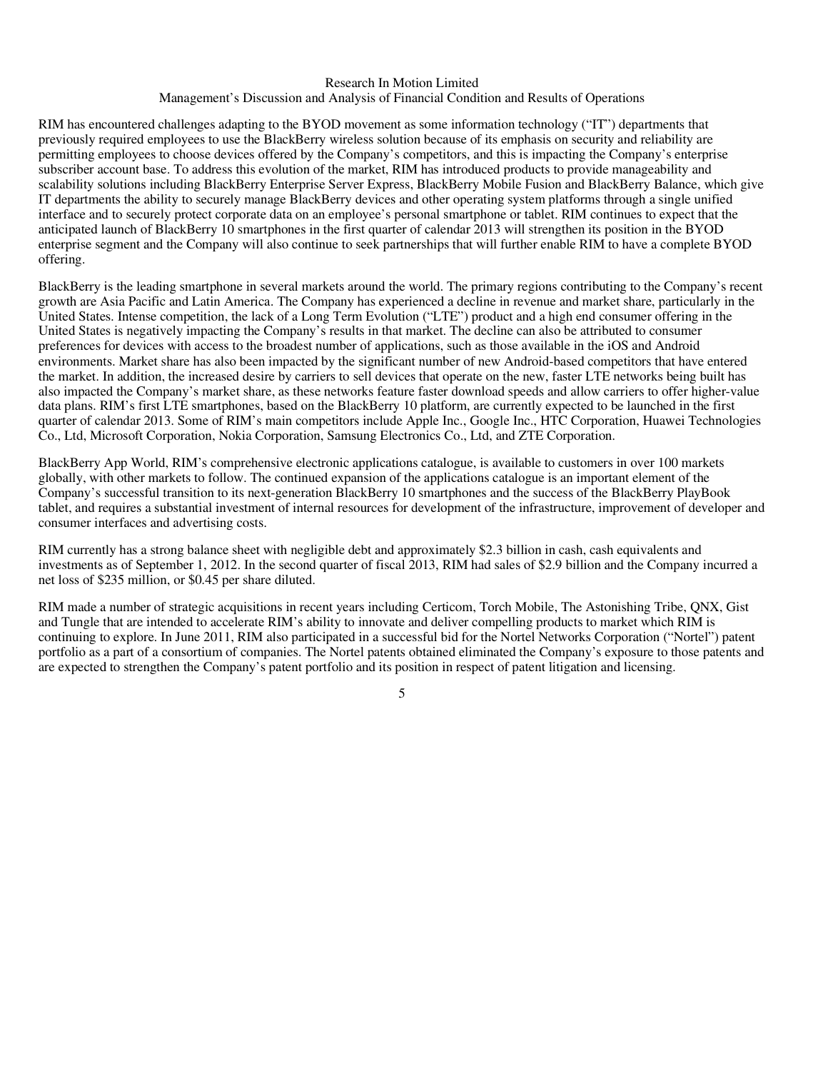RIM has encountered challenges adapting to the BYOD movement as some information technology ("IT") departments that previously required employees to use the BlackBerry wireless solution because of its emphasis on security and reliability are permitting employees to choose devices offered by the Company's competitors, and this is impacting the Company's enterprise subscriber account base. To address this evolution of the market, RIM has introduced products to provide manageability and scalability solutions including BlackBerry Enterprise Server Express, BlackBerry Mobile Fusion and BlackBerry Balance, which give IT departments the ability to securely manage BlackBerry devices and other operating system platforms through a single unified interface and to securely protect corporate data on an employee's personal smartphone or tablet. RIM continues to expect that the anticipated launch of BlackBerry 10 smartphones in the first quarter of calendar 2013 will strengthen its position in the BYOD enterprise segment and the Company will also continue to seek partnerships that will further enable RIM to have a complete BYOD offering.

BlackBerry is the leading smartphone in several markets around the world. The primary regions contributing to the Company's recent growth are Asia Pacific and Latin America. The Company has experienced a decline in revenue and market share, particularly in the United States. Intense competition, the lack of a Long Term Evolution ("LTE") product and a high end consumer offering in the United States is negatively impacting the Company's results in that market. The decline can also be attributed to consumer preferences for devices with access to the broadest number of applications, such as those available in the iOS and Android environments. Market share has also been impacted by the significant number of new Android-based competitors that have entered the market. In addition, the increased desire by carriers to sell devices that operate on the new, faster LTE networks being built has also impacted the Company's market share, as these networks feature faster download speeds and allow carriers to offer higher-value data plans. RIM's first LTE smartphones, based on the BlackBerry 10 platform, are currently expected to be launched in the first quarter of calendar 2013. Some of RIM's main competitors include Apple Inc., Google Inc., HTC Corporation, Huawei Technologies Co., Ltd, Microsoft Corporation, Nokia Corporation, Samsung Electronics Co., Ltd, and ZTE Corporation.

BlackBerry App World, RIM's comprehensive electronic applications catalogue, is available to customers in over 100 markets globally, with other markets to follow. The continued expansion of the applications catalogue is an important element of the Company's successful transition to its next-generation BlackBerry 10 smartphones and the success of the BlackBerry PlayBook tablet, and requires a substantial investment of internal resources for development of the infrastructure, improvement of developer and consumer interfaces and advertising costs.

RIM currently has a strong balance sheet with negligible debt and approximately $2.3 billion in cash, cash equivalents and investments as of September 1, 2012. In the second quarter of fiscal 2013, RIM had sales of $2.9 billion and the Company incurred a net loss of $235 million, or $0.45 per share diluted.

RIM made a number of strategic acquisitions in recent years including Certicom, Torch Mobile, The Astonishing Tribe, QNX, Gist and Tungle that are intended to accelerate RIM's ability to innovate and deliver compelling products to market which RIM is continuing to explore. In June 2011, RIM also participated in a successful bid for the Nortel Networks Corporation ("Nortel") patent portfolio as a part of a consortium of companies. The Nortel patents obtained eliminated the Company's exposure to those patents and are expected to strengthen the Company's patent portfolio and its position in respect of patent litigation and licensing.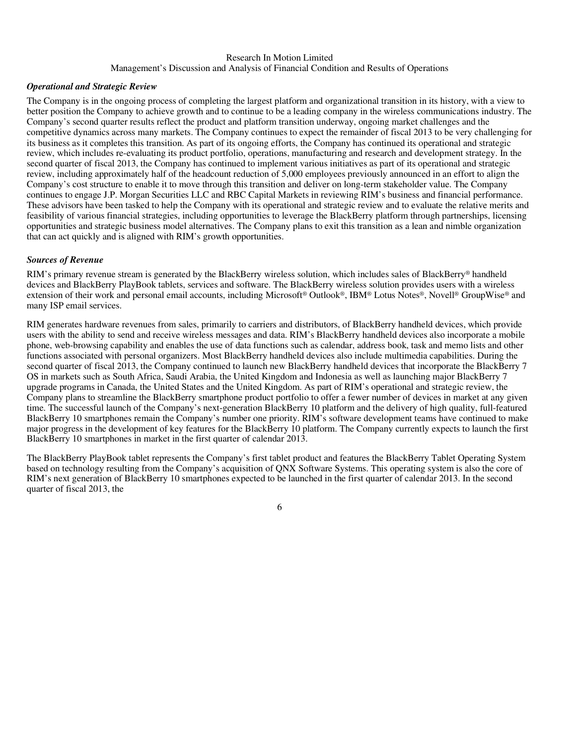### *Operational and Strategic Review*

The Company is in the ongoing process of completing the largest platform and organizational transition in its history, with a view to better position the Company to achieve growth and to continue to be a leading company in the wireless communications industry. The Company's second quarter results reflect the product and platform transition underway, ongoing market challenges and the competitive dynamics across many markets. The Company continues to expect the remainder of fiscal 2013 to be very challenging for its business as it completes this transition. As part of its ongoing efforts, the Company has continued its operational and strategic review, which includes re-evaluating its product portfolio, operations, manufacturing and research and development strategy. In the second quarter of fiscal 2013, the Company has continued to implement various initiatives as part of its operational and strategic review, including approximately half of the headcount reduction of 5,000 employees previously announced in an effort to align the Company's cost structure to enable it to move through this transition and deliver on long-term stakeholder value. The Company continues to engage J.P. Morgan Securities LLC and RBC Capital Markets in reviewing RIM's business and financial performance. These advisors have been tasked to help the Company with its operational and strategic review and to evaluate the relative merits and feasibility of various financial strategies, including opportunities to leverage the BlackBerry platform through partnerships, licensing opportunities and strategic business model alternatives. The Company plans to exit this transition as a lean and nimble organization that can act quickly and is aligned with RIM's growth opportunities.

### *Sources of Revenue*

RIM's primary revenue stream is generated by the BlackBerry wireless solution, which includes sales of BlackBerry® handheld devices and BlackBerry PlayBook tablets, services and software. The BlackBerry wireless solution provides users with a wireless extension of their work and personal email accounts, including Microsoft® Outlook®, IBM® Lotus Notes®, Novell® GroupWise® and many ISP email services.

RIM generates hardware revenues from sales, primarily to carriers and distributors, of BlackBerry handheld devices, which provide users with the ability to send and receive wireless messages and data. RIM's BlackBerry handheld devices also incorporate a mobile phone, web-browsing capability and enables the use of data functions such as calendar, address book, task and memo lists and other functions associated with personal organizers. Most BlackBerry handheld devices also include multimedia capabilities. During the second quarter of fiscal 2013, the Company continued to launch new BlackBerry handheld devices that incorporate the BlackBerry 7 OS in markets such as South Africa, Saudi Arabia, the United Kingdom and Indonesia as well as launching major BlackBerry 7 upgrade programs in Canada, the United States and the United Kingdom. As part of RIM's operational and strategic review, the Company plans to streamline the BlackBerry smartphone product portfolio to offer a fewer number of devices in market at any given time. The successful launch of the Company's next-generation BlackBerry 10 platform and the delivery of high quality, full-featured BlackBerry 10 smartphones remain the Company's number one priority. RIM's software development teams have continued to make major progress in the development of key features for the BlackBerry 10 platform. The Company currently expects to launch the first BlackBerry 10 smartphones in market in the first quarter of calendar 2013.

The BlackBerry PlayBook tablet represents the Company's first tablet product and features the BlackBerry Tablet Operating System based on technology resulting from the Company's acquisition of QNX Software Systems. This operating system is also the core of RIM's next generation of BlackBerry 10 smartphones expected to be launched in the first quarter of calendar 2013. In the second quarter of fiscal 2013, the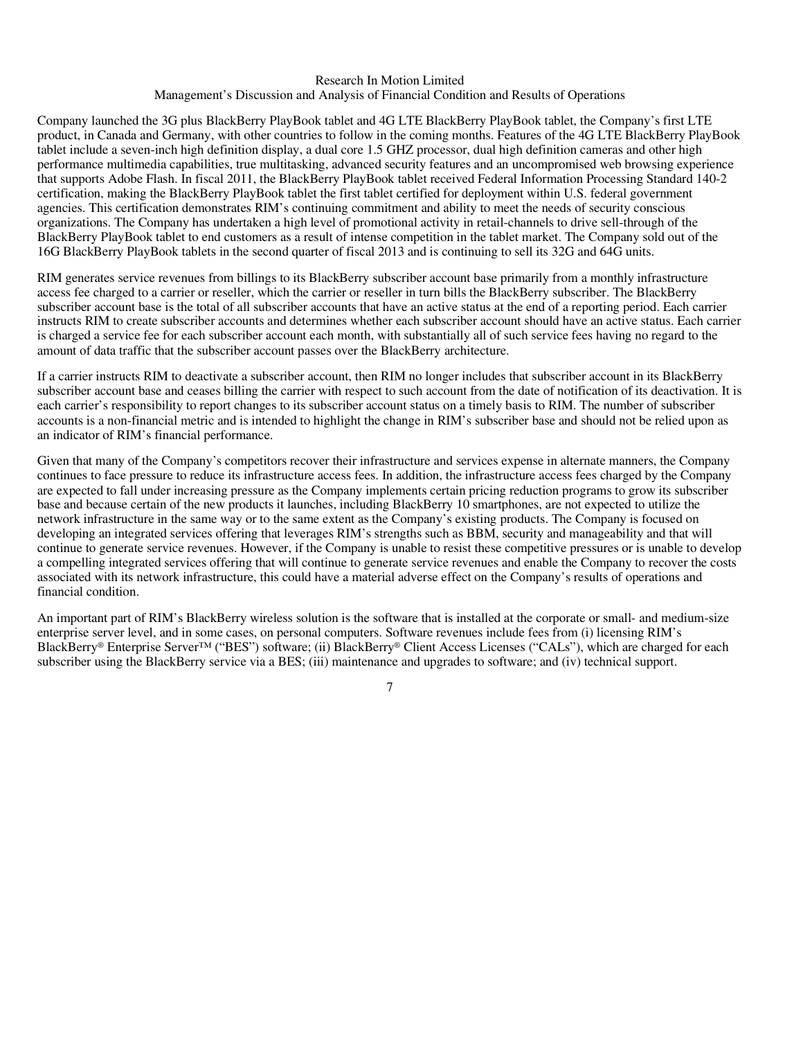Company launched the 3G plus BlackBerry PlayBook tablet and 4G LTE BlackBerry PlayBook tablet, the Company's first LTE product, in Canada and Germany, with other countries to follow in the coming months. Features of the 4G LTE BlackBerry PlayBook tablet include a seven-inch high definition display, a dual core 1.5 GHZ processor, dual high definition cameras and other high performance multimedia capabilities, true multitasking, advanced security features and an uncompromised web browsing experience that supports Adobe Flash. In fiscal 2011, the BlackBerry PlayBook tablet received Federal Information Processing Standard 140-2 certification, making the BlackBerry PlayBook tablet the first tablet certified for deployment within U.S. federal government agencies. This certification demonstrates RIM's continuing commitment and ability to meet the needs of security conscious organizations. The Company has undertaken a high level of promotional activity in retail-channels to drive sell-through of the BlackBerry PlayBook tablet to end customers as a result of intense competition in the tablet market. The Company sold out of the 16G BlackBerry PlayBook tablets in the second quarter of fiscal 2013 and is continuing to sell its 32G and 64G units.

RIM generates service revenues from billings to its BlackBerry subscriber account base primarily from a monthly infrastructure access fee charged to a carrier or reseller, which the carrier or reseller in turn bills the BlackBerry subscriber. The BlackBerry subscriber account base is the total of all subscriber accounts that have an active status at the end of a reporting period. Each carrier instructs RIM to create subscriber accounts and determines whether each subscriber account should have an active status. Each carrier is charged a service fee for each subscriber account each month, with substantially all of such service fees having no regard to the amount of data traffic that the subscriber account passes over the BlackBerry architecture.

If a carrier instructs RIM to deactivate a subscriber account, then RIM no longer includes that subscriber account in its BlackBerry subscriber account base and ceases billing the carrier with respect to such account from the date of notification of its deactivation. It is each carrier's responsibility to report changes to its subscriber account status on a timely basis to RIM. The number of subscriber accounts is a non-financial metric and is intended to highlight the change in RIM's subscriber base and should not be relied upon as an indicator of RIM's financial performance.

Given that many of the Company's competitors recover their infrastructure and services expense in alternate manners, the Company continues to face pressure to reduce its infrastructure access fees. In addition, the infrastructure access fees charged by the Company are expected to fall under increasing pressure as the Company implements certain pricing reduction programs to grow its subscriber base and because certain of the new products it launches, including BlackBerry 10 smartphones, are not expected to utilize the network infrastructure in the same way or to the same extent as the Company's existing products. The Company is focused on developing an integrated services offering that leverages RIM's strengths such as BBM, security and manageability and that will continue to generate service revenues. However, if the Company is unable to resist these competitive pressures or is unable to develop a compelling integrated services offering that will continue to generate service revenues and enable the Company to recover the costs associated with its network infrastructure, this could have a material adverse effect on the Company's results of operations and financial condition.

An important part of RIM's BlackBerry wireless solution is the software that is installed at the corporate or small- and medium-size enterprise server level, and in some cases, on personal computers. Software revenues include fees from (i) licensing RIM's BlackBerry® Enterprise Server™ ("BES") software; (ii) BlackBerry® Client Access Licenses ("CALs"), which are charged for each subscriber using the BlackBerry service via a BES; (iii) maintenance and upgrades to software; and (iv) technical support.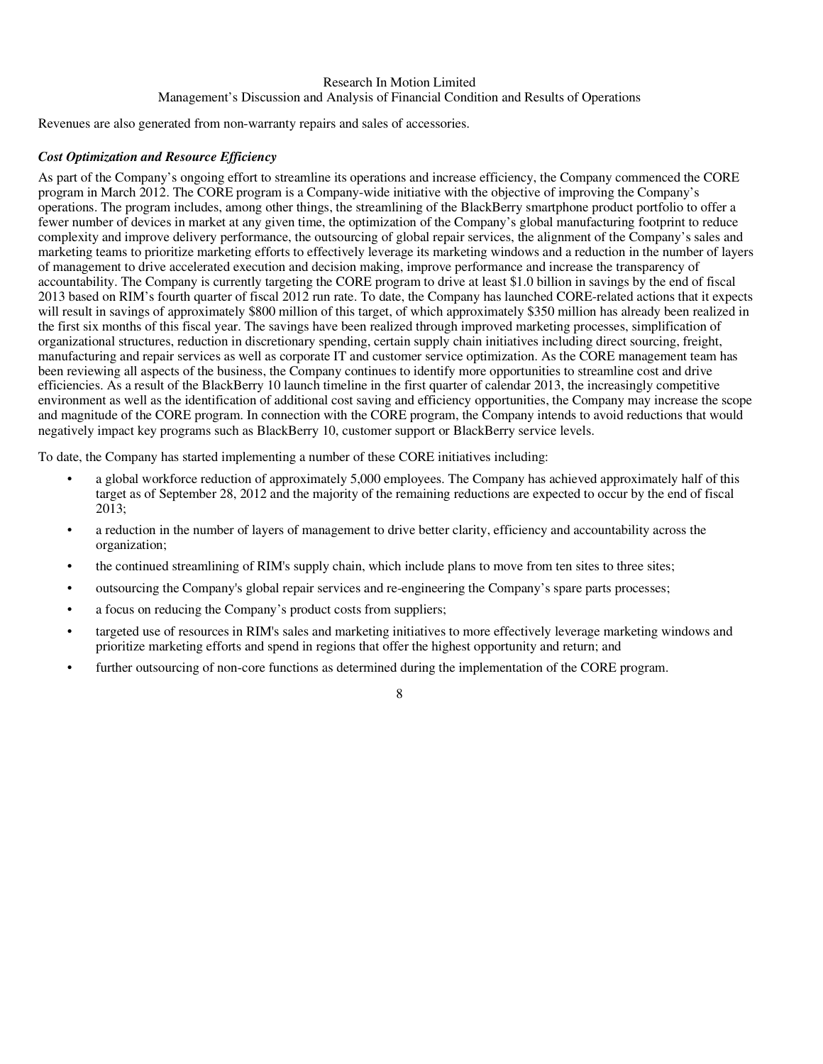Revenues are also generated from non-warranty repairs and sales of accessories.

### *Cost Optimization and Resource Efficiency*

As part of the Company's ongoing effort to streamline its operations and increase efficiency, the Company commenced the CORE program in March 2012. The CORE program is a Company-wide initiative with the objective of improving the Company's operations. The program includes, among other things, the streamlining of the BlackBerry smartphone product portfolio to offer a fewer number of devices in market at any given time, the optimization of the Company's global manufacturing footprint to reduce complexity and improve delivery performance, the outsourcing of global repair services, the alignment of the Company's sales and marketing teams to prioritize marketing efforts to effectively leverage its marketing windows and a reduction in the number of layers of management to drive accelerated execution and decision making, improve performance and increase the transparency of accountability. The Company is currently targeting the CORE program to drive at least $1.0 billion in savings by the end of fiscal 2013 based on RIM's fourth quarter of fiscal 2012 run rate. To date, the Company has launched CORE-related actions that it expects will result in savings of approximately $800 million of this target, of which approximately $350 million has already been realized in the first six months of this fiscal year. The savings have been realized through improved marketing processes, simplification of organizational structures, reduction in discretionary spending, certain supply chain initiatives including direct sourcing, freight, manufacturing and repair services as well as corporate IT and customer service optimization. As the CORE management team has been reviewing all aspects of the business, the Company continues to identify more opportunities to streamline cost and drive efficiencies. As a result of the BlackBerry 10 launch timeline in the first quarter of calendar 2013, the increasingly competitive environment as well as the identification of additional cost saving and efficiency opportunities, the Company may increase the scope and magnitude of the CORE program. In connection with the CORE program, the Company intends to avoid reductions that would negatively impact key programs such as BlackBerry 10, customer support or BlackBerry service levels.

To date, the Company has started implementing a number of these CORE initiatives including:

- a global workforce reduction of approximately 5,000 employees. The Company has achieved approximately half of this target as of September 28, 2012 and the majority of the remaining reductions are expected to occur by the end of fiscal 2013;
- a reduction in the number of layers of management to drive better clarity, efficiency and accountability across the organization;
- the continued streamlining of RIM's supply chain, which include plans to move from ten sites to three sites;
- outsourcing the Company's global repair services and re-engineering the Company's spare parts processes;
- a focus on reducing the Company's product costs from suppliers;
- targeted use of resources in RIM's sales and marketing initiatives to more effectively leverage marketing windows and prioritize marketing efforts and spend in regions that offer the highest opportunity and return; and
- further outsourcing of non-core functions as determined during the implementation of the CORE program.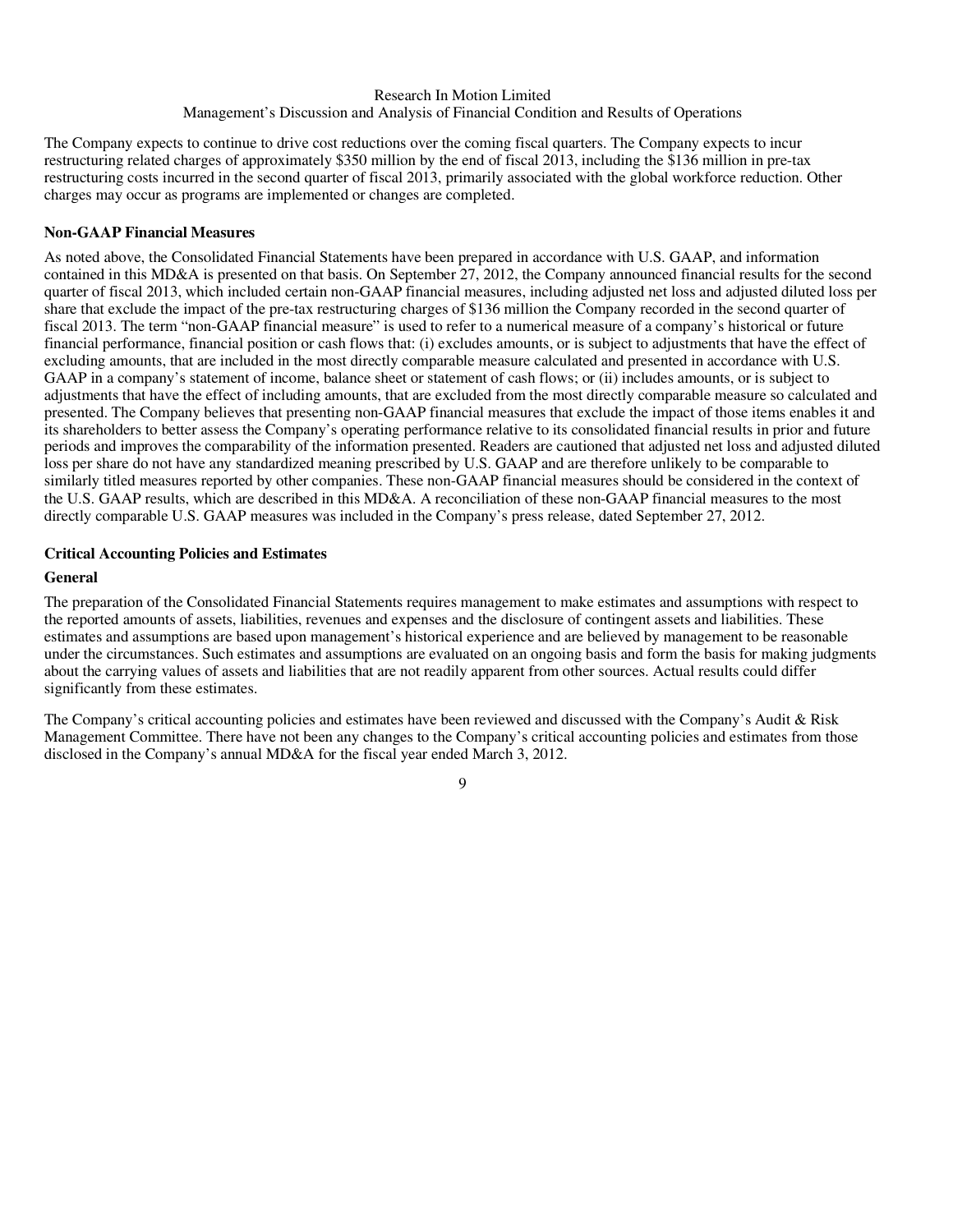The Company expects to continue to drive cost reductions over the coming fiscal quarters. The Company expects to incur restructuring related charges of approximately $350 million by the end of fiscal 2013, including the $136 million in pre-tax restructuring costs incurred in the second quarter of fiscal 2013, primarily associated with the global workforce reduction. Other charges may occur as programs are implemented or changes are completed.

**Non-GAAP Financial Measures**

As noted above, the Consolidated Financial Statements have been prepared in accordance with U.S. GAAP, and information contained in this MD&A is presented on that basis. On September 27, 2012, the Company announced financial results for the second quarter of fiscal 2013, which included certain non-GAAP financial measures, including adjusted net loss and adjusted diluted loss per share that exclude the impact of the pre-tax restructuring charges of $136 million the Company recorded in the second quarter of fiscal 2013. The term "non-GAAP financial measure" is used to refer to a numerical measure of a company's historical or future financial performance, financial position or cash flows that: (i) excludes amounts, or is subject to adjustments that have the effect of excluding amounts, that are included in the most directly comparable measure calculated and presented in accordance with U.S. GAAP in a company's statement of income, balance sheet or statement of cash flows; or (ii) includes amounts, or is subject to adjustments that have the effect of including amounts, that are excluded from the most directly comparable measure so calculated and presented. The Company believes that presenting non-GAAP financial measures that exclude the impact of those items enables it and its shareholders to better assess the Company's operating performance relative to its consolidated financial results in prior and future periods and improves the comparability of the information presented. Readers are cautioned that adjusted net loss and adjusted diluted loss per share do not have any standardized meaning prescribed by U.S. GAAP and are therefore unlikely to be comparable to similarly titled measures reported by other companies. These non-GAAP financial measures should be considered in the context of the U.S. GAAP results, which are described in this MD&A. A reconciliation of these non-GAAP financial measures to the most directly comparable U.S. GAAP measures was included in the Company's press release, dated September 27, 2012.

**Critical Accounting Policies and Estimates**

**General**

The preparation of the Consolidated Financial Statements requires management to make estimates and assumptions with respect to the reported amounts of assets, liabilities, revenues and expenses and the disclosure of contingent assets and liabilities. These estimates and assumptions are based upon management's historical experience and are believed by management to be reasonable under the circumstances. Such estimates and assumptions are evaluated on an ongoing basis and form the basis for making judgments about the carrying values of assets and liabilities that are not readily apparent from other sources. Actual results could differ significantly from these estimates.

The Company's critical accounting policies and estimates have been reviewed and discussed with the Company's Audit & Risk Management Committee. There have not been any changes to the Company's critical accounting policies and estimates from those disclosed in the Company's annual MD&A for the fiscal year ended March 3, 2012.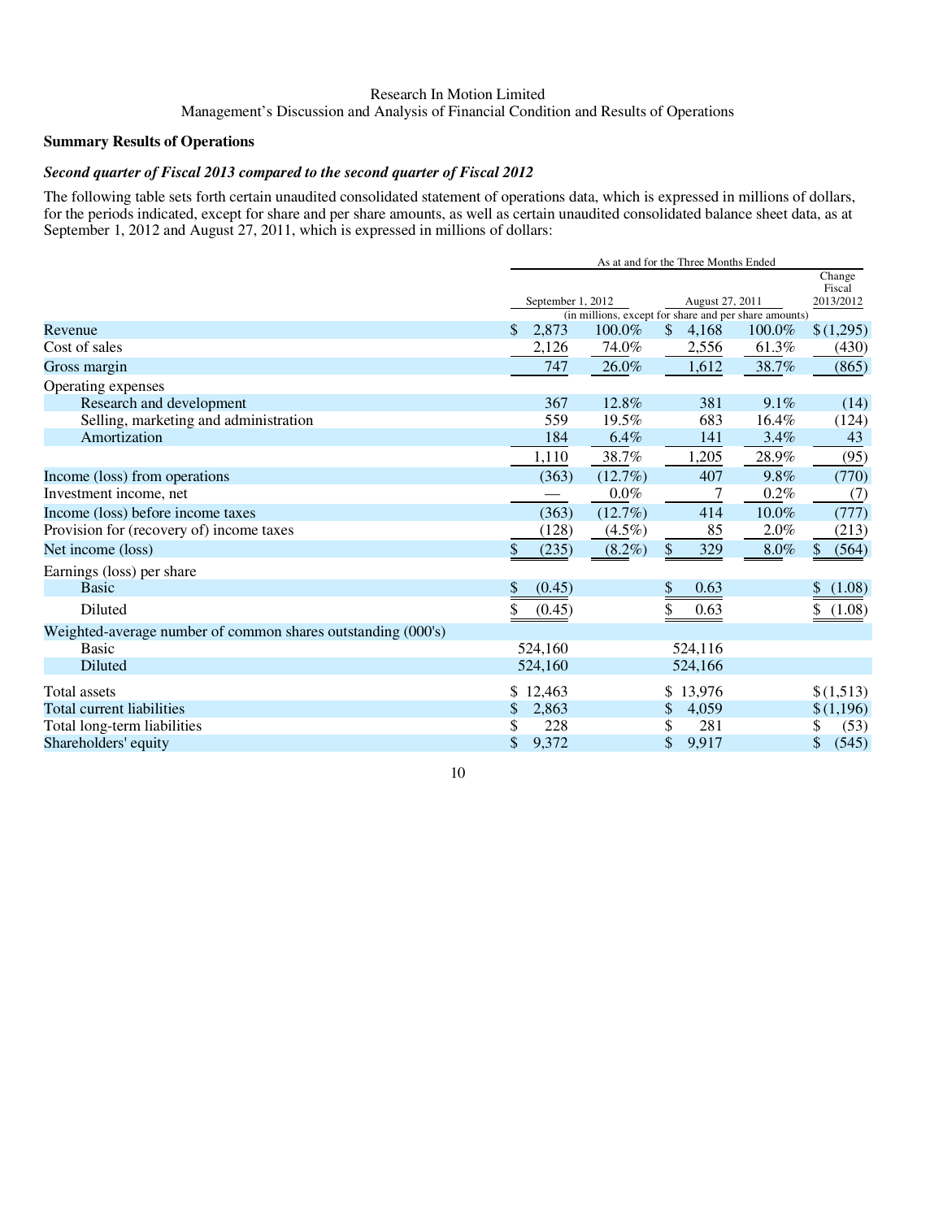Research In Motion Limited
Management's Discussion and Analysis of Financial Condition and Results of Operations

## Summary Results of Operations

### *Second quarter of Fiscal 2013 compared to the second quarter of Fiscal 2012*

The following table sets forth certain unaudited consolidated statement of operations data, which is expressed in millions of dollars, for the periods indicated, except for share and per share amounts, as well as certain unaudited consolidated balance sheet data, as at September 1, 2012 and August 27, 2011, which is expressed in millions of dollars:

| | As at and for the Three Months Ended | | | | |
|---|---|---|---|---|---|
| | September 1, 2012 | | August 27, 2011 | | Change Fiscal 2013/2012 |
| | (in millions, except for share and per share amounts) | | | | |
| Revenue | $ 2,873 | 100.0% | $ 4,168 | 100.0% | $ (1,295) |
| Cost of sales | 2,126 | 74.0% | 2,556 | 61.3% | (430) |
| Gross margin | 747 | 26.0% | 1,612 | 38.7% | (865) |
| Operating expenses | | | | | |
| Research and development | 367 | 12.8% | 381 | 9.1% | (14) |
| Selling, marketing and administration | 559 | 19.5% | 683 | 16.4% | (124) |
| Amortization | 184 | 6.4% | 141 | 3.4% | 43 |
| | 1,110 | 38.7% | 1,205 | 28.9% | (95) |
| Income (loss) from operations | (363) | (12.7%) | 407 | 9.8% | (770) |
| Investment income, net | — | 0.0% | 7 | 0.2% | (7) |
| Income (loss) before income taxes | (363) | (12.7%) | 414 | 10.0% | (777) |
| Provision for (recovery of) income taxes | (128) | (4.5%) | 85 | 2.0% | (213) |
| Net income (loss) | $ (235) | (8.2%) | $ 329 | 8.0% | $ (564) |
| Earnings (loss) per share | | | | | |
| Basic | $ (0.45) | | $ 0.63 | | $ (1.08) |
| Diluted | $ (0.45) | | $ 0.63 | | $ (1.08) |
| Weighted-average number of common shares outstanding (000's) | | | | | |
| Basic | 524,160 | | 524,116 | | |
| Diluted | 524,160 | | 524,166 | | |
| Total assets | $ 12,463 | | $ 13,976 | | $ (1,513) |
| Total current liabilities | $ 2,863 | | $ 4,059 | | $ (1,196) |
| Total long-term liabilities | $ 228 | | $ 281 | | $ (53) |
| Shareholders' equity | $ 9,372 | | $ 9,917 | | $ (545) |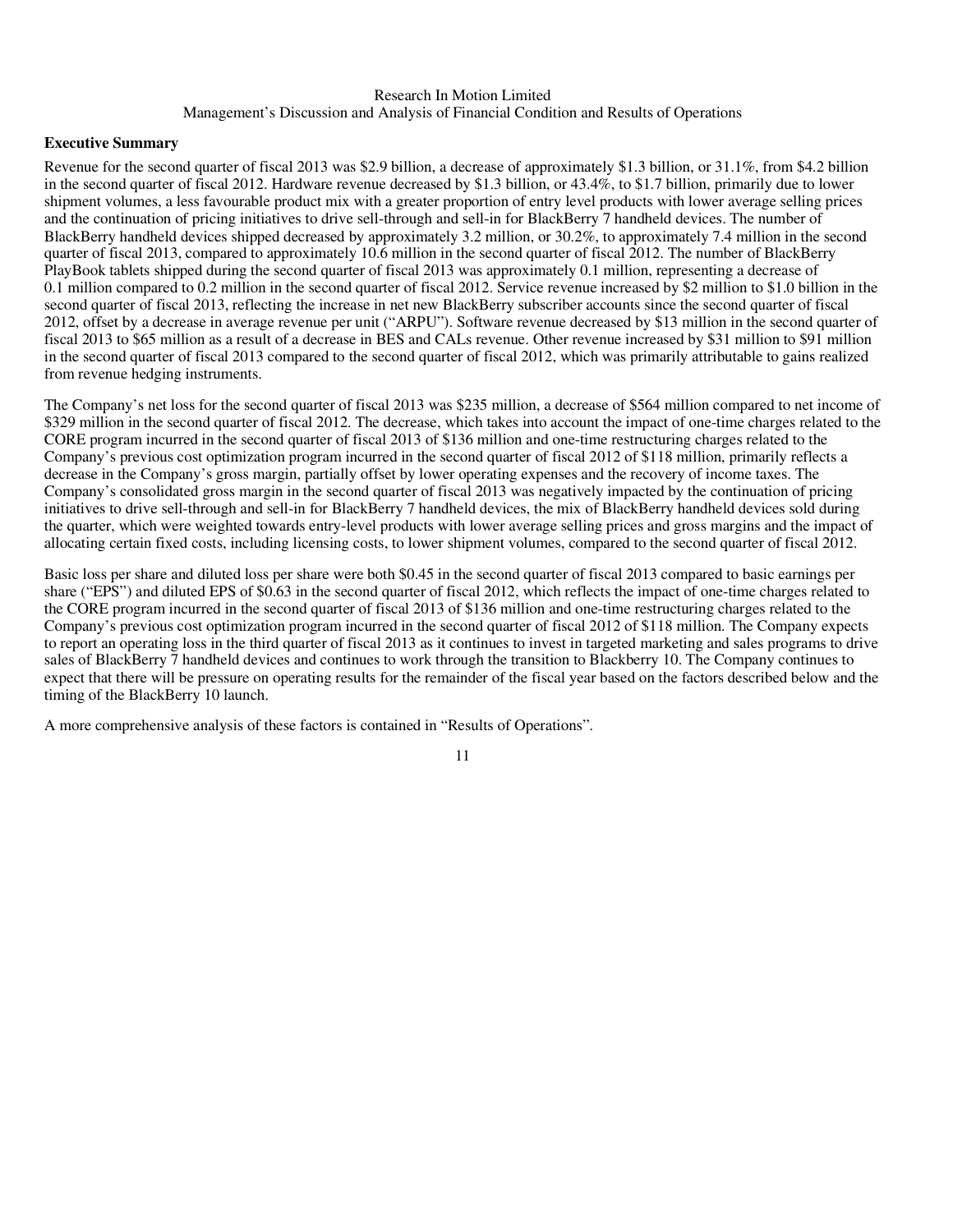Research In Motion Limited
Management's Discussion and Analysis of Financial Condition and Results of Operations

**Executive Summary**

Revenue for the second quarter of fiscal 2013 was $2.9 billion, a decrease of approximately $1.3 billion, or 31.1%, from $4.2 billion in the second quarter of fiscal 2012. Hardware revenue decreased by $1.3 billion, or 43.4%, to $1.7 billion, primarily due to lower shipment volumes, a less favourable product mix with a greater proportion of entry level products with lower average selling prices and the continuation of pricing initiatives to drive sell-through and sell-in for BlackBerry 7 handheld devices. The number of BlackBerry handheld devices shipped decreased by approximately 3.2 million, or 30.2%, to approximately 7.4 million in the second quarter of fiscal 2013, compared to approximately 10.6 million in the second quarter of fiscal 2012. The number of BlackBerry PlayBook tablets shipped during the second quarter of fiscal 2013 was approximately 0.1 million, representing a decrease of 0.1 million compared to 0.2 million in the second quarter of fiscal 2012. Service revenue increased by $2 million to $1.0 billion in the second quarter of fiscal 2013, reflecting the increase in net new BlackBerry subscriber accounts since the second quarter of fiscal 2012, offset by a decrease in average revenue per unit ("ARPU"). Software revenue decreased by $13 million in the second quarter of fiscal 2013 to $65 million as a result of a decrease in BES and CALs revenue. Other revenue increased by $31 million to $91 million in the second quarter of fiscal 2013 compared to the second quarter of fiscal 2012, which was primarily attributable to gains realized from revenue hedging instruments.

The Company's net loss for the second quarter of fiscal 2013 was $235 million, a decrease of $564 million compared to net income of $329 million in the second quarter of fiscal 2012. The decrease, which takes into account the impact of one-time charges related to the CORE program incurred in the second quarter of fiscal 2013 of $136 million and one-time restructuring charges related to the Company's previous cost optimization program incurred in the second quarter of fiscal 2012 of $118 million, primarily reflects a decrease in the Company's gross margin, partially offset by lower operating expenses and the recovery of income taxes. The Company's consolidated gross margin in the second quarter of fiscal 2013 was negatively impacted by the continuation of pricing initiatives to drive sell-through and sell-in for BlackBerry 7 handheld devices, the mix of BlackBerry handheld devices sold during the quarter, which were weighted towards entry-level products with lower average selling prices and gross margins and the impact of allocating certain fixed costs, including licensing costs, to lower shipment volumes, compared to the second quarter of fiscal 2012.

Basic loss per share and diluted loss per share were both $0.45 in the second quarter of fiscal 2013 compared to basic earnings per share ("EPS") and diluted EPS of $0.63 in the second quarter of fiscal 2012, which reflects the impact of one-time charges related to the CORE program incurred in the second quarter of fiscal 2013 of $136 million and one-time restructuring charges related to the Company's previous cost optimization program incurred in the second quarter of fiscal 2012 of $118 million. The Company expects to report an operating loss in the third quarter of fiscal 2013 as it continues to invest in targeted marketing and sales programs to drive sales of BlackBerry 7 handheld devices and continues to work through the transition to Blackberry 10. The Company continues to expect that there will be pressure on operating results for the remainder of the fiscal year based on the factors described below and the timing of the BlackBerry 10 launch.

A more comprehensive analysis of these factors is contained in "Results of Operations".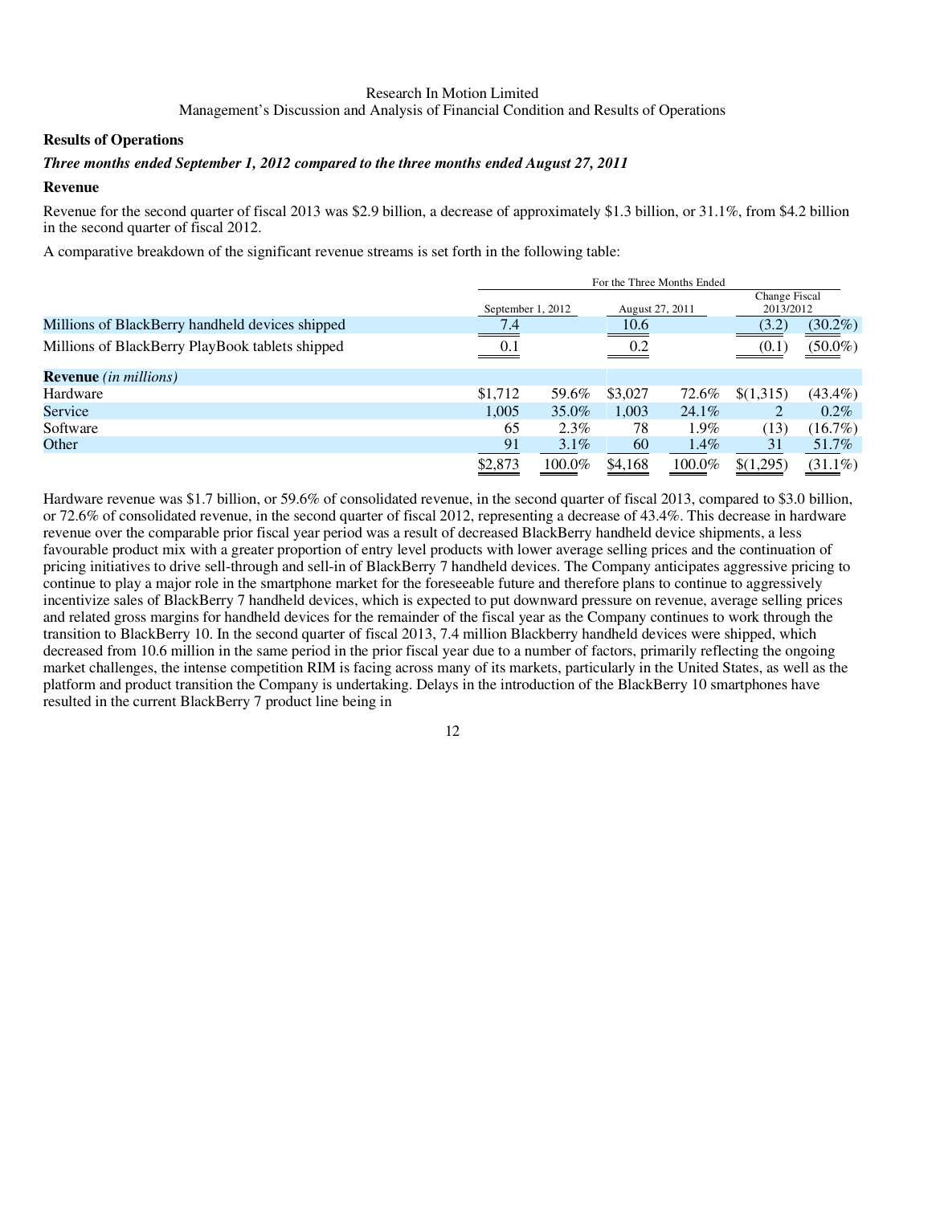### Results of Operations

***Three months ended September 1, 2012 compared to the three months ended August 27, 2011***

**Revenue**

Revenue for the second quarter of fiscal 2013 was $2.9 billion, a decrease of approximately $1.3 billion, or 31.1%, from $4.2 billion in the second quarter of fiscal 2012.

A comparative breakdown of the significant revenue streams is set forth in the following table:

| | For the Three Months Ended | | | | | |
|---|---|---|---|---|---|---|
| | September 1, 2012 | | August 27, 2011 | | Change Fiscal 2013/2012 | |
| Millions of BlackBerry handheld devices shipped | 7.4 | | 10.6 | | (3.2) | (30.2%) |
| Millions of BlackBerry PlayBook tablets shipped | 0.1 | | 0.2 | | (0.1) | (50.0%) |
| **Revenue** *(in millions)* | | | | | | |
| Hardware | $1,712 | 59.6% | $3,027 | 72.6% | $(1,315) | (43.4%) |
| Service | 1,005 | 35.0% | 1,003 | 24.1% | 2 | 0.2% |
| Software | 65 | 2.3% | 78 | 1.9% | (13) | (16.7%) |
| Other | 91 | 3.1% | 60 | 1.4% | 31 | 51.7% |
| | $2,873 | 100.0% | $4,168 | 100.0% | $(1,295) | (31.1%) |

Hardware revenue was $1.7 billion, or 59.6% of consolidated revenue, in the second quarter of fiscal 2013, compared to $3.0 billion, or 72.6% of consolidated revenue, in the second quarter of fiscal 2012, representing a decrease of 43.4%. This decrease in hardware revenue over the comparable prior fiscal year period was a result of decreased BlackBerry handheld device shipments, a less favourable product mix with a greater proportion of entry level products with lower average selling prices and the continuation of pricing initiatives to drive sell-through and sell-in of BlackBerry 7 handheld devices. The Company anticipates aggressive pricing to continue to play a major role in the smartphone market for the foreseeable future and therefore plans to continue to aggressively incentivize sales of BlackBerry 7 handheld devices, which is expected to put downward pressure on revenue, average selling prices and related gross margins for handheld devices for the remainder of the fiscal year as the Company continues to work through the transition to BlackBerry 10. In the second quarter of fiscal 2013, 7.4 million Blackberry handheld devices were shipped, which decreased from 10.6 million in the same period in the prior fiscal year due to a number of factors, primarily reflecting the ongoing market challenges, the intense competition RIM is facing across many of its markets, particularly in the United States, as well as the platform and product transition the Company is undertaking. Delays in the introduction of the BlackBerry 10 smartphones have resulted in the current BlackBerry 7 product line being in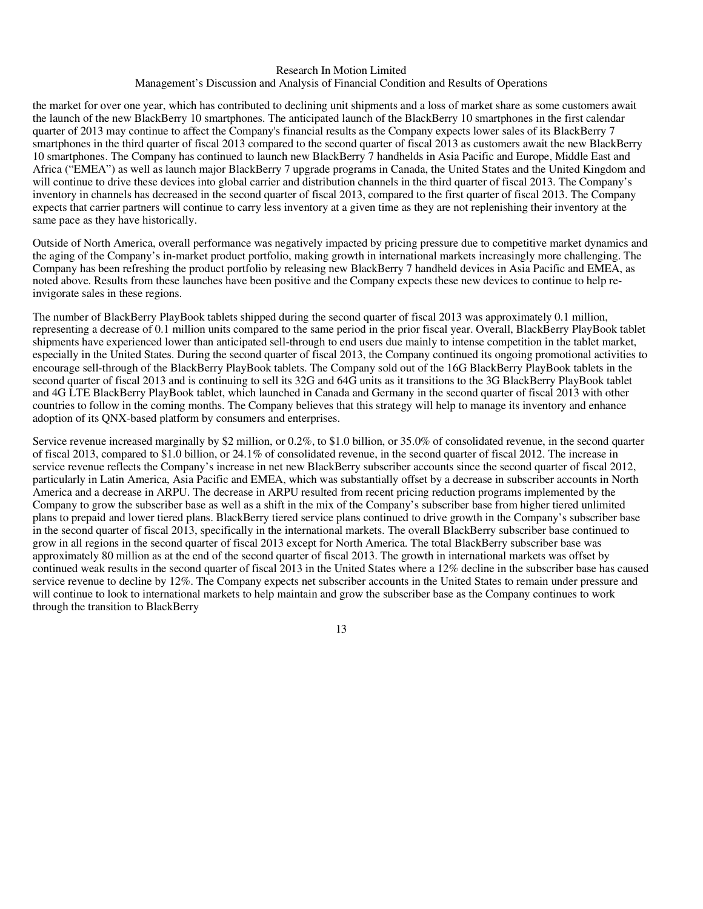the market for over one year, which has contributed to declining unit shipments and a loss of market share as some customers await the launch of the new BlackBerry 10 smartphones. The anticipated launch of the BlackBerry 10 smartphones in the first calendar quarter of 2013 may continue to affect the Company's financial results as the Company expects lower sales of its BlackBerry 7 smartphones in the third quarter of fiscal 2013 compared to the second quarter of fiscal 2013 as customers await the new BlackBerry 10 smartphones. The Company has continued to launch new BlackBerry 7 handhelds in Asia Pacific and Europe, Middle East and Africa ("EMEA") as well as launch major BlackBerry 7 upgrade programs in Canada, the United States and the United Kingdom and will continue to drive these devices into global carrier and distribution channels in the third quarter of fiscal 2013. The Company's inventory in channels has decreased in the second quarter of fiscal 2013, compared to the first quarter of fiscal 2013. The Company expects that carrier partners will continue to carry less inventory at a given time as they are not replenishing their inventory at the same pace as they have historically.

Outside of North America, overall performance was negatively impacted by pricing pressure due to competitive market dynamics and the aging of the Company's in-market product portfolio, making growth in international markets increasingly more challenging. The Company has been refreshing the product portfolio by releasing new BlackBerry 7 handheld devices in Asia Pacific and EMEA, as noted above. Results from these launches have been positive and the Company expects these new devices to continue to help re-invigorate sales in these regions.

The number of BlackBerry PlayBook tablets shipped during the second quarter of fiscal 2013 was approximately 0.1 million, representing a decrease of 0.1 million units compared to the same period in the prior fiscal year. Overall, BlackBerry PlayBook tablet shipments have experienced lower than anticipated sell-through to end users due mainly to intense competition in the tablet market, especially in the United States. During the second quarter of fiscal 2013, the Company continued its ongoing promotional activities to encourage sell-through of the BlackBerry PlayBook tablets. The Company sold out of the 16G BlackBerry PlayBook tablets in the second quarter of fiscal 2013 and is continuing to sell its 32G and 64G units as it transitions to the 3G BlackBerry PlayBook tablet and 4G LTE BlackBerry PlayBook tablet, which launched in Canada and Germany in the second quarter of fiscal 2013 with other countries to follow in the coming months. The Company believes that this strategy will help to manage its inventory and enhance adoption of its QNX-based platform by consumers and enterprises.

Service revenue increased marginally by $2 million, or 0.2%, to $1.0 billion, or 35.0% of consolidated revenue, in the second quarter of fiscal 2013, compared to $1.0 billion, or 24.1% of consolidated revenue, in the second quarter of fiscal 2012. The increase in service revenue reflects the Company's increase in net new BlackBerry subscriber accounts since the second quarter of fiscal 2012, particularly in Latin America, Asia Pacific and EMEA, which was substantially offset by a decrease in subscriber accounts in North America and a decrease in ARPU. The decrease in ARPU resulted from recent pricing reduction programs implemented by the Company to grow the subscriber base as well as a shift in the mix of the Company's subscriber base from higher tiered unlimited plans to prepaid and lower tiered plans. BlackBerry tiered service plans continued to drive growth in the Company's subscriber base in the second quarter of fiscal 2013, specifically in the international markets. The overall BlackBerry subscriber base continued to grow in all regions in the second quarter of fiscal 2013 except for North America. The total BlackBerry subscriber base was approximately 80 million as at the end of the second quarter of fiscal 2013. The growth in international markets was offset by continued weak results in the second quarter of fiscal 2013 in the United States where a 12% decline in the subscriber base has caused service revenue to decline by 12%. The Company expects net subscriber accounts in the United States to remain under pressure and will continue to look to international markets to help maintain and grow the subscriber base as the Company continues to work through the transition to BlackBerry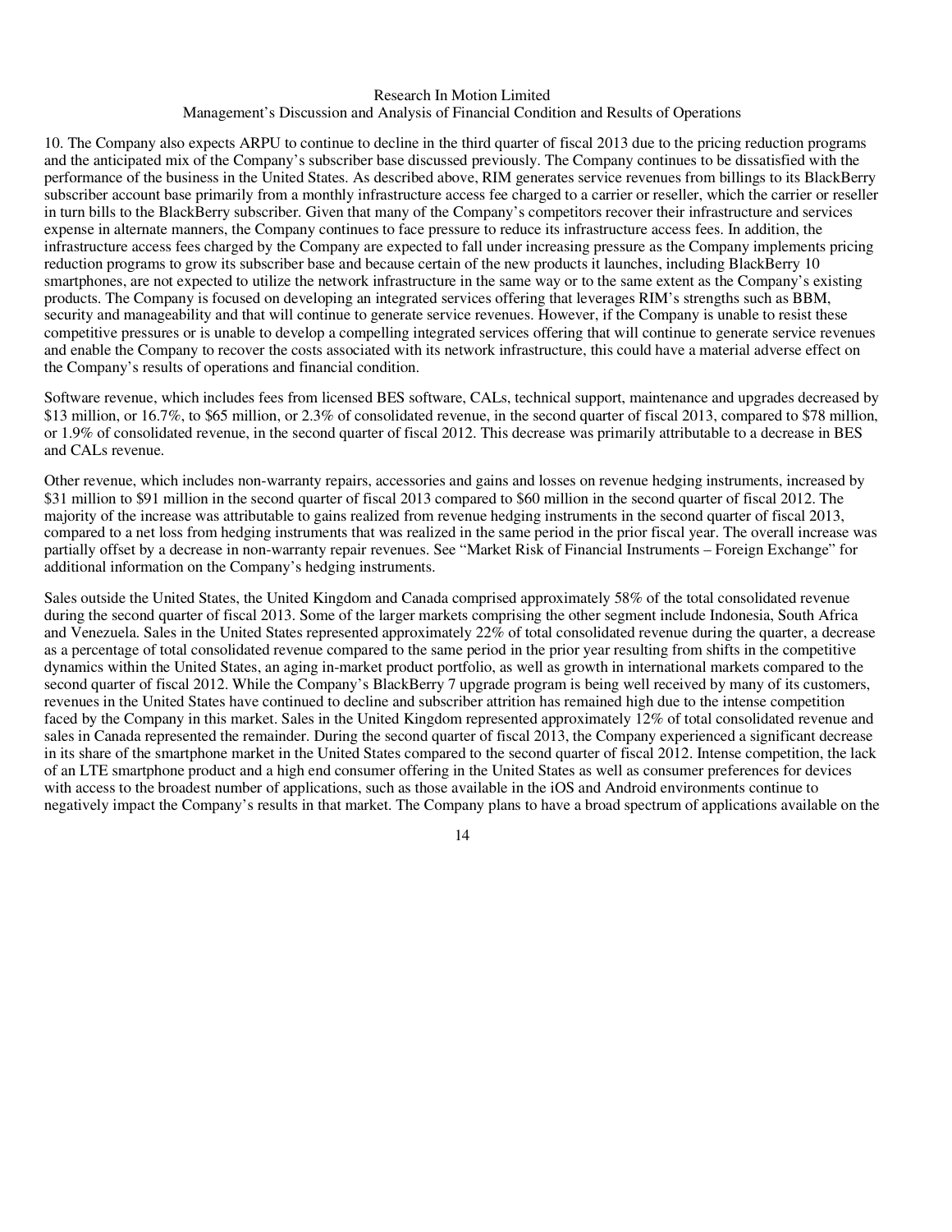10. The Company also expects ARPU to continue to decline in the third quarter of fiscal 2013 due to the pricing reduction programs and the anticipated mix of the Company's subscriber base discussed previously. The Company continues to be dissatisfied with the performance of the business in the United States. As described above, RIM generates service revenues from billings to its BlackBerry subscriber account base primarily from a monthly infrastructure access fee charged to a carrier or reseller, which the carrier or reseller in turn bills to the BlackBerry subscriber. Given that many of the Company's competitors recover their infrastructure and services expense in alternate manners, the Company continues to face pressure to reduce its infrastructure access fees. In addition, the infrastructure access fees charged by the Company are expected to fall under increasing pressure as the Company implements pricing reduction programs to grow its subscriber base and because certain of the new products it launches, including BlackBerry 10 smartphones, are not expected to utilize the network infrastructure in the same way or to the same extent as the Company's existing products. The Company is focused on developing an integrated services offering that leverages RIM's strengths such as BBM, security and manageability and that will continue to generate service revenues. However, if the Company is unable to resist these competitive pressures or is unable to develop a compelling integrated services offering that will continue to generate service revenues and enable the Company to recover the costs associated with its network infrastructure, this could have a material adverse effect on the Company's results of operations and financial condition.

Software revenue, which includes fees from licensed BES software, CALs, technical support, maintenance and upgrades decreased by $13 million, or 16.7%, to $65 million, or 2.3% of consolidated revenue, in the second quarter of fiscal 2013, compared to $78 million, or 1.9% of consolidated revenue, in the second quarter of fiscal 2012. This decrease was primarily attributable to a decrease in BES and CALs revenue.

Other revenue, which includes non-warranty repairs, accessories and gains and losses on revenue hedging instruments, increased by $31 million to $91 million in the second quarter of fiscal 2013 compared to $60 million in the second quarter of fiscal 2012. The majority of the increase was attributable to gains realized from revenue hedging instruments in the second quarter of fiscal 2013, compared to a net loss from hedging instruments that was realized in the same period in the prior fiscal year. The overall increase was partially offset by a decrease in non-warranty repair revenues. See "Market Risk of Financial Instruments – Foreign Exchange" for additional information on the Company's hedging instruments.

Sales outside the United States, the United Kingdom and Canada comprised approximately 58% of the total consolidated revenue during the second quarter of fiscal 2013. Some of the larger markets comprising the other segment include Indonesia, South Africa and Venezuela. Sales in the United States represented approximately 22% of total consolidated revenue during the quarter, a decrease as a percentage of total consolidated revenue compared to the same period in the prior year resulting from shifts in the competitive dynamics within the United States, an aging in-market product portfolio, as well as growth in international markets compared to the second quarter of fiscal 2012. While the Company's BlackBerry 7 upgrade program is being well received by many of its customers, revenues in the United States have continued to decline and subscriber attrition has remained high due to the intense competition faced by the Company in this market. Sales in the United Kingdom represented approximately 12% of total consolidated revenue and sales in Canada represented the remainder. During the second quarter of fiscal 2013, the Company experienced a significant decrease in its share of the smartphone market in the United States compared to the second quarter of fiscal 2012. Intense competition, the lack of an LTE smartphone product and a high end consumer offering in the United States as well as consumer preferences for devices with access to the broadest number of applications, such as those available in the iOS and Android environments continue to negatively impact the Company's results in that market. The Company plans to have a broad spectrum of applications available on the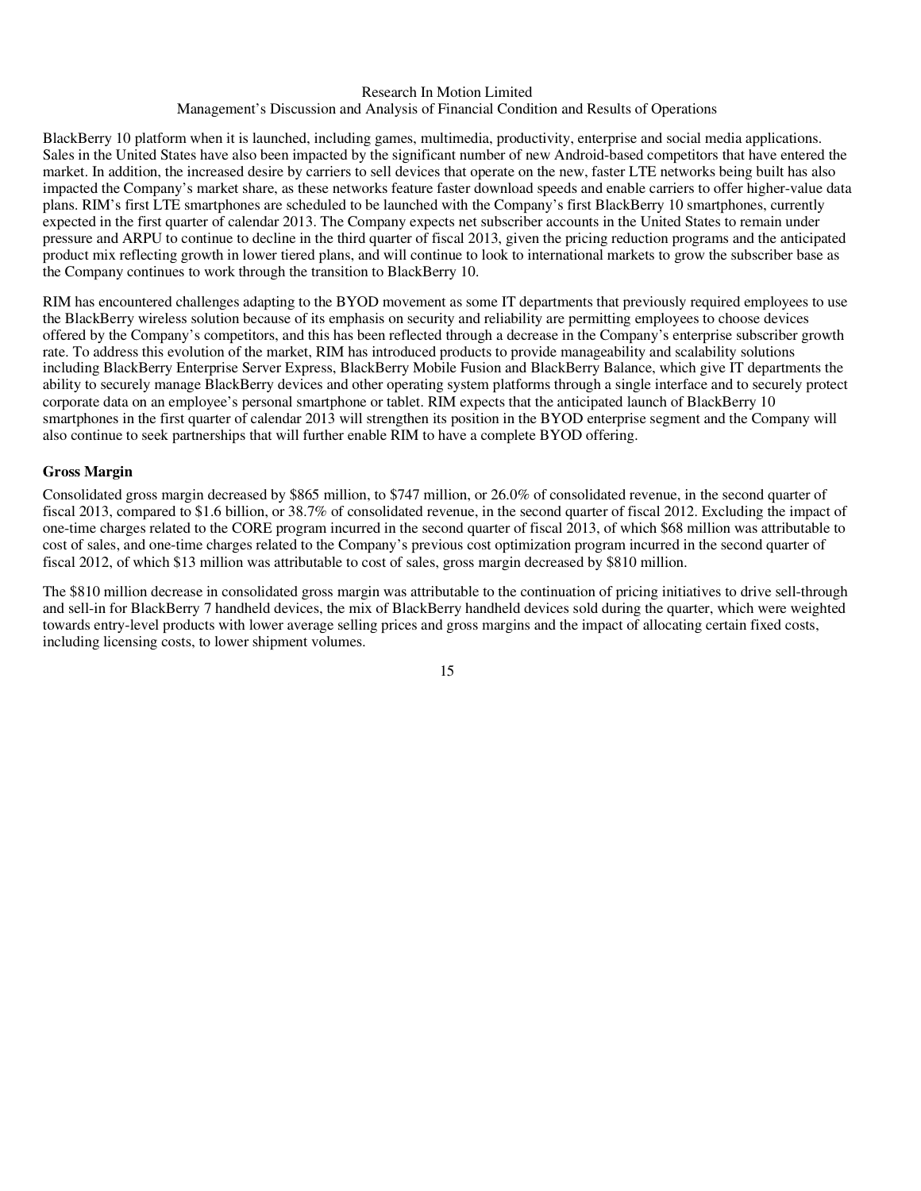BlackBerry 10 platform when it is launched, including games, multimedia, productivity, enterprise and social media applications. Sales in the United States have also been impacted by the significant number of new Android-based competitors that have entered the market. In addition, the increased desire by carriers to sell devices that operate on the new, faster LTE networks being built has also impacted the Company's market share, as these networks feature faster download speeds and enable carriers to offer higher-value data plans. RIM's first LTE smartphones are scheduled to be launched with the Company's first BlackBerry 10 smartphones, currently expected in the first quarter of calendar 2013. The Company expects net subscriber accounts in the United States to remain under pressure and ARPU to continue to decline in the third quarter of fiscal 2013, given the pricing reduction programs and the anticipated product mix reflecting growth in lower tiered plans, and will continue to look to international markets to grow the subscriber base as the Company continues to work through the transition to BlackBerry 10.

RIM has encountered challenges adapting to the BYOD movement as some IT departments that previously required employees to use the BlackBerry wireless solution because of its emphasis on security and reliability are permitting employees to choose devices offered by the Company's competitors, and this has been reflected through a decrease in the Company's enterprise subscriber growth rate. To address this evolution of the market, RIM has introduced products to provide manageability and scalability solutions including BlackBerry Enterprise Server Express, BlackBerry Mobile Fusion and BlackBerry Balance, which give IT departments the ability to securely manage BlackBerry devices and other operating system platforms through a single interface and to securely protect corporate data on an employee's personal smartphone or tablet. RIM expects that the anticipated launch of BlackBerry 10 smartphones in the first quarter of calendar 2013 will strengthen its position in the BYOD enterprise segment and the Company will also continue to seek partnerships that will further enable RIM to have a complete BYOD offering.

**Gross Margin**

Consolidated gross margin decreased by $865 million, to $747 million, or 26.0% of consolidated revenue, in the second quarter of fiscal 2013, compared to $1.6 billion, or 38.7% of consolidated revenue, in the second quarter of fiscal 2012. Excluding the impact of one-time charges related to the CORE program incurred in the second quarter of fiscal 2013, of which $68 million was attributable to cost of sales, and one-time charges related to the Company's previous cost optimization program incurred in the second quarter of fiscal 2012, of which $13 million was attributable to cost of sales, gross margin decreased by $810 million.

The $810 million decrease in consolidated gross margin was attributable to the continuation of pricing initiatives to drive sell-through and sell-in for BlackBerry 7 handheld devices, the mix of BlackBerry handheld devices sold during the quarter, which were weighted towards entry-level products with lower average selling prices and gross margins and the impact of allocating certain fixed costs, including licensing costs, to lower shipment volumes.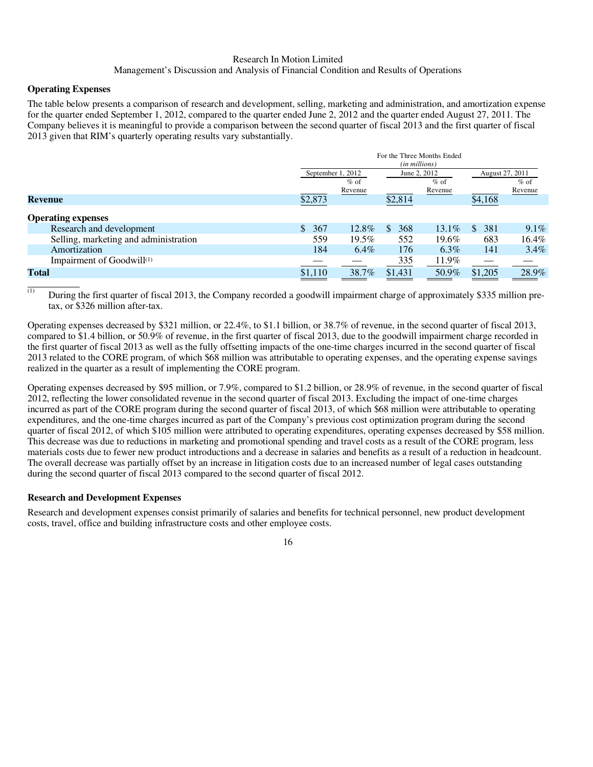### Operating Expenses

The table below presents a comparison of research and development, selling, marketing and administration, and amortization expense for the quarter ended September 1, 2012, compared to the quarter ended June 2, 2012 and the quarter ended August 27, 2011. The Company believes it is meaningful to provide a comparison between the second quarter of fiscal 2013 and the first quarter of fiscal 2013 given that RIM's quarterly operating results vary substantially.

| | For the Three Months Ended *(in millions)* | | | | | |
|---|---|---|---|---|---|---|
| | September 1, 2012 | | June 2, 2012 | | August 27, 2011 | |
| | | % of Revenue | | % of Revenue | | % of Revenue |
| **Revenue** | $2,873 | | $2,814 | | $4,168 | |
| **Operating expenses** | | | | | | |
| Research and development | $ 367 | 12.8% | $ 368 | 13.1% | $ 381 | 9.1% |
| Selling, marketing and administration | 559 | 19.5% | 552 | 19.6% | 683 | 16.4% |
| Amortization | 184 | 6.4% | 176 | 6.3% | 141 | 3.4% |
| Impairment of Goodwill[(1)] | — | — | 335 | 11.9% | — | — |
| **Total** | $1,110 | 38.7% | $1,431 | 50.9% | $1,205 | 28.9% |

(1) During the first quarter of fiscal 2013, the Company recorded a goodwill impairment charge of approximately $335 million pre-tax, or $326 million after-tax.

Operating expenses decreased by $321 million, or 22.4%, to $1.1 billion, or 38.7% of revenue, in the second quarter of fiscal 2013, compared to $1.4 billion, or 50.9% of revenue, in the first quarter of fiscal 2013, due to the goodwill impairment charge recorded in the first quarter of fiscal 2013 as well as the fully offsetting impacts of the one-time charges incurred in the second quarter of fiscal 2013 related to the CORE program, of which $68 million was attributable to operating expenses, and the operating expense savings realized in the quarter as a result of implementing the CORE program.

Operating expenses decreased by $95 million, or 7.9%, compared to $1.2 billion, or 28.9% of revenue, in the second quarter of fiscal 2012, reflecting the lower consolidated revenue in the second quarter of fiscal 2013. Excluding the impact of one-time charges incurred as part of the CORE program during the second quarter of fiscal 2013, of which $68 million were attributable to operating expenditures, and the one-time charges incurred as part of the Company's previous cost optimization program during the second quarter of fiscal 2012, of which $105 million were attributed to operating expenditures, operating expenses decreased by $58 million. This decrease was due to reductions in marketing and promotional spending and travel costs as a result of the CORE program, less materials costs due to fewer new product introductions and a decrease in salaries and benefits as a result of a reduction in headcount. The overall decrease was partially offset by an increase in litigation costs due to an increased number of legal cases outstanding during the second quarter of fiscal 2013 compared to the second quarter of fiscal 2012.

### Research and Development Expenses

Research and development expenses consist primarily of salaries and benefits for technical personnel, new product development costs, travel, office and building infrastructure costs and other employee costs.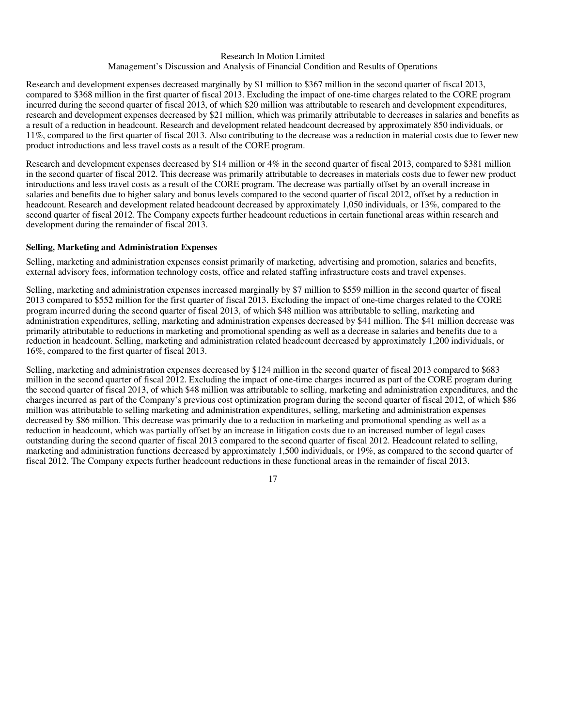Research and development expenses decreased marginally by $1 million to $367 million in the second quarter of fiscal 2013, compared to $368 million in the first quarter of fiscal 2013. Excluding the impact of one-time charges related to the CORE program incurred during the second quarter of fiscal 2013, of which $20 million was attributable to research and development expenditures, research and development expenses decreased by $21 million, which was primarily attributable to decreases in salaries and benefits as a result of a reduction in headcount. Research and development related headcount decreased by approximately 850 individuals, or 11%, compared to the first quarter of fiscal 2013. Also contributing to the decrease was a reduction in material costs due to fewer new product introductions and less travel costs as a result of the CORE program.

Research and development expenses decreased by $14 million or 4% in the second quarter of fiscal 2013, compared to $381 million in the second quarter of fiscal 2012. This decrease was primarily attributable to decreases in materials costs due to fewer new product introductions and less travel costs as a result of the CORE program. The decrease was partially offset by an overall increase in salaries and benefits due to higher salary and bonus levels compared to the second quarter of fiscal 2012, offset by a reduction in headcount. Research and development related headcount decreased by approximately 1,050 individuals, or 13%, compared to the second quarter of fiscal 2012. The Company expects further headcount reductions in certain functional areas within research and development during the remainder of fiscal 2013.

**Selling, Marketing and Administration Expenses**

Selling, marketing and administration expenses consist primarily of marketing, advertising and promotion, salaries and benefits, external advisory fees, information technology costs, office and related staffing infrastructure costs and travel expenses.

Selling, marketing and administration expenses increased marginally by $7 million to $559 million in the second quarter of fiscal 2013 compared to $552 million for the first quarter of fiscal 2013. Excluding the impact of one-time charges related to the CORE program incurred during the second quarter of fiscal 2013, of which $48 million was attributable to selling, marketing and administration expenditures, selling, marketing and administration expenses decreased by $41 million. The $41 million decrease was primarily attributable to reductions in marketing and promotional spending as well as a decrease in salaries and benefits due to a reduction in headcount. Selling, marketing and administration related headcount decreased by approximately 1,200 individuals, or 16%, compared to the first quarter of fiscal 2013.

Selling, marketing and administration expenses decreased by $124 million in the second quarter of fiscal 2013 compared to $683 million in the second quarter of fiscal 2012. Excluding the impact of one-time charges incurred as part of the CORE program during the second quarter of fiscal 2013, of which $48 million was attributable to selling, marketing and administration expenditures, and the charges incurred as part of the Company's previous cost optimization program during the second quarter of fiscal 2012, of which $86 million was attributable to selling marketing and administration expenditures, selling, marketing and administration expenses decreased by $86 million. This decrease was primarily due to a reduction in marketing and promotional spending as well as a reduction in headcount, which was partially offset by an increase in litigation costs due to an increased number of legal cases outstanding during the second quarter of fiscal 2013 compared to the second quarter of fiscal 2012. Headcount related to selling, marketing and administration functions decreased by approximately 1,500 individuals, or 19%, as compared to the second quarter of fiscal 2012. The Company expects further headcount reductions in these functional areas in the remainder of fiscal 2013.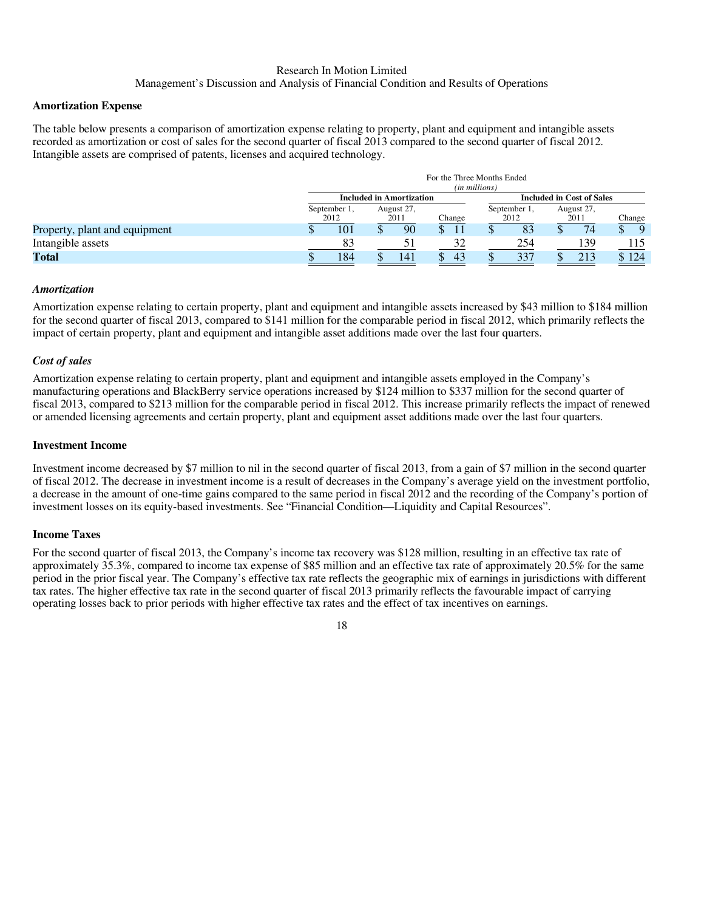### Amortization Expense

The table below presents a comparison of amortization expense relating to property, plant and equipment and intangible assets recorded as amortization or cost of sales for the second quarter of fiscal 2013 compared to the second quarter of fiscal 2012. Intangible assets are comprised of patents, licenses and acquired technology.

| | For the Three Months Ended *(in millions)* | | | | | |
|---|---|---|---|---|---|---|
| | **Included in Amortization** | | | **Included in Cost of Sales** | | |
| | September 1, 2012 | August 27, 2011 | Change | September 1, 2012 | August 27, 2011 | Change |
| Property, plant and equipment | $ 101 | $ 90 | $ 11 | $ 83 | $ 74 | $ 9 |
| Intangible assets | 83 | 51 | 32 | 254 | 139 | 115 |
| **Total** | $ 184 | $ 141 | $ 43 | $ 337 | $ 213 | $ 124 |

#### *Amortization*

Amortization expense relating to certain property, plant and equipment and intangible assets increased by $43 million to $184 million for the second quarter of fiscal 2013, compared to $141 million for the comparable period in fiscal 2012, which primarily reflects the impact of certain property, plant and equipment and intangible asset additions made over the last four quarters.

#### *Cost of sales*

Amortization expense relating to certain property, plant and equipment and intangible assets employed in the Company's manufacturing operations and BlackBerry service operations increased by $124 million to $337 million for the second quarter of fiscal 2013, compared to $213 million for the comparable period in fiscal 2012. This increase primarily reflects the impact of renewed or amended licensing agreements and certain property, plant and equipment asset additions made over the last four quarters.

### Investment Income

Investment income decreased by $7 million to nil in the second quarter of fiscal 2013, from a gain of $7 million in the second quarter of fiscal 2012. The decrease in investment income is a result of decreases in the Company's average yield on the investment portfolio, a decrease in the amount of one-time gains compared to the same period in fiscal 2012 and the recording of the Company's portion of investment losses on its equity-based investments. See "Financial Condition—Liquidity and Capital Resources".

### Income Taxes

For the second quarter of fiscal 2013, the Company's income tax recovery was $128 million, resulting in an effective tax rate of approximately 35.3%, compared to income tax expense of $85 million and an effective tax rate of approximately 20.5% for the same period in the prior fiscal year. The Company's effective tax rate reflects the geographic mix of earnings in jurisdictions with different tax rates. The higher effective tax rate in the second quarter of fiscal 2013 primarily reflects the favourable impact of carrying operating losses back to prior periods with higher effective tax rates and the effect of tax incentives on earnings.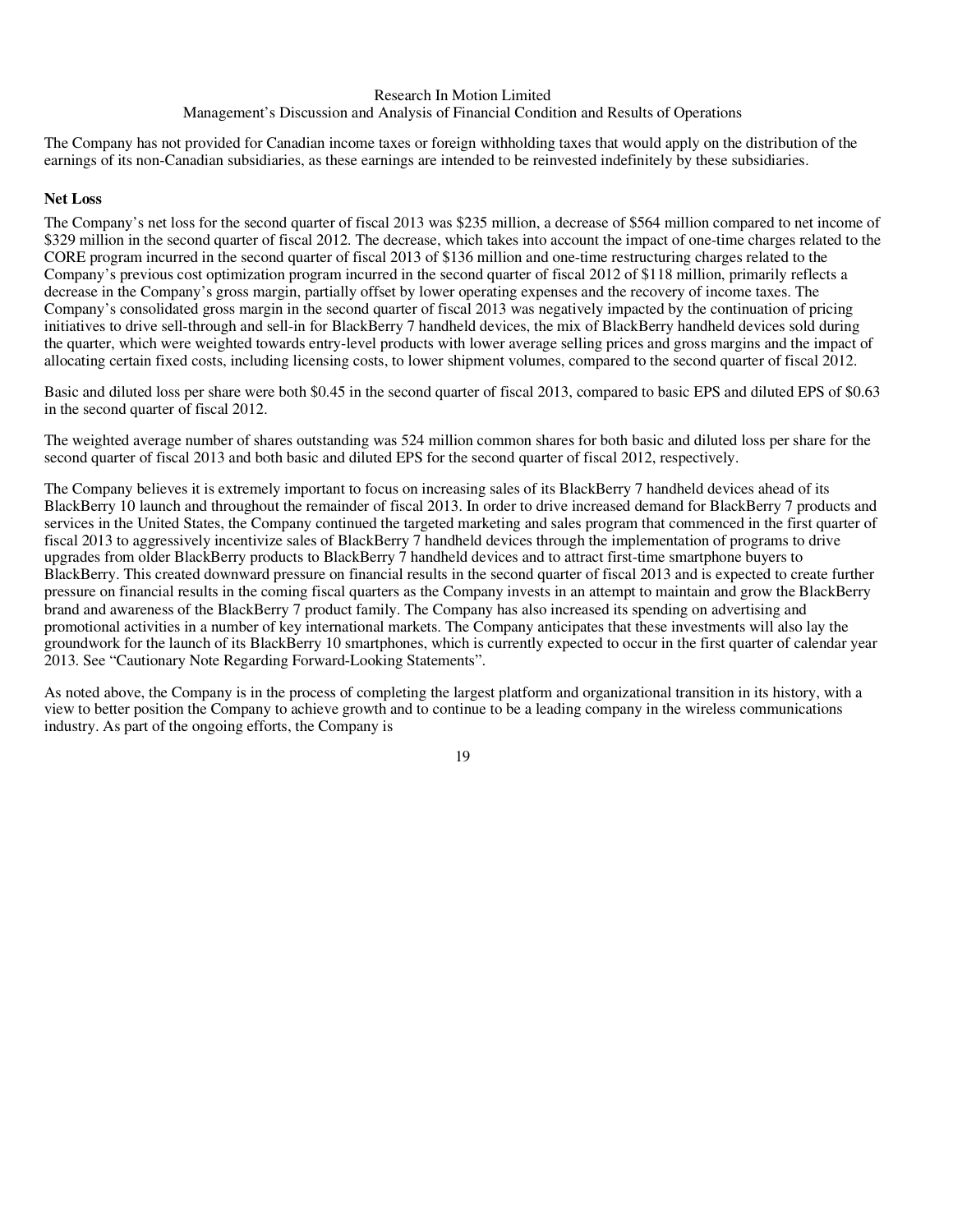The Company has not provided for Canadian income taxes or foreign withholding taxes that would apply on the distribution of the earnings of its non-Canadian subsidiaries, as these earnings are intended to be reinvested indefinitely by these subsidiaries.

**Net Loss**

The Company's net loss for the second quarter of fiscal 2013 was $235 million, a decrease of $564 million compared to net income of $329 million in the second quarter of fiscal 2012. The decrease, which takes into account the impact of one-time charges related to the CORE program incurred in the second quarter of fiscal 2013 of $136 million and one-time restructuring charges related to the Company's previous cost optimization program incurred in the second quarter of fiscal 2012 of $118 million, primarily reflects a decrease in the Company's gross margin, partially offset by lower operating expenses and the recovery of income taxes. The Company's consolidated gross margin in the second quarter of fiscal 2013 was negatively impacted by the continuation of pricing initiatives to drive sell-through and sell-in for BlackBerry 7 handheld devices, the mix of BlackBerry handheld devices sold during the quarter, which were weighted towards entry-level products with lower average selling prices and gross margins and the impact of allocating certain fixed costs, including licensing costs, to lower shipment volumes, compared to the second quarter of fiscal 2012.

Basic and diluted loss per share were both $0.45 in the second quarter of fiscal 2013, compared to basic EPS and diluted EPS of $0.63 in the second quarter of fiscal 2012.

The weighted average number of shares outstanding was 524 million common shares for both basic and diluted loss per share for the second quarter of fiscal 2013 and both basic and diluted EPS for the second quarter of fiscal 2012, respectively.

The Company believes it is extremely important to focus on increasing sales of its BlackBerry 7 handheld devices ahead of its BlackBerry 10 launch and throughout the remainder of fiscal 2013. In order to drive increased demand for BlackBerry 7 products and services in the United States, the Company continued the targeted marketing and sales program that commenced in the first quarter of fiscal 2013 to aggressively incentivize sales of BlackBerry 7 handheld devices through the implementation of programs to drive upgrades from older BlackBerry products to BlackBerry 7 handheld devices and to attract first-time smartphone buyers to BlackBerry. This created downward pressure on financial results in the second quarter of fiscal 2013 and is expected to create further pressure on financial results in the coming fiscal quarters as the Company invests in an attempt to maintain and grow the BlackBerry brand and awareness of the BlackBerry 7 product family. The Company has also increased its spending on advertising and promotional activities in a number of key international markets. The Company anticipates that these investments will also lay the groundwork for the launch of its BlackBerry 10 smartphones, which is currently expected to occur in the first quarter of calendar year 2013. See "Cautionary Note Regarding Forward-Looking Statements".

As noted above, the Company is in the process of completing the largest platform and organizational transition in its history, with a view to better position the Company to achieve growth and to continue to be a leading company in the wireless communications industry. As part of the ongoing efforts, the Company is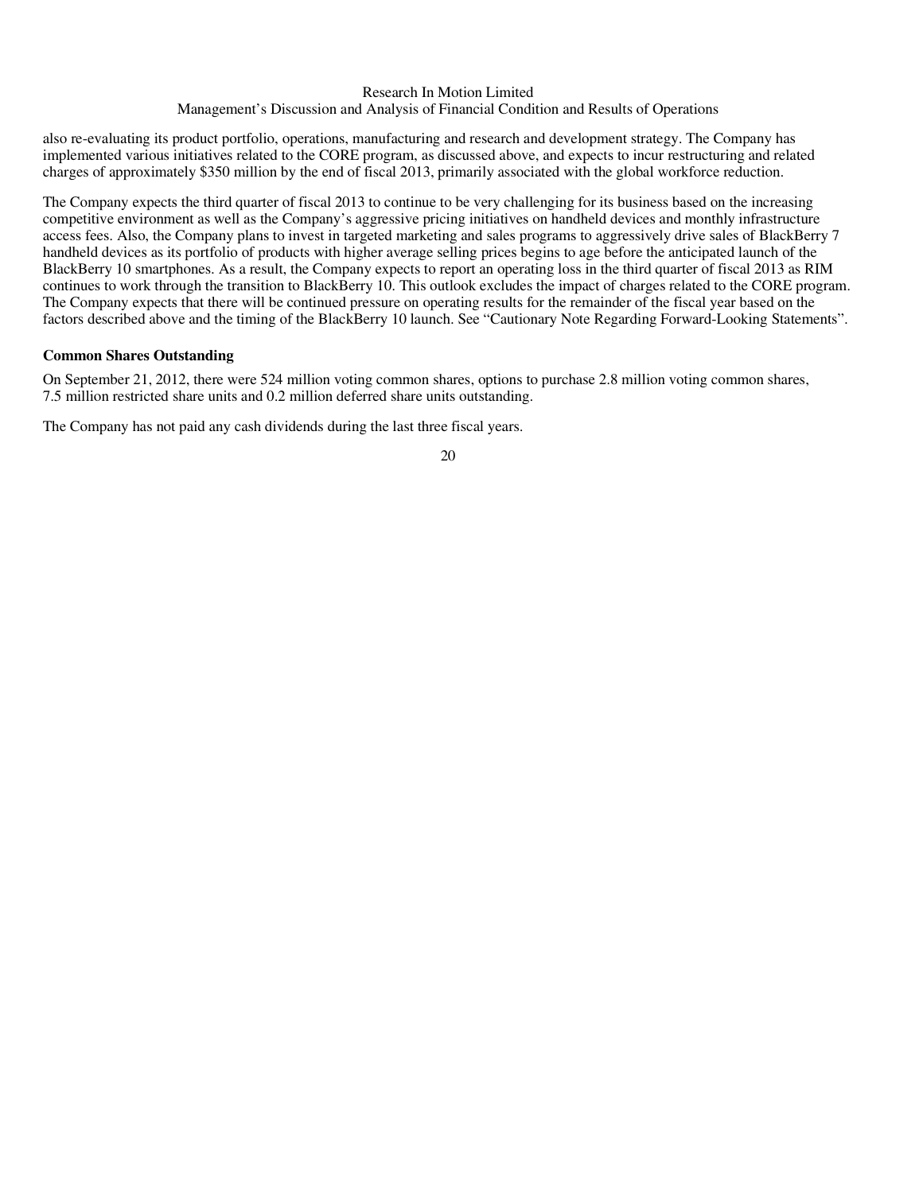also re-evaluating its product portfolio, operations, manufacturing and research and development strategy. The Company has implemented various initiatives related to the CORE program, as discussed above, and expects to incur restructuring and related charges of approximately $350 million by the end of fiscal 2013, primarily associated with the global workforce reduction.

The Company expects the third quarter of fiscal 2013 to continue to be very challenging for its business based on the increasing competitive environment as well as the Company's aggressive pricing initiatives on handheld devices and monthly infrastructure access fees. Also, the Company plans to invest in targeted marketing and sales programs to aggressively drive sales of BlackBerry 7 handheld devices as its portfolio of products with higher average selling prices begins to age before the anticipated launch of the BlackBerry 10 smartphones. As a result, the Company expects to report an operating loss in the third quarter of fiscal 2013 as RIM continues to work through the transition to BlackBerry 10. This outlook excludes the impact of charges related to the CORE program. The Company expects that there will be continued pressure on operating results for the remainder of the fiscal year based on the factors described above and the timing of the BlackBerry 10 launch. See "Cautionary Note Regarding Forward-Looking Statements".

**Common Shares Outstanding**

On September 21, 2012, there were 524 million voting common shares, options to purchase 2.8 million voting common shares, 7.5 million restricted share units and 0.2 million deferred share units outstanding.

The Company has not paid any cash dividends during the last three fiscal years.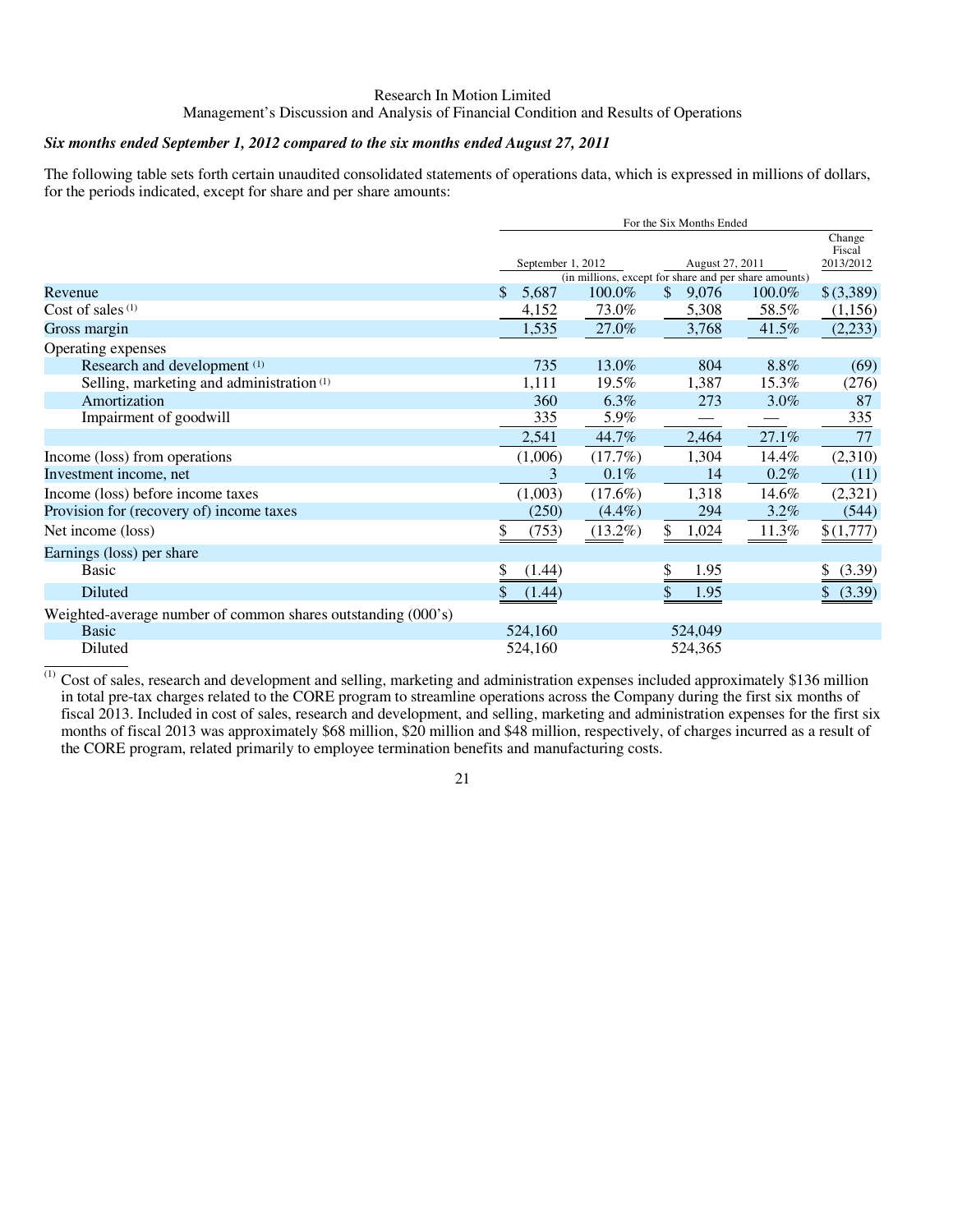Research In Motion Limited

Management's Discussion and Analysis of Financial Condition and Results of Operations

***Six months ended September 1, 2012 compared to the six months ended August 27, 2011***

The following table sets forth certain unaudited consolidated statements of operations data, which is expressed in millions of dollars, for the periods indicated, except for share and per share amounts:

| | For the Six Months Ended | | | | |
|---|---|---|---|---|---|
| | September 1, 2012 | | August 27, 2011 | | Change Fiscal 2013/2012 |
| | (in millions, except for share and per share amounts) | | | | |
| Revenue | $ 5,687 | 100.0% | $ 9,076 | 100.0% | $ (3,389) |
| Cost of sales [1] | 4,152 | 73.0% | 5,308 | 58.5% | (1,156) |
| Gross margin | 1,535 | 27.0% | 3,768 | 41.5% | (2,233) |
| Operating expenses | | | | | |
| Research and development [1] | 735 | 13.0% | 804 | 8.8% | (69) |
| Selling, marketing and administration [1] | 1,111 | 19.5% | 1,387 | 15.3% | (276) |
| Amortization | 360 | 6.3% | 273 | 3.0% | 87 |
| Impairment of goodwill | 335 | 5.9% | — | — | 335 |
| | 2,541 | 44.7% | 2,464 | 27.1% | 77 |
| Income (loss) from operations | (1,006) | (17.7%) | 1,304 | 14.4% | (2,310) |
| Investment income, net | 3 | 0.1% | 14 | 0.2% | (11) |
| Income (loss) before income taxes | (1,003) | (17.6%) | 1,318 | 14.6% | (2,321) |
| Provision for (recovery of) income taxes | (250) | (4.4%) | 294 | 3.2% | (544) |
| Net income (loss) | $ (753) | (13.2%) | $ 1,024 | 11.3% | $ (1,777) |
| Earnings (loss) per share | | | | | |
| Basic | $ (1.44) | | $ 1.95 | | $ (3.39) |
| Diluted | $ (1.44) | | $ 1.95 | | $ (3.39) |
| Weighted-average number of common shares outstanding (000's) | | | | | |
| Basic | 524,160 | | 524,049 | | |
| Diluted | 524,160 | | 524,365 | | |

[1] Cost of sales, research and development and selling, marketing and administration expenses included approximately $136 million in total pre-tax charges related to the CORE program to streamline operations across the Company during the first six months of fiscal 2013. Included in cost of sales, research and development, and selling, marketing and administration expenses for the first six months of fiscal 2013 was approximately $68 million, $20 million and $48 million, respectively, of charges incurred as a result of the CORE program, related primarily to employee termination benefits and manufacturing costs.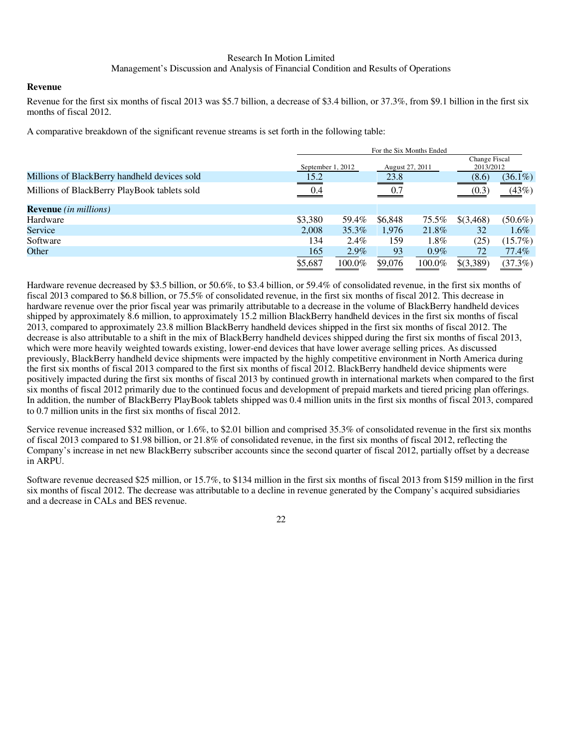## Revenue

Revenue for the first six months of fiscal 2013 was $5.7 billion, a decrease of $3.4 billion, or 37.3%, from $9.1 billion in the first six months of fiscal 2012.

A comparative breakdown of the significant revenue streams is set forth in the following table:

| | For the Six Months Ended | | | | | |
|---|---|---|---|---|---|---|
| | September 1, 2012 | | August 27, 2011 | | Change Fiscal 2013/2012 | |
| Millions of BlackBerry handheld devices sold | 15.2 | | 23.8 | | (8.6) | (36.1%) |
| Millions of BlackBerry PlayBook tablets sold | 0.4 | | 0.7 | | (0.3) | (43%) |
| **Revenue** *(in millions)* | | | | | | |
| Hardware | $3,380 | 59.4% | $6,848 | 75.5% | $(3,468) | (50.6%) |
| Service | 2,008 | 35.3% | 1,976 | 21.8% | 32 | 1.6% |
| Software | 134 | 2.4% | 159 | 1.8% | (25) | (15.7%) |
| Other | 165 | 2.9% | 93 | 0.9% | 72 | 77.4% |
| | $5,687 | 100.0% | $9,076 | 100.0% | $(3,389) | (37.3%) |

Hardware revenue decreased by $3.5 billion, or 50.6%, to $3.4 billion, or 59.4% of consolidated revenue, in the first six months of fiscal 2013 compared to $6.8 billion, or 75.5% of consolidated revenue, in the first six months of fiscal 2012. This decrease in hardware revenue over the prior fiscal year was primarily attributable to a decrease in the volume of BlackBerry handheld devices shipped by approximately 8.6 million, to approximately 15.2 million BlackBerry handheld devices in the first six months of fiscal 2013, compared to approximately 23.8 million BlackBerry handheld devices shipped in the first six months of fiscal 2012. The decrease is also attributable to a shift in the mix of BlackBerry handheld devices shipped during the first six months of fiscal 2013, which were more heavily weighted towards existing, lower-end devices that have lower average selling prices. As discussed previously, BlackBerry handheld device shipments were impacted by the highly competitive environment in North America during the first six months of fiscal 2013 compared to the first six months of fiscal 2012. BlackBerry handheld device shipments were positively impacted during the first six months of fiscal 2013 by continued growth in international markets when compared to the first six months of fiscal 2012 primarily due to the continued focus and development of prepaid markets and tiered pricing plan offerings. In addition, the number of BlackBerry PlayBook tablets shipped was 0.4 million units in the first six months of fiscal 2013, compared to 0.7 million units in the first six months of fiscal 2012.

Service revenue increased $32 million, or 1.6%, to $2.01 billion and comprised 35.3% of consolidated revenue in the first six months of fiscal 2013 compared to $1.98 billion, or 21.8% of consolidated revenue, in the first six months of fiscal 2012, reflecting the Company's increase in net new BlackBerry subscriber accounts since the second quarter of fiscal 2012, partially offset by a decrease in ARPU.

Software revenue decreased $25 million, or 15.7%, to $134 million in the first six months of fiscal 2013 from $159 million in the first six months of fiscal 2012. The decrease was attributable to a decline in revenue generated by the Company's acquired subsidiaries and a decrease in CALs and BES revenue.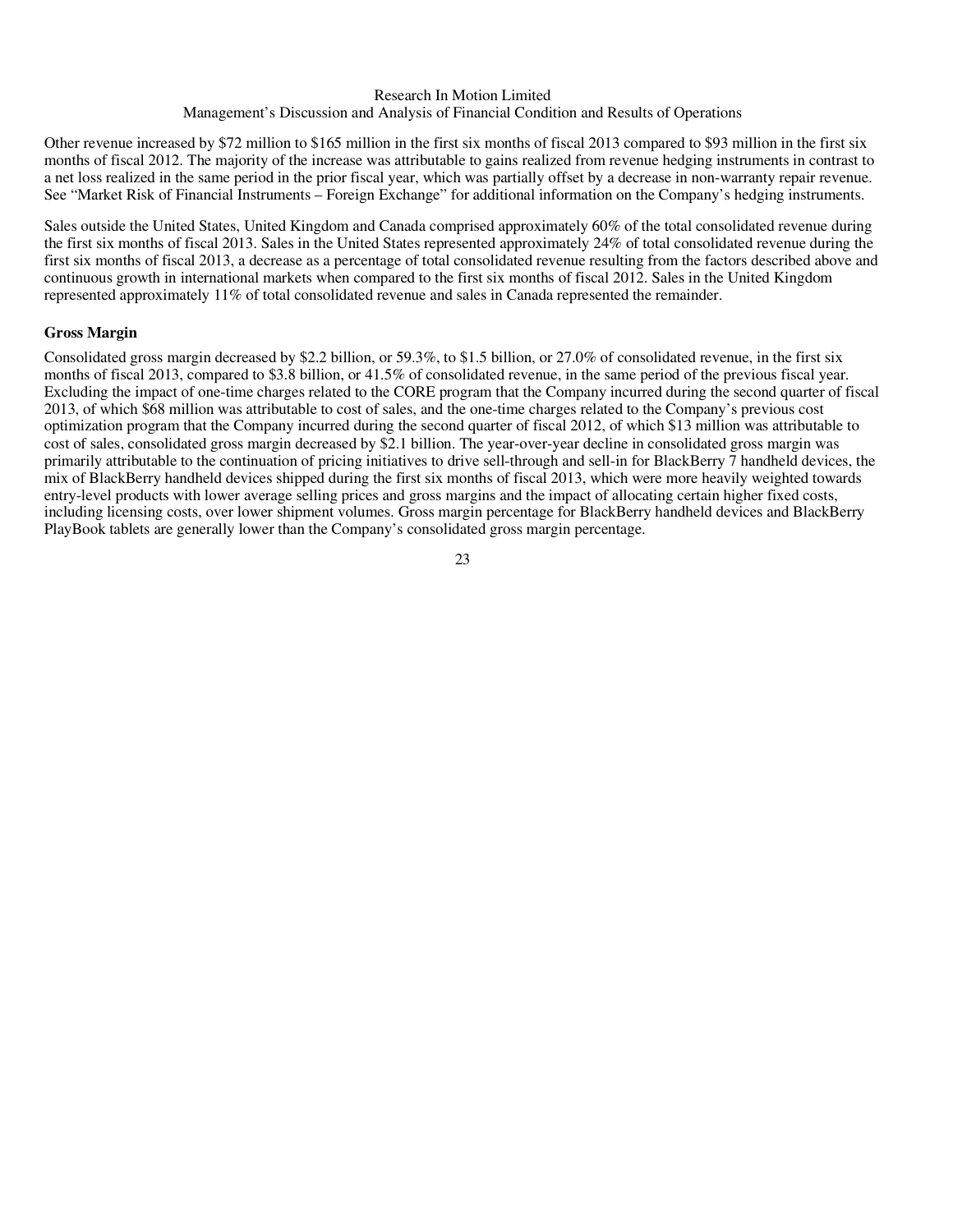Other revenue increased by $72 million to $165 million in the first six months of fiscal 2013 compared to $93 million in the first six months of fiscal 2012. The majority of the increase was attributable to gains realized from revenue hedging instruments in contrast to a net loss realized in the same period in the prior fiscal year, which was partially offset by a decrease in non-warranty repair revenue. See "Market Risk of Financial Instruments – Foreign Exchange" for additional information on the Company's hedging instruments.

Sales outside the United States, United Kingdom and Canada comprised approximately 60% of the total consolidated revenue during the first six months of fiscal 2013. Sales in the United States represented approximately 24% of total consolidated revenue during the first six months of fiscal 2013, a decrease as a percentage of total consolidated revenue resulting from the factors described above and continuous growth in international markets when compared to the first six months of fiscal 2012. Sales in the United Kingdom represented approximately 11% of total consolidated revenue and sales in Canada represented the remainder.

**Gross Margin**

Consolidated gross margin decreased by $2.2 billion, or 59.3%, to $1.5 billion, or 27.0% of consolidated revenue, in the first six months of fiscal 2013, compared to $3.8 billion, or 41.5% of consolidated revenue, in the same period of the previous fiscal year. Excluding the impact of one-time charges related to the CORE program that the Company incurred during the second quarter of fiscal 2013, of which $68 million was attributable to cost of sales, and the one-time charges related to the Company's previous cost optimization program that the Company incurred during the second quarter of fiscal 2012, of which $13 million was attributable to cost of sales, consolidated gross margin decreased by $2.1 billion. The year-over-year decline in consolidated gross margin was primarily attributable to the continuation of pricing initiatives to drive sell-through and sell-in for BlackBerry 7 handheld devices, the mix of BlackBerry handheld devices shipped during the first six months of fiscal 2013, which were more heavily weighted towards entry-level products with lower average selling prices and gross margins and the impact of allocating certain higher fixed costs, including licensing costs, over lower shipment volumes. Gross margin percentage for BlackBerry handheld devices and BlackBerry PlayBook tablets are generally lower than the Company's consolidated gross margin percentage.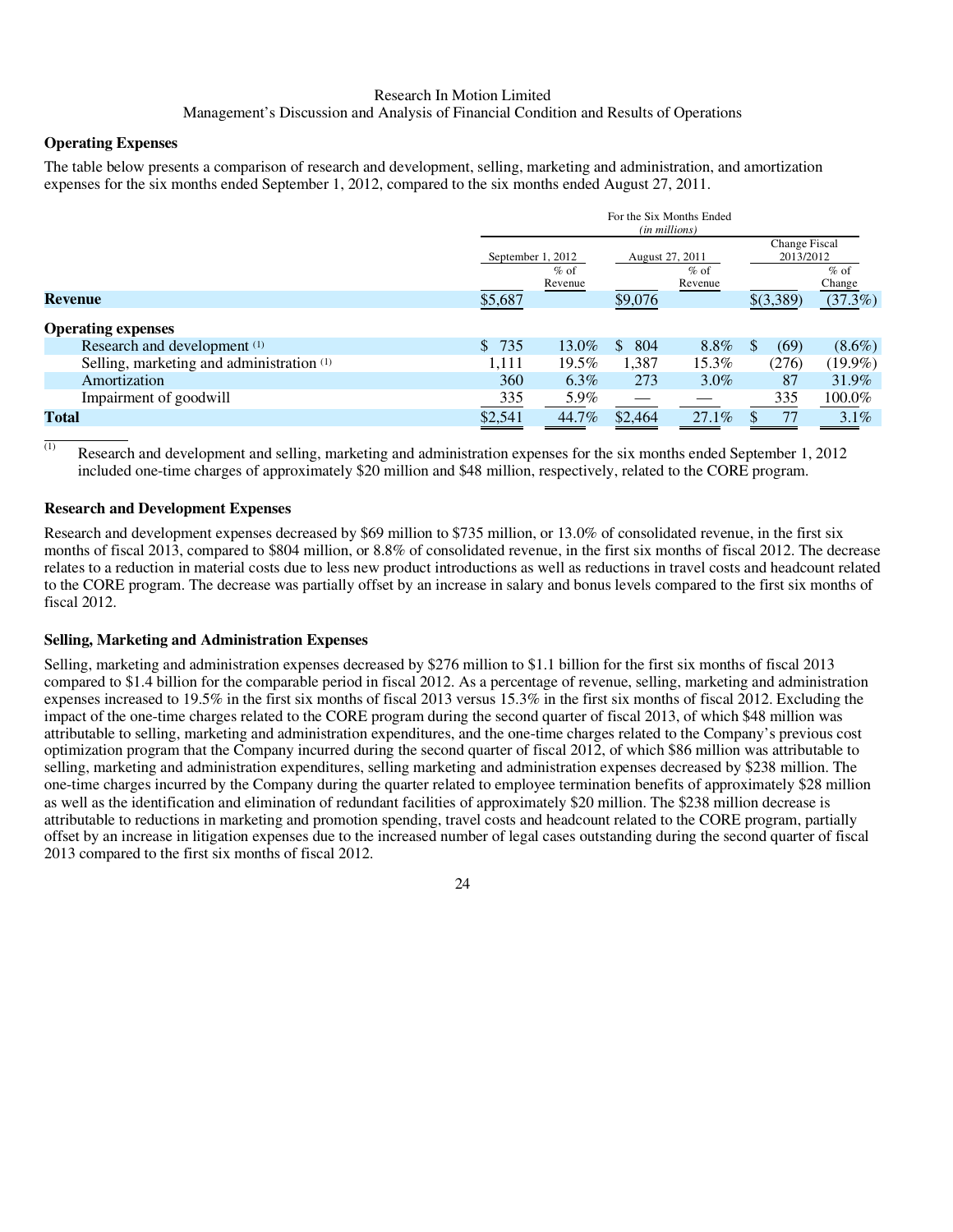Research In Motion Limited
Management's Discussion and Analysis of Financial Condition and Results of Operations

**Operating Expenses**

The table below presents a comparison of research and development, selling, marketing and administration, and amortization expenses for the six months ended September 1, 2012, compared to the six months ended August 27, 2011.

| | For the Six Months Ended *(in millions)* | | | | | |
|---|---|---|---|---|---|---|
| | September 1, 2012 | | August 27, 2011 | | Change Fiscal 2013/2012 | |
| | | % of Revenue | | % of Revenue | | % of Change |
| **Revenue** | $5,687 | | $9,076 | | $(3,389) | (37.3%) |
| **Operating expenses** | | | | | | |
| Research and development [(1)] | $ 735 | 13.0% | $ 804 | 8.8% | $ (69) | (8.6%) |
| Selling, marketing and administration [(1)] | 1,111 | 19.5% | 1,387 | 15.3% | (276) | (19.9%) |
| Amortization | 360 | 6.3% | 273 | 3.0% | 87 | 31.9% |
| Impairment of goodwill | 335 | 5.9% | — | — | 335 | 100.0% |
| **Total** | $2,541 | 44.7% | $2,464 | 27.1% | $ 77 | 3.1% |

(1) Research and development and selling, marketing and administration expenses for the six months ended September 1, 2012 included one-time charges of approximately $20 million and $48 million, respectively, related to the CORE program.

**Research and Development Expenses**

Research and development expenses decreased by $69 million to $735 million, or 13.0% of consolidated revenue, in the first six months of fiscal 2013, compared to $804 million, or 8.8% of consolidated revenue, in the first six months of fiscal 2012. The decrease relates to a reduction in material costs due to less new product introductions as well as reductions in travel costs and headcount related to the CORE program. The decrease was partially offset by an increase in salary and bonus levels compared to the first six months of fiscal 2012.

**Selling, Marketing and Administration Expenses**

Selling, marketing and administration expenses decreased by $276 million to $1.1 billion for the first six months of fiscal 2013 compared to $1.4 billion for the comparable period in fiscal 2012. As a percentage of revenue, selling, marketing and administration expenses increased to 19.5% in the first six months of fiscal 2013 versus 15.3% in the first six months of fiscal 2012. Excluding the impact of the one-time charges related to the CORE program during the second quarter of fiscal 2013, of which $48 million was attributable to selling, marketing and administration expenditures, and the one-time charges related to the Company's previous cost optimization program that the Company incurred during the second quarter of fiscal 2012, of which $86 million was attributable to selling, marketing and administration expenditures, selling marketing and administration expenses decreased by $238 million. The one-time charges incurred by the Company during the quarter related to employee termination benefits of approximately $28 million as well as the identification and elimination of redundant facilities of approximately $20 million. The $238 million decrease is attributable to reductions in marketing and promotion spending, travel costs and headcount related to the CORE program, partially offset by an increase in litigation expenses due to the increased number of legal cases outstanding during the second quarter of fiscal 2013 compared to the first six months of fiscal 2012.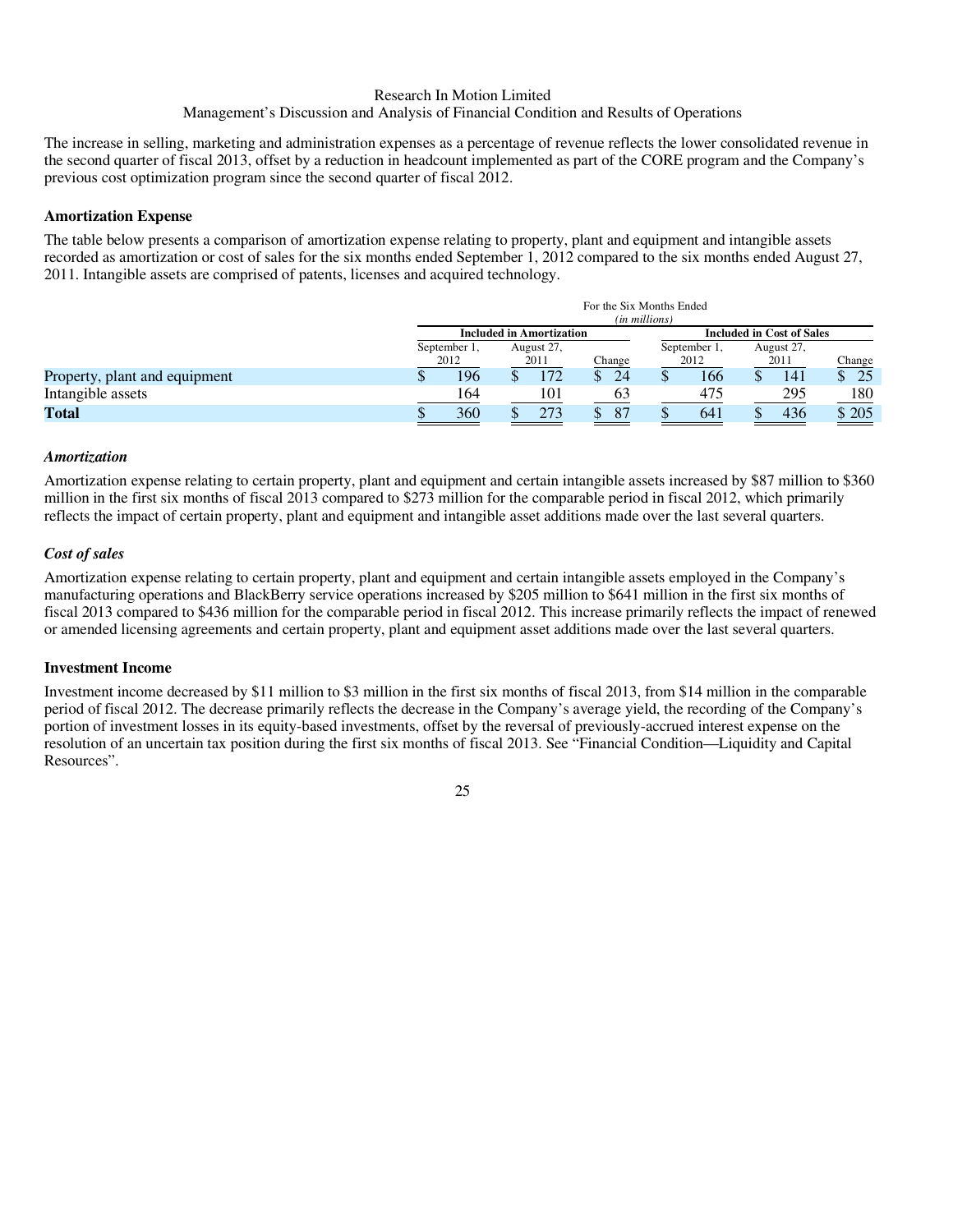The increase in selling, marketing and administration expenses as a percentage of revenue reflects the lower consolidated revenue in the second quarter of fiscal 2013, offset by a reduction in headcount implemented as part of the CORE program and the Company's previous cost optimization program since the second quarter of fiscal 2012.

### Amortization Expense

The table below presents a comparison of amortization expense relating to property, plant and equipment and intangible assets recorded as amortization or cost of sales for the six months ended September 1, 2012 compared to the six months ended August 27, 2011. Intangible assets are comprised of patents, licenses and acquired technology.

| | For the Six Months Ended (in millions) | | | | | |
|---|---|---|---|---|---|---|
| | **Included in Amortization** | | | **Included in Cost of Sales** | | |
| | September 1, 2012 | August 27, 2011 | Change | September 1, 2012 | August 27, 2011 | Change |
| Property, plant and equipment | $ 196 | $ 172 | $ 24 | $ 166 | $ 141 | $ 25 |
| Intangible assets | 164 | 101 | 63 | 475 | 295 | 180 |
| **Total** | $ 360 | $ 273 | $ 87 | $ 641 | $ 436 | $ 205 |

#### *Amortization*

Amortization expense relating to certain property, plant and equipment and certain intangible assets increased by $87 million to $360 million in the first six months of fiscal 2013 compared to $273 million for the comparable period in fiscal 2012, which primarily reflects the impact of certain property, plant and equipment and intangible asset additions made over the last several quarters.

#### *Cost of sales*

Amortization expense relating to certain property, plant and equipment and certain intangible assets employed in the Company's manufacturing operations and BlackBerry service operations increased by $205 million to $641 million in the first six months of fiscal 2013 compared to $436 million for the comparable period in fiscal 2012. This increase primarily reflects the impact of renewed or amended licensing agreements and certain property, plant and equipment asset additions made over the last several quarters.

### Investment Income

Investment income decreased by $11 million to $3 million in the first six months of fiscal 2013, from $14 million in the comparable period of fiscal 2012. The decrease primarily reflects the decrease in the Company's average yield, the recording of the Company's portion of investment losses in its equity-based investments, offset by the reversal of previously-accrued interest expense on the resolution of an uncertain tax position during the first six months of fiscal 2013. See "Financial Condition—Liquidity and Capital Resources".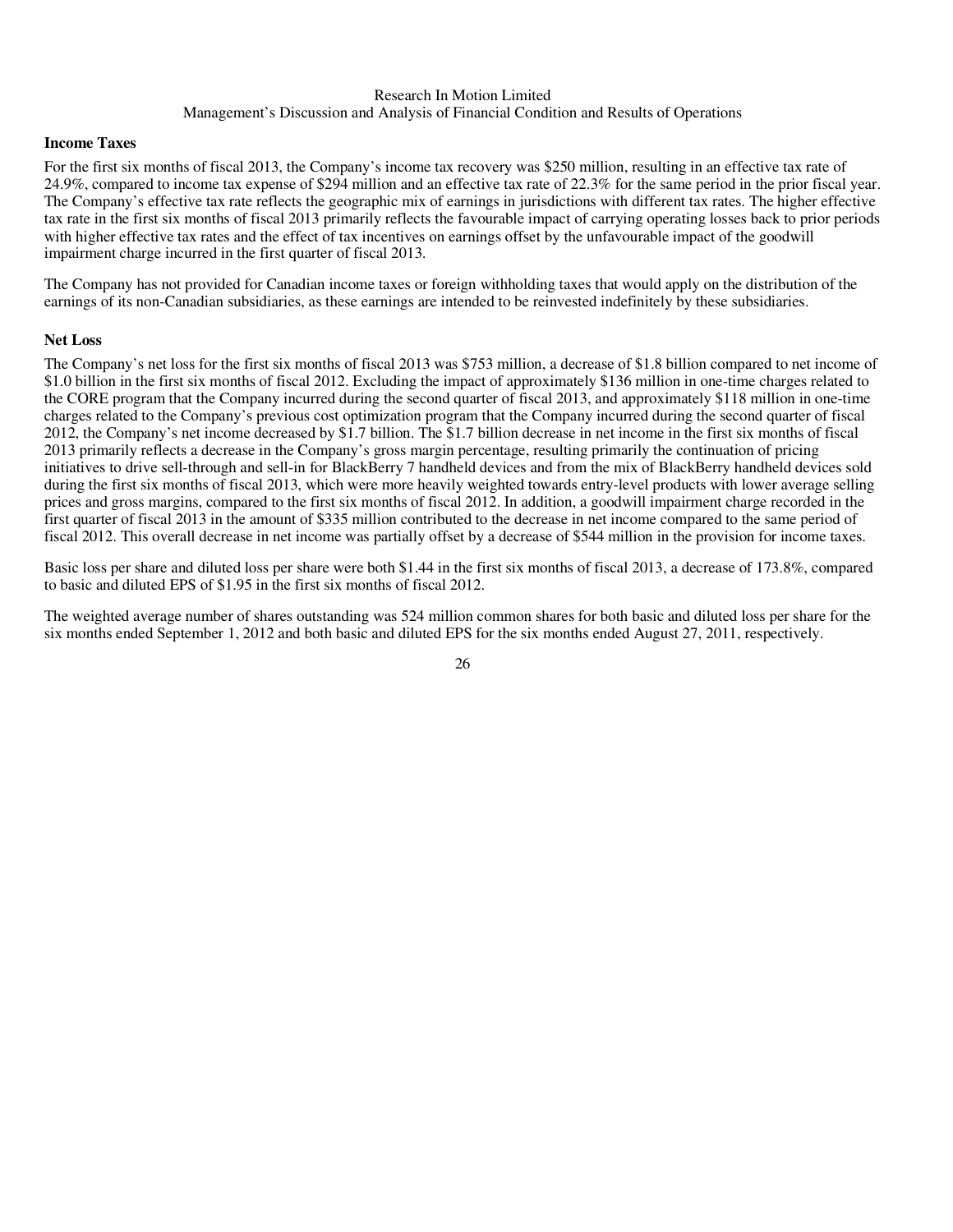### Income Taxes

For the first six months of fiscal 2013, the Company's income tax recovery was $250 million, resulting in an effective tax rate of 24.9%, compared to income tax expense of $294 million and an effective tax rate of 22.3% for the same period in the prior fiscal year. The Company's effective tax rate reflects the geographic mix of earnings in jurisdictions with different tax rates. The higher effective tax rate in the first six months of fiscal 2013 primarily reflects the favourable impact of carrying operating losses back to prior periods with higher effective tax rates and the effect of tax incentives on earnings offset by the unfavourable impact of the goodwill impairment charge incurred in the first quarter of fiscal 2013.

The Company has not provided for Canadian income taxes or foreign withholding taxes that would apply on the distribution of the earnings of its non-Canadian subsidiaries, as these earnings are intended to be reinvested indefinitely by these subsidiaries.

### Net Loss

The Company's net loss for the first six months of fiscal 2013 was $753 million, a decrease of $1.8 billion compared to net income of $1.0 billion in the first six months of fiscal 2012. Excluding the impact of approximately $136 million in one-time charges related to the CORE program that the Company incurred during the second quarter of fiscal 2013, and approximately $118 million in one-time charges related to the Company's previous cost optimization program that the Company incurred during the second quarter of fiscal 2012, the Company's net income decreased by $1.7 billion. The $1.7 billion decrease in net income in the first six months of fiscal 2013 primarily reflects a decrease in the Company's gross margin percentage, resulting primarily the continuation of pricing initiatives to drive sell-through and sell-in for BlackBerry 7 handheld devices and from the mix of BlackBerry handheld devices sold during the first six months of fiscal 2013, which were more heavily weighted towards entry-level products with lower average selling prices and gross margins, compared to the first six months of fiscal 2012. In addition, a goodwill impairment charge recorded in the first quarter of fiscal 2013 in the amount of $335 million contributed to the decrease in net income compared to the same period of fiscal 2012. This overall decrease in net income was partially offset by a decrease of $544 million in the provision for income taxes.

Basic loss per share and diluted loss per share were both $1.44 in the first six months of fiscal 2013, a decrease of 173.8%, compared to basic and diluted EPS of $1.95 in the first six months of fiscal 2012.

The weighted average number of shares outstanding was 524 million common shares for both basic and diluted loss per share for the six months ended September 1, 2012 and both basic and diluted EPS for the six months ended August 27, 2011, respectively.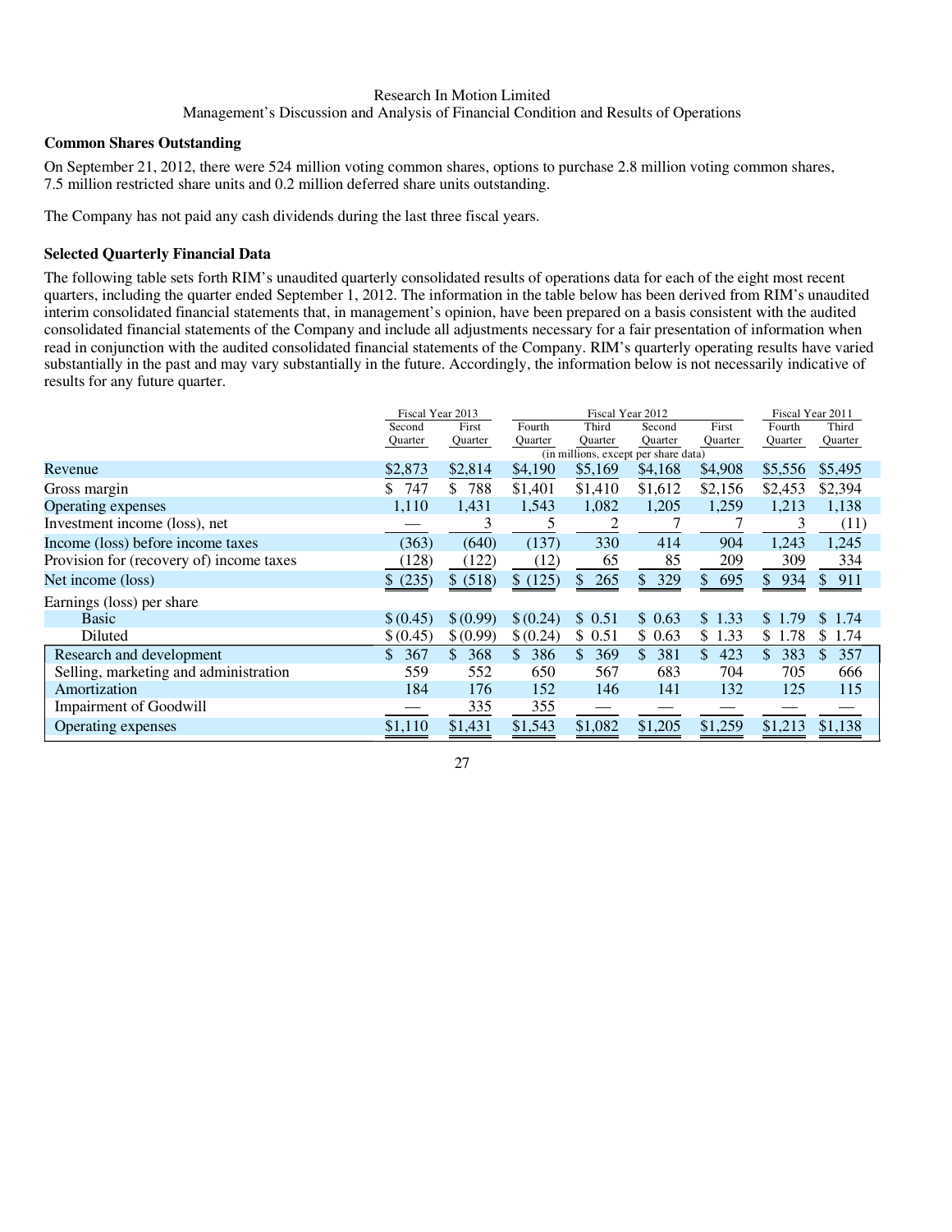### Common Shares Outstanding

On September 21, 2012, there were 524 million voting common shares, options to purchase 2.8 million voting common shares, 7.5 million restricted share units and 0.2 million deferred share units outstanding.

The Company has not paid any cash dividends during the last three fiscal years.

### Selected Quarterly Financial Data

The following table sets forth RIM's unaudited quarterly consolidated results of operations data for each of the eight most recent quarters, including the quarter ended September 1, 2012. The information in the table below has been derived from RIM's unaudited interim consolidated financial statements that, in management's opinion, have been prepared on a basis consistent with the audited consolidated financial statements of the Company and include all adjustments necessary for a fair presentation of information when read in conjunction with the audited consolidated financial statements of the Company. RIM's quarterly operating results have varied substantially in the past and may vary substantially in the future. Accordingly, the information below is not necessarily indicative of results for any future quarter.

| | Fiscal Year 2013 | | Fiscal Year 2012 | | | | Fiscal Year 2011 | |
|---|---|---|---|---|---|---|---|---|
| | Second Quarter | First Quarter | Fourth Quarter | Third Quarter | Second Quarter | First Quarter | Fourth Quarter | Third Quarter |
| | (in millions, except per share data) | | | | | | | |
| Revenue | $2,873 | $2,814 | $4,190 | $5,169 | $4,168 | $4,908 | $5,556 | $5,495 |
| Gross margin | $ 747 | $ 788 | $1,401 | $1,410 | $1,612 | $2,156 | $2,453 | $2,394 |
| Operating expenses | 1,110 | 1,431 | 1,543 | 1,082 | 1,205 | 1,259 | 1,213 | 1,138 |
| Investment income (loss), net | — | 3 | 5 | 2 | 7 | 7 | 3 | (11) |
| Income (loss) before income taxes | (363) | (640) | (137) | 330 | 414 | 904 | 1,243 | 1,245 |
| Provision for (recovery of) income taxes | (128) | (122) | (12) | 65 | 85 | 209 | 309 | 334 |
| Net income (loss) | $ (235) | $ (518) | $ (125) | $ 265 | $ 329 | $ 695 | $ 934 | $ 911 |
| Earnings (loss) per share | | | | | | | | |
| Basic | $ (0.45) | $ (0.99) | $ (0.24) | $ 0.51 | $ 0.63 | $ 1.33 | $ 1.79 | $ 1.74 |
| Diluted | $ (0.45) | $ (0.99) | $ (0.24) | $ 0.51 | $ 0.63 | $ 1.33 | $ 1.78 | $ 1.74 |
| Research and development | $ 367 | $ 368 | $ 386 | $ 369 | $ 381 | $ 423 | $ 383 | $ 357 |
| Selling, marketing and administration | 559 | 552 | 650 | 567 | 683 | 704 | 705 | 666 |
| Amortization | 184 | 176 | 152 | 146 | 141 | 132 | 125 | 115 |
| Impairment of Goodwill | — | 335 | 355 | — | — | — | — | — |
| Operating expenses | $1,110 | $1,431 | $1,543 | $1,082 | $1,205 | $1,259 | $1,213 | $1,138 |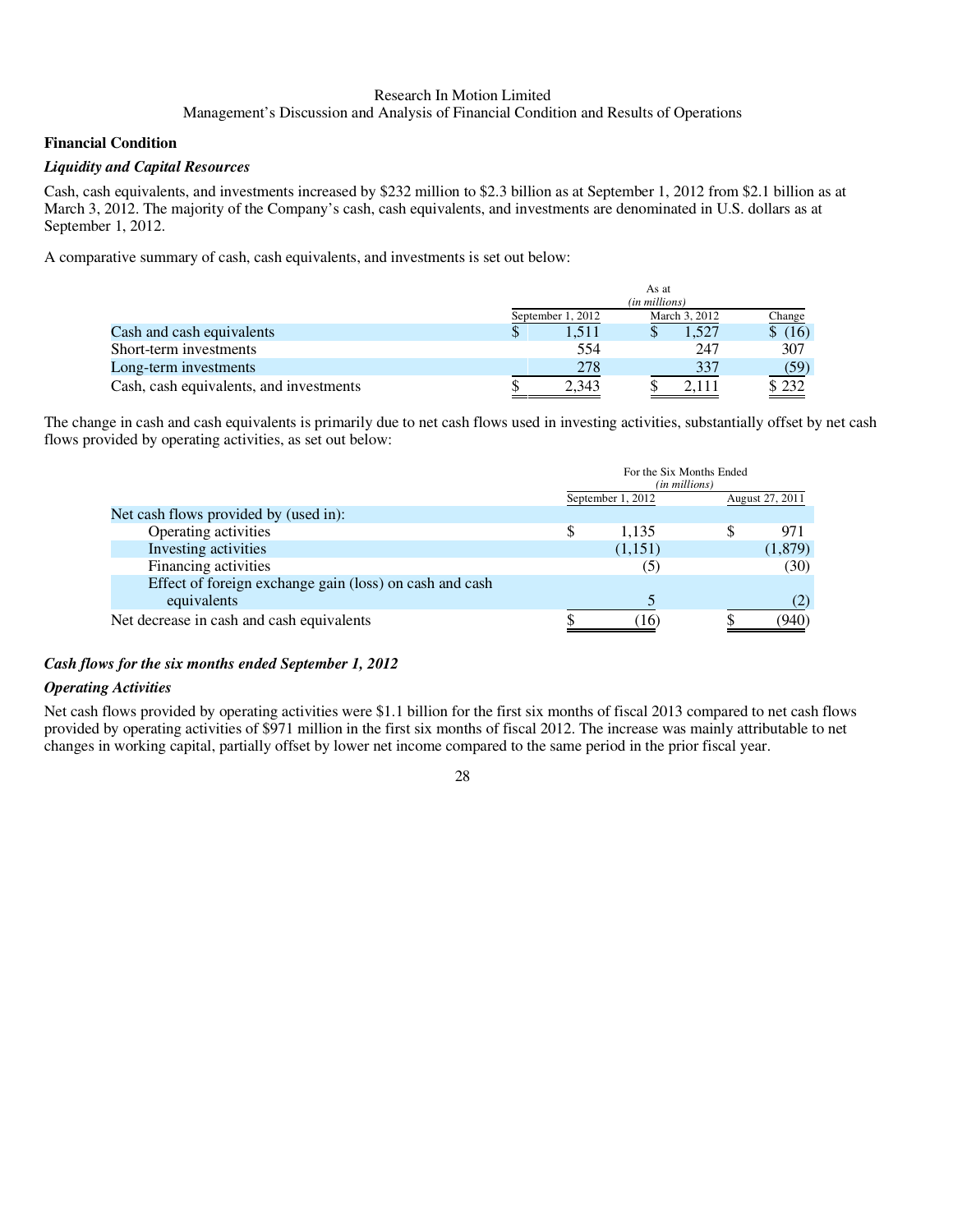## Financial Condition

### *Liquidity and Capital Resources*

Cash, cash equivalents, and investments increased by $232 million to $2.3 billion as at September 1, 2012 from $2.1 billion as at March 3, 2012. The majority of the Company's cash, cash equivalents, and investments are denominated in U.S. dollars as at September 1, 2012.

A comparative summary of cash, cash equivalents, and investments is set out below:

| | As at *(in millions)* | | |
|---|---|---|---|
| | September 1, 2012 | March 3, 2012 | Change |
| Cash and cash equivalents | $ 1,511 | $ 1,527 | $ (16) |
| Short-term investments | 554 | 247 | 307 |
| Long-term investments | 278 | 337 | (59) |
| Cash, cash equivalents, and investments | $ 2,343 | $ 2,111 | $ 232 |

The change in cash and cash equivalents is primarily due to net cash flows used in investing activities, substantially offset by net cash flows provided by operating activities, as set out below:

| | For the Six Months Ended *(in millions)* | |
|---|---|---|
| | September 1, 2012 | August 27, 2011 |
| Net cash flows provided by (used in): | | |
| Operating activities | $ 1,135 | $ 971 |
| Investing activities | (1,151) | (1,879) |
| Financing activities | (5) | (30) |
| Effect of foreign exchange gain (loss) on cash and cash equivalents | 5 | (2) |
| Net decrease in cash and cash equivalents | $ (16) | $ (940) |

### *Cash flows for the six months ended September 1, 2012*

### *Operating Activities*

Net cash flows provided by operating activities were $1.1 billion for the first six months of fiscal 2013 compared to net cash flows provided by operating activities of $971 million in the first six months of fiscal 2012. The increase was mainly attributable to net changes in working capital, partially offset by lower net income compared to the same period in the prior fiscal year.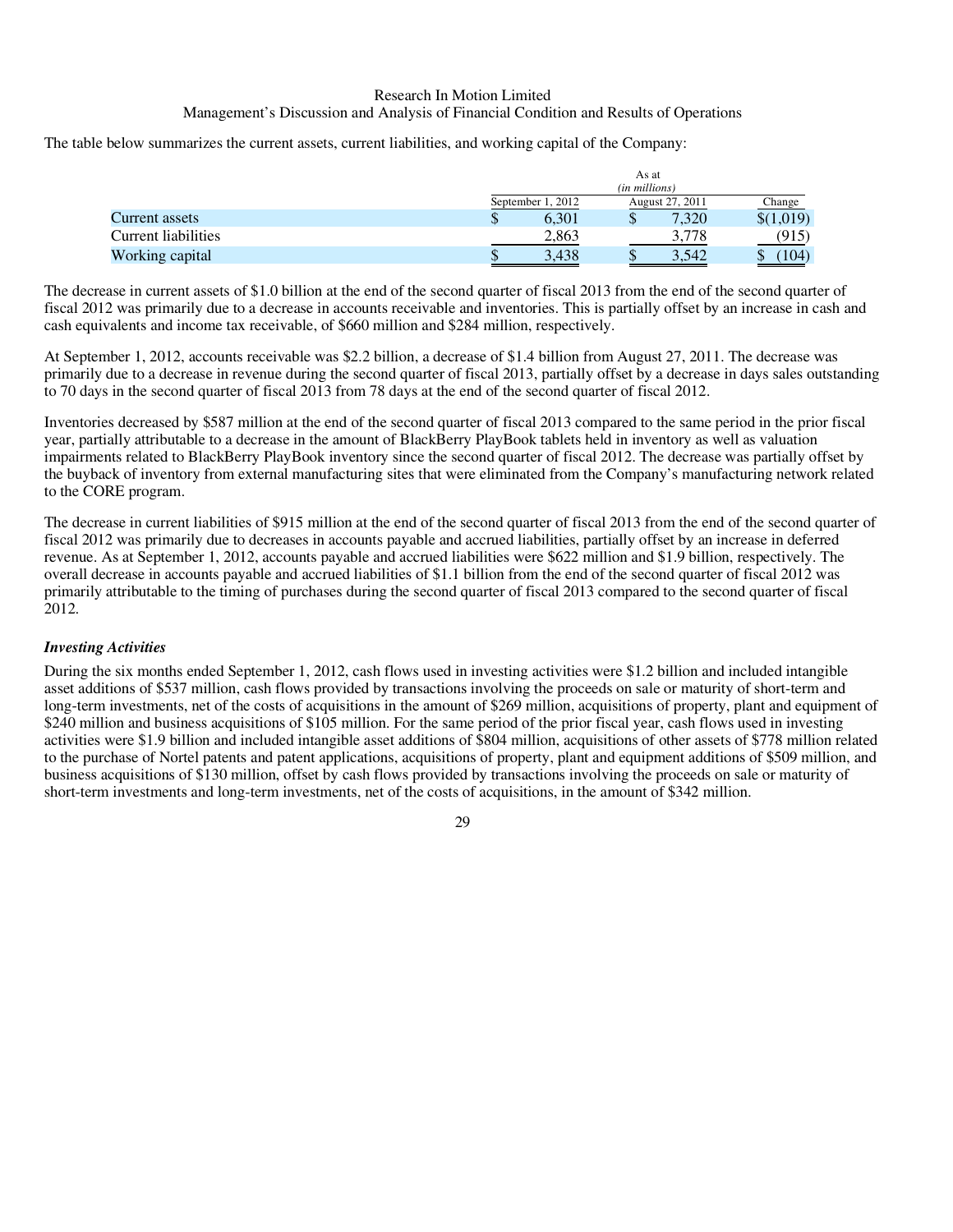The table below summarizes the current assets, current liabilities, and working capital of the Company:

| | As at (in millions) | | |
|---|---|---|---|
| | September 1, 2012 | August 27, 2011 | Change |
| Current assets | $ 6,301 | $ 7,320 | $(1,019) |
| Current liabilities | 2,863 | 3,778 | (915) |
| Working capital | $ 3,438 | $ 3,542 | $ (104) |

The decrease in current assets of $1.0 billion at the end of the second quarter of fiscal 2013 from the end of the second quarter of fiscal 2012 was primarily due to a decrease in accounts receivable and inventories. This is partially offset by an increase in cash and cash equivalents and income tax receivable, of $660 million and $284 million, respectively.

At September 1, 2012, accounts receivable was $2.2 billion, a decrease of $1.4 billion from August 27, 2011. The decrease was primarily due to a decrease in revenue during the second quarter of fiscal 2013, partially offset by a decrease in days sales outstanding to 70 days in the second quarter of fiscal 2013 from 78 days at the end of the second quarter of fiscal 2012.

Inventories decreased by $587 million at the end of the second quarter of fiscal 2013 compared to the same period in the prior fiscal year, partially attributable to a decrease in the amount of BlackBerry PlayBook tablets held in inventory as well as valuation impairments related to BlackBerry PlayBook inventory since the second quarter of fiscal 2012. The decrease was partially offset by the buyback of inventory from external manufacturing sites that were eliminated from the Company's manufacturing network related to the CORE program.

The decrease in current liabilities of $915 million at the end of the second quarter of fiscal 2013 from the end of the second quarter of fiscal 2012 was primarily due to decreases in accounts payable and accrued liabilities, partially offset by an increase in deferred revenue. As at September 1, 2012, accounts payable and accrued liabilities were $622 million and $1.9 billion, respectively. The overall decrease in accounts payable and accrued liabilities of $1.1 billion from the end of the second quarter of fiscal 2012 was primarily attributable to the timing of purchases during the second quarter of fiscal 2013 compared to the second quarter of fiscal 2012.

***Investing Activities***

During the six months ended September 1, 2012, cash flows used in investing activities were $1.2 billion and included intangible asset additions of $537 million, cash flows provided by transactions involving the proceeds on sale or maturity of short-term and long-term investments, net of the costs of acquisitions in the amount of $269 million, acquisitions of property, plant and equipment of $240 million and business acquisitions of $105 million. For the same period of the prior fiscal year, cash flows used in investing activities were $1.9 billion and included intangible asset additions of $804 million, acquisitions of other assets of $778 million related to the purchase of Nortel patents and patent applications, acquisitions of property, plant and equipment additions of $509 million, and business acquisitions of $130 million, offset by cash flows provided by transactions involving the proceeds on sale or maturity of short-term investments and long-term investments, net of the costs of acquisitions, in the amount of $342 million.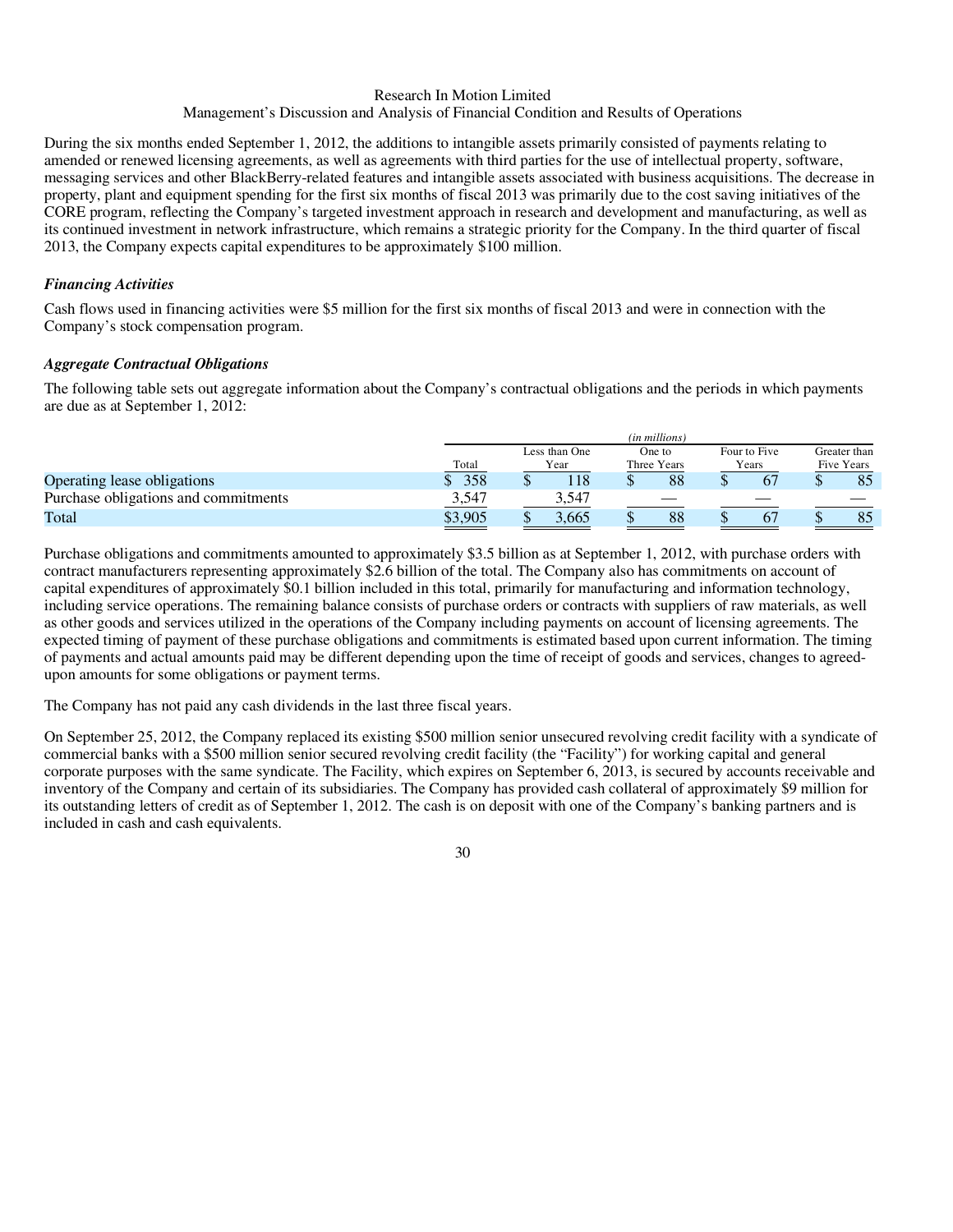During the six months ended September 1, 2012, the additions to intangible assets primarily consisted of payments relating to amended or renewed licensing agreements, as well as agreements with third parties for the use of intellectual property, software, messaging services and other BlackBerry-related features and intangible assets associated with business acquisitions. The decrease in property, plant and equipment spending for the first six months of fiscal 2013 was primarily due to the cost saving initiatives of the CORE program, reflecting the Company's targeted investment approach in research and development and manufacturing, as well as its continued investment in network infrastructure, which remains a strategic priority for the Company. In the third quarter of fiscal 2013, the Company expects capital expenditures to be approximately $100 million.

***Financing Activities***

Cash flows used in financing activities were $5 million for the first six months of fiscal 2013 and were in connection with the Company's stock compensation program.

***Aggregate Contractual Obligations***

The following table sets out aggregate information about the Company's contractual obligations and the periods in which payments are due as at September 1, 2012:

| | (in millions) | | | | |
|---|---|---|---|---|---|
| | Total | Less than One Year | One to Three Years | Four to Five Years | Greater than Five Years |
| Operating lease obligations | $ 358 | $ 118 | $ 88 | $ 67 | $ 85 |
| Purchase obligations and commitments | 3,547 | 3,547 | — | — | — |
| Total | $3,905 | $ 3,665 | $ 88 | $ 67 | $ 85 |

Purchase obligations and commitments amounted to approximately $3.5 billion as at September 1, 2012, with purchase orders with contract manufacturers representing approximately $2.6 billion of the total. The Company also has commitments on account of capital expenditures of approximately $0.1 billion included in this total, primarily for manufacturing and information technology, including service operations. The remaining balance consists of purchase orders or contracts with suppliers of raw materials, as well as other goods and services utilized in the operations of the Company including payments on account of licensing agreements. The expected timing of payment of these purchase obligations and commitments is estimated based upon current information. The timing of payments and actual amounts paid may be different depending upon the time of receipt of goods and services, changes to agreed-upon amounts for some obligations or payment terms.

The Company has not paid any cash dividends in the last three fiscal years.

On September 25, 2012, the Company replaced its existing $500 million senior unsecured revolving credit facility with a syndicate of commercial banks with a $500 million senior secured revolving credit facility (the "Facility") for working capital and general corporate purposes with the same syndicate. The Facility, which expires on September 6, 2013, is secured by accounts receivable and inventory of the Company and certain of its subsidiaries. The Company has provided cash collateral of approximately $9 million for its outstanding letters of credit as of September 1, 2012. The cash is on deposit with one of the Company's banking partners and is included in cash and cash equivalents.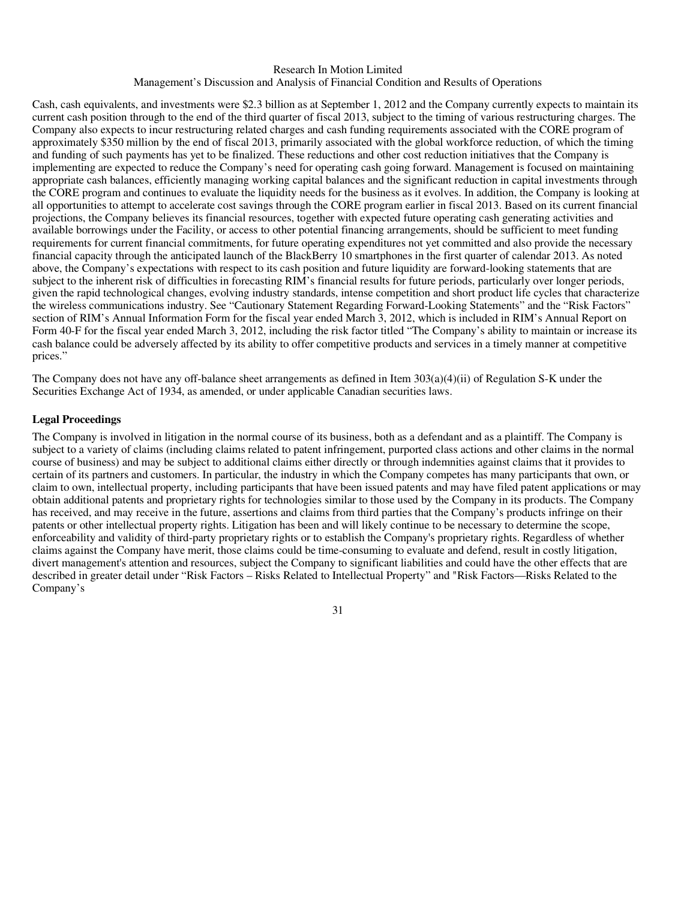Cash, cash equivalents, and investments were $2.3 billion as at September 1, 2012 and the Company currently expects to maintain its current cash position through to the end of the third quarter of fiscal 2013, subject to the timing of various restructuring charges. The Company also expects to incur restructuring related charges and cash funding requirements associated with the CORE program of approximately $350 million by the end of fiscal 2013, primarily associated with the global workforce reduction, of which the timing and funding of such payments has yet to be finalized. These reductions and other cost reduction initiatives that the Company is implementing are expected to reduce the Company's need for operating cash going forward. Management is focused on maintaining appropriate cash balances, efficiently managing working capital balances and the significant reduction in capital investments through the CORE program and continues to evaluate the liquidity needs for the business as it evolves. In addition, the Company is looking at all opportunities to attempt to accelerate cost savings through the CORE program earlier in fiscal 2013. Based on its current financial projections, the Company believes its financial resources, together with expected future operating cash generating activities and available borrowings under the Facility, or access to other potential financing arrangements, should be sufficient to meet funding requirements for current financial commitments, for future operating expenditures not yet committed and also provide the necessary financial capacity through the anticipated launch of the BlackBerry 10 smartphones in the first quarter of calendar 2013. As noted above, the Company's expectations with respect to its cash position and future liquidity are forward-looking statements that are subject to the inherent risk of difficulties in forecasting RIM's financial results for future periods, particularly over longer periods, given the rapid technological changes, evolving industry standards, intense competition and short product life cycles that characterize the wireless communications industry. See "Cautionary Statement Regarding Forward-Looking Statements" and the "Risk Factors" section of RIM's Annual Information Form for the fiscal year ended March 3, 2012, which is included in RIM's Annual Report on Form 40-F for the fiscal year ended March 3, 2012, including the risk factor titled "The Company's ability to maintain or increase its cash balance could be adversely affected by its ability to offer competitive products and services in a timely manner at competitive prices."

The Company does not have any off-balance sheet arrangements as defined in Item 303(a)(4)(ii) of Regulation S-K under the Securities Exchange Act of 1934, as amended, or under applicable Canadian securities laws.

**Legal Proceedings**

The Company is involved in litigation in the normal course of its business, both as a defendant and as a plaintiff. The Company is subject to a variety of claims (including claims related to patent infringement, purported class actions and other claims in the normal course of business) and may be subject to additional claims either directly or through indemnities against claims that it provides to certain of its partners and customers. In particular, the industry in which the Company competes has many participants that own, or claim to own, intellectual property, including participants that have been issued patents and may have filed patent applications or may obtain additional patents and proprietary rights for technologies similar to those used by the Company in its products. The Company has received, and may receive in the future, assertions and claims from third parties that the Company's products infringe on their patents or other intellectual property rights. Litigation has been and will likely continue to be necessary to determine the scope, enforceability and validity of third-party proprietary rights or to establish the Company's proprietary rights. Regardless of whether claims against the Company have merit, those claims could be time-consuming to evaluate and defend, result in costly litigation, divert management's attention and resources, subject the Company to significant liabilities and could have the other effects that are described in greater detail under "Risk Factors – Risks Related to Intellectual Property" and "Risk Factors—Risks Related to the Company's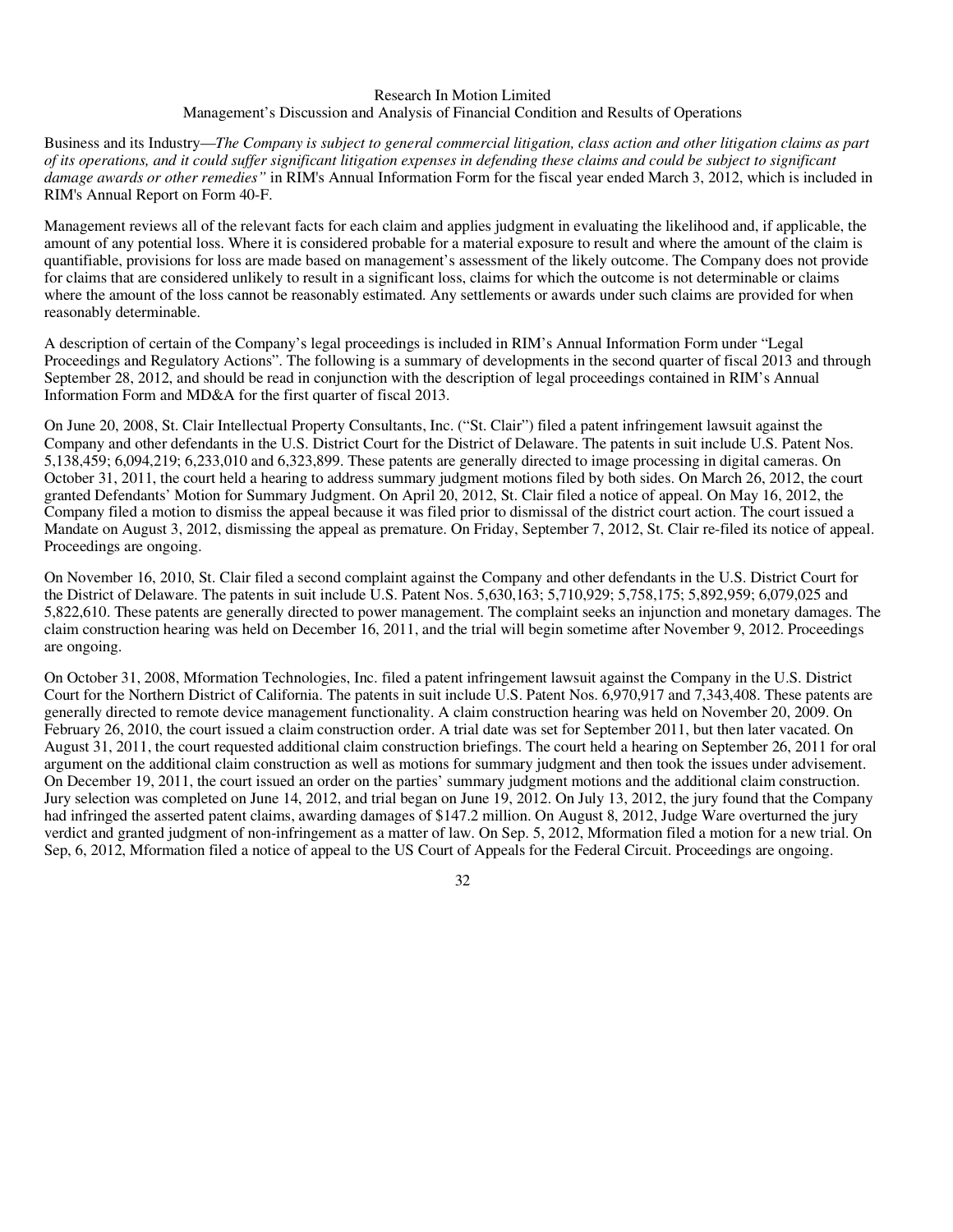Business and its Industry—*The Company is subject to general commercial litigation, class action and other litigation claims as part of its operations, and it could suffer significant litigation expenses in defending these claims and could be subject to significant damage awards or other remedies"* in RIM's Annual Information Form for the fiscal year ended March 3, 2012, which is included in RIM's Annual Report on Form 40-F.

Management reviews all of the relevant facts for each claim and applies judgment in evaluating the likelihood and, if applicable, the amount of any potential loss. Where it is considered probable for a material exposure to result and where the amount of the claim is quantifiable, provisions for loss are made based on management's assessment of the likely outcome. The Company does not provide for claims that are considered unlikely to result in a significant loss, claims for which the outcome is not determinable or claims where the amount of the loss cannot be reasonably estimated. Any settlements or awards under such claims are provided for when reasonably determinable.

A description of certain of the Company's legal proceedings is included in RIM's Annual Information Form under "Legal Proceedings and Regulatory Actions". The following is a summary of developments in the second quarter of fiscal 2013 and through September 28, 2012, and should be read in conjunction with the description of legal proceedings contained in RIM's Annual Information Form and MD&A for the first quarter of fiscal 2013.

On June 20, 2008, St. Clair Intellectual Property Consultants, Inc. ("St. Clair") filed a patent infringement lawsuit against the Company and other defendants in the U.S. District Court for the District of Delaware. The patents in suit include U.S. Patent Nos. 5,138,459; 6,094,219; 6,233,010 and 6,323,899. These patents are generally directed to image processing in digital cameras. On October 31, 2011, the court held a hearing to address summary judgment motions filed by both sides. On March 26, 2012, the court granted Defendants' Motion for Summary Judgment. On April 20, 2012, St. Clair filed a notice of appeal. On May 16, 2012, the Company filed a motion to dismiss the appeal because it was filed prior to dismissal of the district court action. The court issued a Mandate on August 3, 2012, dismissing the appeal as premature. On Friday, September 7, 2012, St. Clair re-filed its notice of appeal. Proceedings are ongoing.

On November 16, 2010, St. Clair filed a second complaint against the Company and other defendants in the U.S. District Court for the District of Delaware. The patents in suit include U.S. Patent Nos. 5,630,163; 5,710,929; 5,758,175; 5,892,959; 6,079,025 and 5,822,610. These patents are generally directed to power management. The complaint seeks an injunction and monetary damages. The claim construction hearing was held on December 16, 2011, and the trial will begin sometime after November 9, 2012. Proceedings are ongoing.

On October 31, 2008, Mformation Technologies, Inc. filed a patent infringement lawsuit against the Company in the U.S. District Court for the Northern District of California. The patents in suit include U.S. Patent Nos. 6,970,917 and 7,343,408. These patents are generally directed to remote device management functionality. A claim construction hearing was held on November 20, 2009. On February 26, 2010, the court issued a claim construction order. A trial date was set for September 2011, but then later vacated. On August 31, 2011, the court requested additional claim construction briefings. The court held a hearing on September 26, 2011 for oral argument on the additional claim construction as well as motions for summary judgment and then took the issues under advisement. On December 19, 2011, the court issued an order on the parties' summary judgment motions and the additional claim construction. Jury selection was completed on June 14, 2012, and trial began on June 19, 2012. On July 13, 2012, the jury found that the Company had infringed the asserted patent claims, awarding damages of $147.2 million. On August 8, 2012, Judge Ware overturned the jury verdict and granted judgment of non-infringement as a matter of law. On Sep. 5, 2012, Mformation filed a motion for a new trial. On Sep, 6, 2012, Mformation filed a notice of appeal to the US Court of Appeals for the Federal Circuit. Proceedings are ongoing.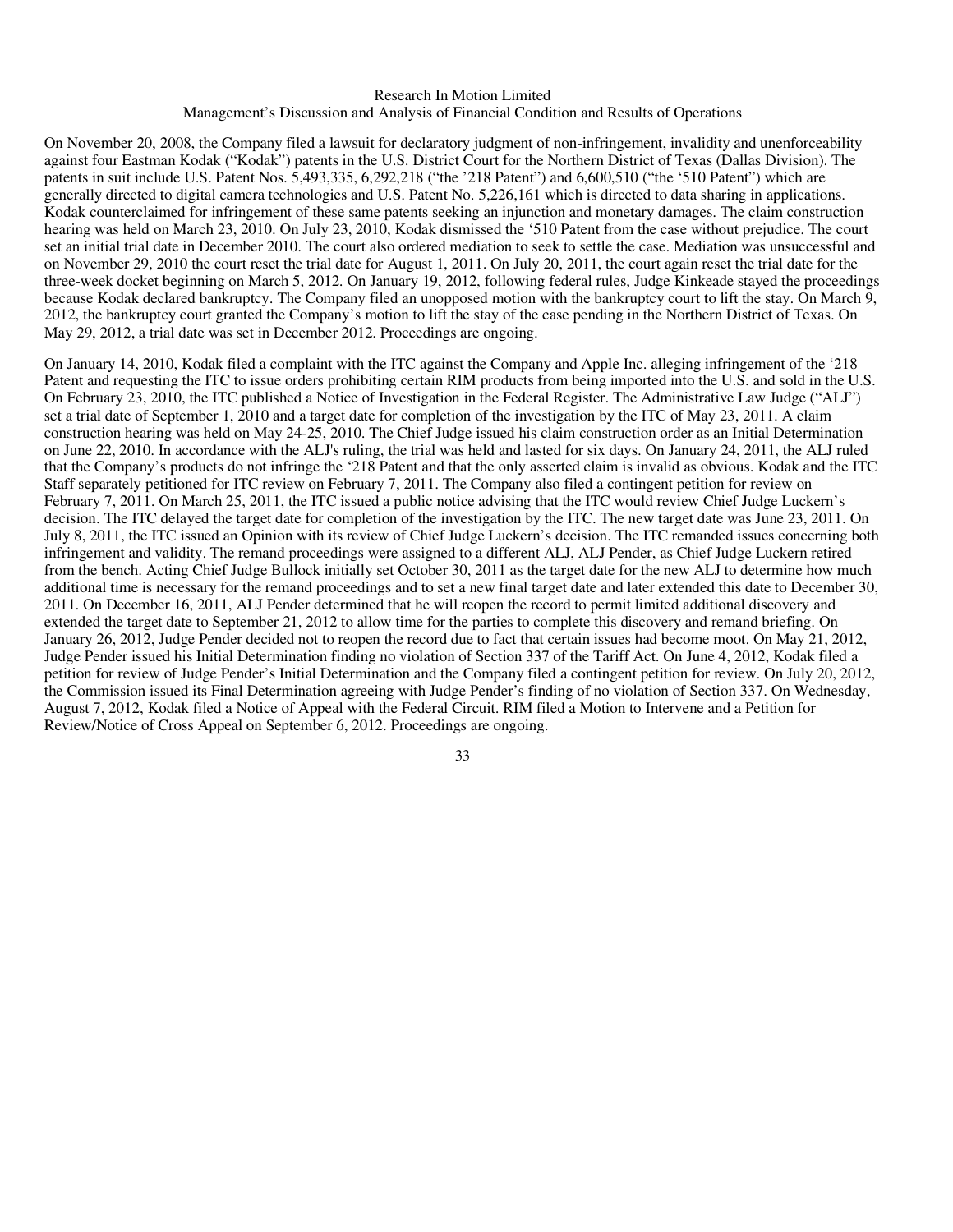On November 20, 2008, the Company filed a lawsuit for declaratory judgment of non-infringement, invalidity and unenforceability against four Eastman Kodak ("Kodak") patents in the U.S. District Court for the Northern District of Texas (Dallas Division). The patents in suit include U.S. Patent Nos. 5,493,335, 6,292,218 ("the '218 Patent") and 6,600,510 ("the '510 Patent") which are generally directed to digital camera technologies and U.S. Patent No. 5,226,161 which is directed to data sharing in applications. Kodak counterclaimed for infringement of these same patents seeking an injunction and monetary damages. The claim construction hearing was held on March 23, 2010. On July 23, 2010, Kodak dismissed the '510 Patent from the case without prejudice. The court set an initial trial date in December 2010. The court also ordered mediation to seek to settle the case. Mediation was unsuccessful and on November 29, 2010 the court reset the trial date for August 1, 2011. On July 20, 2011, the court again reset the trial date for the three-week docket beginning on March 5, 2012. On January 19, 2012, following federal rules, Judge Kinkeade stayed the proceedings because Kodak declared bankruptcy. The Company filed an unopposed motion with the bankruptcy court to lift the stay. On March 9, 2012, the bankruptcy court granted the Company's motion to lift the stay of the case pending in the Northern District of Texas. On May 29, 2012, a trial date was set in December 2012. Proceedings are ongoing.

On January 14, 2010, Kodak filed a complaint with the ITC against the Company and Apple Inc. alleging infringement of the '218 Patent and requesting the ITC to issue orders prohibiting certain RIM products from being imported into the U.S. and sold in the U.S. On February 23, 2010, the ITC published a Notice of Investigation in the Federal Register. The Administrative Law Judge ("ALJ") set a trial date of September 1, 2010 and a target date for completion of the investigation by the ITC of May 23, 2011. A claim construction hearing was held on May 24-25, 2010. The Chief Judge issued his claim construction order as an Initial Determination on June 22, 2010. In accordance with the ALJ's ruling, the trial was held and lasted for six days. On January 24, 2011, the ALJ ruled that the Company's products do not infringe the '218 Patent and that the only asserted claim is invalid as obvious. Kodak and the ITC Staff separately petitioned for ITC review on February 7, 2011. The Company also filed a contingent petition for review on February 7, 2011. On March 25, 2011, the ITC issued a public notice advising that the ITC would review Chief Judge Luckern's decision. The ITC delayed the target date for completion of the investigation by the ITC. The new target date was June 23, 2011. On July 8, 2011, the ITC issued an Opinion with its review of Chief Judge Luckern's decision. The ITC remanded issues concerning both infringement and validity. The remand proceedings were assigned to a different ALJ, ALJ Pender, as Chief Judge Luckern retired from the bench. Acting Chief Judge Bullock initially set October 30, 2011 as the target date for the new ALJ to determine how much additional time is necessary for the remand proceedings and to set a new final target date and later extended this date to December 30, 2011. On December 16, 2011, ALJ Pender determined that he will reopen the record to permit limited additional discovery and extended the target date to September 21, 2012 to allow time for the parties to complete this discovery and remand briefing. On January 26, 2012, Judge Pender decided not to reopen the record due to fact that certain issues had become moot. On May 21, 2012, Judge Pender issued his Initial Determination finding no violation of Section 337 of the Tariff Act. On June 4, 2012, Kodak filed a petition for review of Judge Pender's Initial Determination and the Company filed a contingent petition for review. On July 20, 2012, the Commission issued its Final Determination agreeing with Judge Pender's finding of no violation of Section 337. On Wednesday, August 7, 2012, Kodak filed a Notice of Appeal with the Federal Circuit. RIM filed a Motion to Intervene and a Petition for Review/Notice of Cross Appeal on September 6, 2012. Proceedings are ongoing.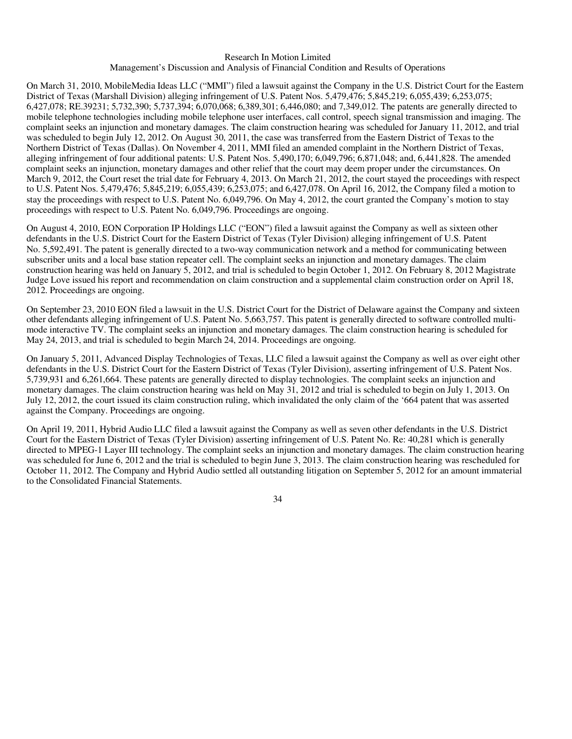On March 31, 2010, MobileMedia Ideas LLC ("MMI") filed a lawsuit against the Company in the U.S. District Court for the Eastern District of Texas (Marshall Division) alleging infringement of U.S. Patent Nos. 5,479,476; 5,845,219; 6,055,439; 6,253,075; 6,427,078; RE.39231; 5,732,390; 5,737,394; 6,070,068; 6,389,301; 6,446,080; and 7,349,012. The patents are generally directed to mobile telephone technologies including mobile telephone user interfaces, call control, speech signal transmission and imaging. The complaint seeks an injunction and monetary damages. The claim construction hearing was scheduled for January 11, 2012, and trial was scheduled to begin July 12, 2012. On August 30, 2011, the case was transferred from the Eastern District of Texas to the Northern District of Texas (Dallas). On November 4, 2011, MMI filed an amended complaint in the Northern District of Texas, alleging infringement of four additional patents: U.S. Patent Nos. 5,490,170; 6,049,796; 6,871,048; and, 6,441,828. The amended complaint seeks an injunction, monetary damages and other relief that the court may deem proper under the circumstances. On March 9, 2012, the Court reset the trial date for February 4, 2013. On March 21, 2012, the court stayed the proceedings with respect to U.S. Patent Nos. 5,479,476; 5,845,219; 6,055,439; 6,253,075; and 6,427,078. On April 16, 2012, the Company filed a motion to stay the proceedings with respect to U.S. Patent No. 6,049,796. On May 4, 2012, the court granted the Company's motion to stay proceedings with respect to U.S. Patent No. 6,049,796. Proceedings are ongoing.

On August 4, 2010, EON Corporation IP Holdings LLC ("EON") filed a lawsuit against the Company as well as sixteen other defendants in the U.S. District Court for the Eastern District of Texas (Tyler Division) alleging infringement of U.S. Patent No. 5,592,491. The patent is generally directed to a two-way communication network and a method for communicating between subscriber units and a local base station repeater cell. The complaint seeks an injunction and monetary damages. The claim construction hearing was held on January 5, 2012, and trial is scheduled to begin October 1, 2012. On February 8, 2012 Magistrate Judge Love issued his report and recommendation on claim construction and a supplemental claim construction order on April 18, 2012. Proceedings are ongoing.

On September 23, 2010 EON filed a lawsuit in the U.S. District Court for the District of Delaware against the Company and sixteen other defendants alleging infringement of U.S. Patent No. 5,663,757. This patent is generally directed to software controlled multi-mode interactive TV. The complaint seeks an injunction and monetary damages. The claim construction hearing is scheduled for May 24, 2013, and trial is scheduled to begin March 24, 2014. Proceedings are ongoing.

On January 5, 2011, Advanced Display Technologies of Texas, LLC filed a lawsuit against the Company as well as over eight other defendants in the U.S. District Court for the Eastern District of Texas (Tyler Division), asserting infringement of U.S. Patent Nos. 5,739,931 and 6,261,664. These patents are generally directed to display technologies. The complaint seeks an injunction and monetary damages. The claim construction hearing was held on May 31, 2012 and trial is scheduled to begin on July 1, 2013. On July 12, 2012, the court issued its claim construction ruling, which invalidated the only claim of the '664 patent that was asserted against the Company. Proceedings are ongoing.

On April 19, 2011, Hybrid Audio LLC filed a lawsuit against the Company as well as seven other defendants in the U.S. District Court for the Eastern District of Texas (Tyler Division) asserting infringement of U.S. Patent No. Re: 40,281 which is generally directed to MPEG-1 Layer III technology. The complaint seeks an injunction and monetary damages. The claim construction hearing was scheduled for June 6, 2012 and the trial is scheduled to begin June 3, 2013. The claim construction hearing was rescheduled for October 11, 2012. The Company and Hybrid Audio settled all outstanding litigation on September 5, 2012 for an amount immaterial to the Consolidated Financial Statements.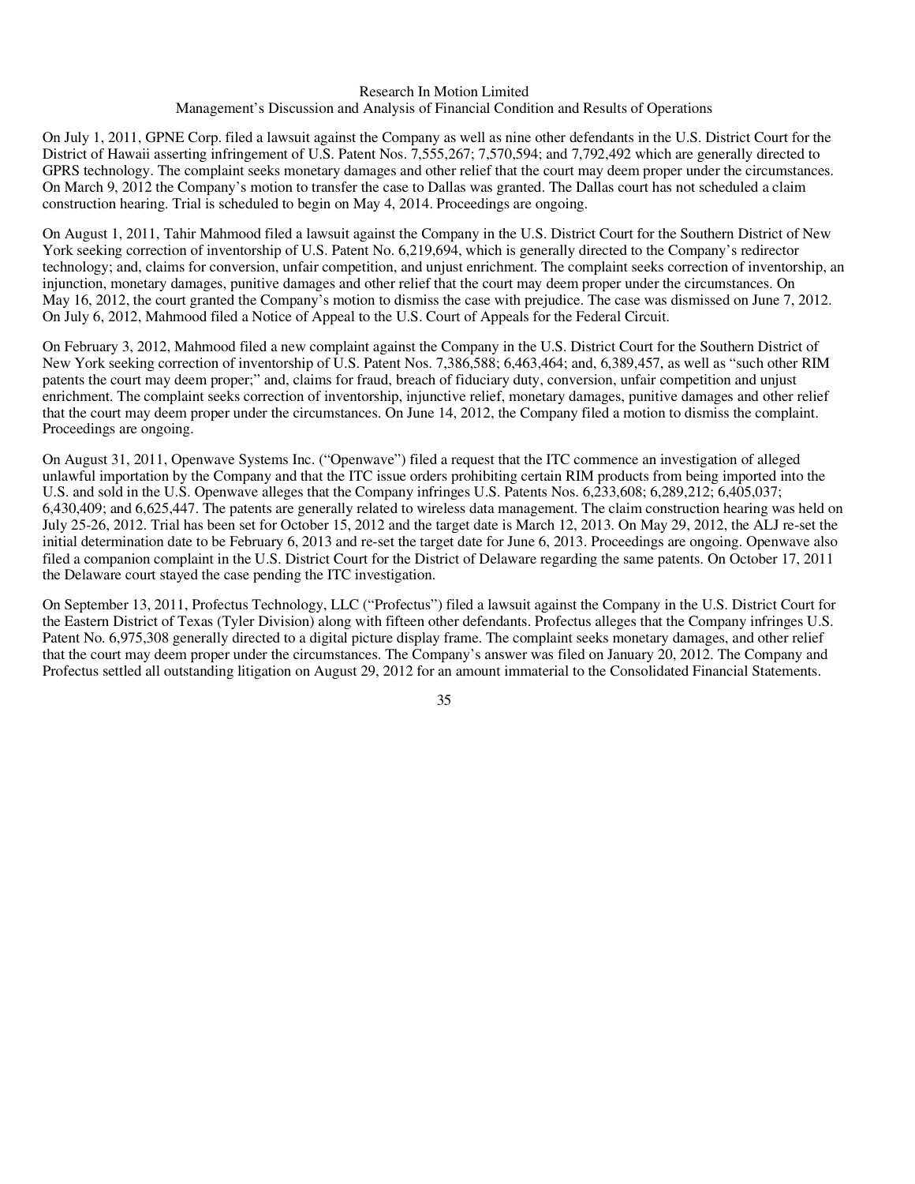On July 1, 2011, GPNE Corp. filed a lawsuit against the Company as well as nine other defendants in the U.S. District Court for the District of Hawaii asserting infringement of U.S. Patent Nos. 7,555,267; 7,570,594; and 7,792,492 which are generally directed to GPRS technology. The complaint seeks monetary damages and other relief that the court may deem proper under the circumstances. On March 9, 2012 the Company's motion to transfer the case to Dallas was granted. The Dallas court has not scheduled a claim construction hearing. Trial is scheduled to begin on May 4, 2014. Proceedings are ongoing.

On August 1, 2011, Tahir Mahmood filed a lawsuit against the Company in the U.S. District Court for the Southern District of New York seeking correction of inventorship of U.S. Patent No. 6,219,694, which is generally directed to the Company's redirector technology; and, claims for conversion, unfair competition, and unjust enrichment. The complaint seeks correction of inventorship, an injunction, monetary damages, punitive damages and other relief that the court may deem proper under the circumstances. On May 16, 2012, the court granted the Company's motion to dismiss the case with prejudice. The case was dismissed on June 7, 2012. On July 6, 2012, Mahmood filed a Notice of Appeal to the U.S. Court of Appeals for the Federal Circuit.

On February 3, 2012, Mahmood filed a new complaint against the Company in the U.S. District Court for the Southern District of New York seeking correction of inventorship of U.S. Patent Nos. 7,386,588; 6,463,464; and, 6,389,457, as well as "such other RIM patents the court may deem proper;" and, claims for fraud, breach of fiduciary duty, conversion, unfair competition and unjust enrichment. The complaint seeks correction of inventorship, injunctive relief, monetary damages, punitive damages and other relief that the court may deem proper under the circumstances. On June 14, 2012, the Company filed a motion to dismiss the complaint. Proceedings are ongoing.

On August 31, 2011, Openwave Systems Inc. ("Openwave") filed a request that the ITC commence an investigation of alleged unlawful importation by the Company and that the ITC issue orders prohibiting certain RIM products from being imported into the U.S. and sold in the U.S. Openwave alleges that the Company infringes U.S. Patents Nos. 6,233,608; 6,289,212; 6,405,037; 6,430,409; and 6,625,447. The patents are generally related to wireless data management. The claim construction hearing was held on July 25-26, 2012. Trial has been set for October 15, 2012 and the target date is March 12, 2013. On May 29, 2012, the ALJ re-set the initial determination date to be February 6, 2013 and re-set the target date for June 6, 2013. Proceedings are ongoing. Openwave also filed a companion complaint in the U.S. District Court for the District of Delaware regarding the same patents. On October 17, 2011 the Delaware court stayed the case pending the ITC investigation.

On September 13, 2011, Profectus Technology, LLC ("Profectus") filed a lawsuit against the Company in the U.S. District Court for the Eastern District of Texas (Tyler Division) along with fifteen other defendants. Profectus alleges that the Company infringes U.S. Patent No. 6,975,308 generally directed to a digital picture display frame. The complaint seeks monetary damages, and other relief that the court may deem proper under the circumstances. The Company's answer was filed on January 20, 2012. The Company and Profectus settled all outstanding litigation on August 29, 2012 for an amount immaterial to the Consolidated Financial Statements.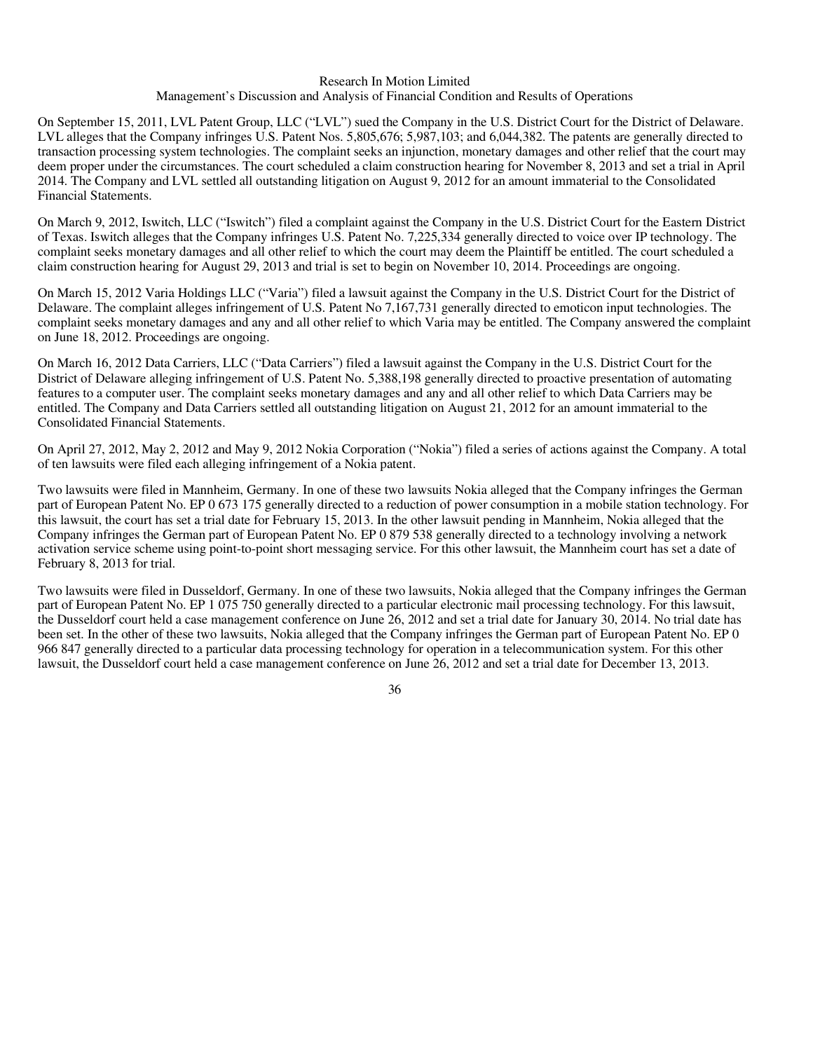On September 15, 2011, LVL Patent Group, LLC ("LVL") sued the Company in the U.S. District Court for the District of Delaware. LVL alleges that the Company infringes U.S. Patent Nos. 5,805,676; 5,987,103; and 6,044,382. The patents are generally directed to transaction processing system technologies. The complaint seeks an injunction, monetary damages and other relief that the court may deem proper under the circumstances. The court scheduled a claim construction hearing for November 8, 2013 and set a trial in April 2014. The Company and LVL settled all outstanding litigation on August 9, 2012 for an amount immaterial to the Consolidated Financial Statements.

On March 9, 2012, Iswitch, LLC ("Iswitch") filed a complaint against the Company in the U.S. District Court for the Eastern District of Texas. Iswitch alleges that the Company infringes U.S. Patent No. 7,225,334 generally directed to voice over IP technology. The complaint seeks monetary damages and all other relief to which the court may deem the Plaintiff be entitled. The court scheduled a claim construction hearing for August 29, 2013 and trial is set to begin on November 10, 2014. Proceedings are ongoing.

On March 15, 2012 Varia Holdings LLC ("Varia") filed a lawsuit against the Company in the U.S. District Court for the District of Delaware. The complaint alleges infringement of U.S. Patent No 7,167,731 generally directed to emoticon input technologies. The complaint seeks monetary damages and any and all other relief to which Varia may be entitled. The Company answered the complaint on June 18, 2012. Proceedings are ongoing.

On March 16, 2012 Data Carriers, LLC ("Data Carriers") filed a lawsuit against the Company in the U.S. District Court for the District of Delaware alleging infringement of U.S. Patent No. 5,388,198 generally directed to proactive presentation of automating features to a computer user. The complaint seeks monetary damages and any and all other relief to which Data Carriers may be entitled. The Company and Data Carriers settled all outstanding litigation on August 21, 2012 for an amount immaterial to the Consolidated Financial Statements.

On April 27, 2012, May 2, 2012 and May 9, 2012 Nokia Corporation ("Nokia") filed a series of actions against the Company. A total of ten lawsuits were filed each alleging infringement of a Nokia patent.

Two lawsuits were filed in Mannheim, Germany. In one of these two lawsuits Nokia alleged that the Company infringes the German part of European Patent No. EP 0 673 175 generally directed to a reduction of power consumption in a mobile station technology. For this lawsuit, the court has set a trial date for February 15, 2013. In the other lawsuit pending in Mannheim, Nokia alleged that the Company infringes the German part of European Patent No. EP 0 879 538 generally directed to a technology involving a network activation service scheme using point-to-point short messaging service. For this other lawsuit, the Mannheim court has set a date of February 8, 2013 for trial.

Two lawsuits were filed in Dusseldorf, Germany. In one of these two lawsuits, Nokia alleged that the Company infringes the German part of European Patent No. EP 1 075 750 generally directed to a particular electronic mail processing technology. For this lawsuit, the Dusseldorf court held a case management conference on June 26, 2012 and set a trial date for January 30, 2014. No trial date has been set. In the other of these two lawsuits, Nokia alleged that the Company infringes the German part of European Patent No. EP 0 966 847 generally directed to a particular data processing technology for operation in a telecommunication system. For this other lawsuit, the Dusseldorf court held a case management conference on June 26, 2012 and set a trial date for December 13, 2013.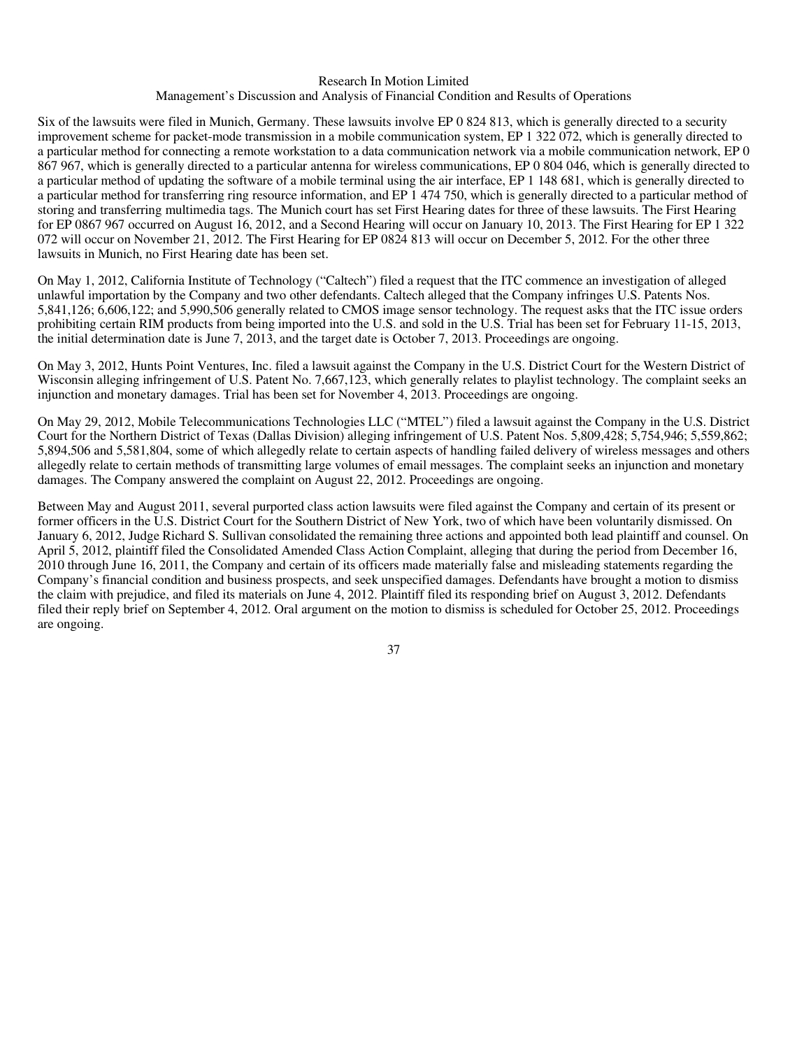Six of the lawsuits were filed in Munich, Germany. These lawsuits involve EP 0 824 813, which is generally directed to a security improvement scheme for packet-mode transmission in a mobile communication system, EP 1 322 072, which is generally directed to a particular method for connecting a remote workstation to a data communication network via a mobile communication network, EP 0 867 967, which is generally directed to a particular antenna for wireless communications, EP 0 804 046, which is generally directed to a particular method of updating the software of a mobile terminal using the air interface, EP 1 148 681, which is generally directed to a particular method for transferring ring resource information, and EP 1 474 750, which is generally directed to a particular method of storing and transferring multimedia tags. The Munich court has set First Hearing dates for three of these lawsuits. The First Hearing for EP 0867 967 occurred on August 16, 2012, and a Second Hearing will occur on January 10, 2013. The First Hearing for EP 1 322 072 will occur on November 21, 2012. The First Hearing for EP 0824 813 will occur on December 5, 2012. For the other three lawsuits in Munich, no First Hearing date has been set.

On May 1, 2012, California Institute of Technology ("Caltech") filed a request that the ITC commence an investigation of alleged unlawful importation by the Company and two other defendants. Caltech alleged that the Company infringes U.S. Patents Nos. 5,841,126; 6,606,122; and 5,990,506 generally related to CMOS image sensor technology. The request asks that the ITC issue orders prohibiting certain RIM products from being imported into the U.S. and sold in the U.S. Trial has been set for February 11-15, 2013, the initial determination date is June 7, 2013, and the target date is October 7, 2013. Proceedings are ongoing.

On May 3, 2012, Hunts Point Ventures, Inc. filed a lawsuit against the Company in the U.S. District Court for the Western District of Wisconsin alleging infringement of U.S. Patent No. 7,667,123, which generally relates to playlist technology. The complaint seeks an injunction and monetary damages. Trial has been set for November 4, 2013. Proceedings are ongoing.

On May 29, 2012, Mobile Telecommunications Technologies LLC ("MTEL") filed a lawsuit against the Company in the U.S. District Court for the Northern District of Texas (Dallas Division) alleging infringement of U.S. Patent Nos. 5,809,428; 5,754,946; 5,559,862; 5,894,506 and 5,581,804, some of which allegedly relate to certain aspects of handling failed delivery of wireless messages and others allegedly relate to certain methods of transmitting large volumes of email messages. The complaint seeks an injunction and monetary damages. The Company answered the complaint on August 22, 2012. Proceedings are ongoing.

Between May and August 2011, several purported class action lawsuits were filed against the Company and certain of its present or former officers in the U.S. District Court for the Southern District of New York, two of which have been voluntarily dismissed. On January 6, 2012, Judge Richard S. Sullivan consolidated the remaining three actions and appointed both lead plaintiff and counsel. On April 5, 2012, plaintiff filed the Consolidated Amended Class Action Complaint, alleging that during the period from December 16, 2010 through June 16, 2011, the Company and certain of its officers made materially false and misleading statements regarding the Company's financial condition and business prospects, and seek unspecified damages. Defendants have brought a motion to dismiss the claim with prejudice, and filed its materials on June 4, 2012. Plaintiff filed its responding brief on August 3, 2012. Defendants filed their reply brief on September 4, 2012. Oral argument on the motion to dismiss is scheduled for October 25, 2012. Proceedings are ongoing.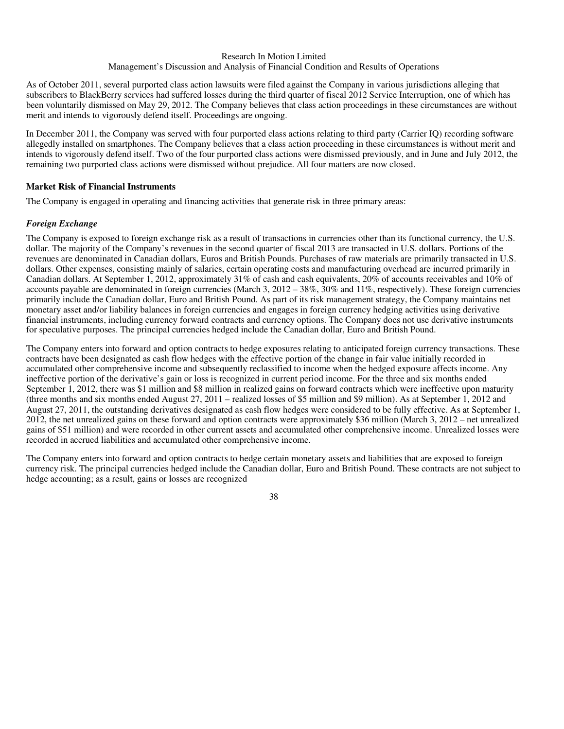As of October 2011, several purported class action lawsuits were filed against the Company in various jurisdictions alleging that subscribers to BlackBerry services had suffered losses during the third quarter of fiscal 2012 Service Interruption, one of which has been voluntarily dismissed on May 29, 2012. The Company believes that class action proceedings in these circumstances are without merit and intends to vigorously defend itself. Proceedings are ongoing.

In December 2011, the Company was served with four purported class actions relating to third party (Carrier IQ) recording software allegedly installed on smartphones. The Company believes that a class action proceeding in these circumstances is without merit and intends to vigorously defend itself. Two of the four purported class actions were dismissed previously, and in June and July 2012, the remaining two purported class actions were dismissed without prejudice. All four matters are now closed.

**Market Risk of Financial Instruments**

The Company is engaged in operating and financing activities that generate risk in three primary areas:

***Foreign Exchange***

The Company is exposed to foreign exchange risk as a result of transactions in currencies other than its functional currency, the U.S. dollar. The majority of the Company's revenues in the second quarter of fiscal 2013 are transacted in U.S. dollars. Portions of the revenues are denominated in Canadian dollars, Euros and British Pounds. Purchases of raw materials are primarily transacted in U.S. dollars. Other expenses, consisting mainly of salaries, certain operating costs and manufacturing overhead are incurred primarily in Canadian dollars. At September 1, 2012, approximately 31% of cash and cash equivalents, 20% of accounts receivables and 10% of accounts payable are denominated in foreign currencies (March 3, 2012 – 38%, 30% and 11%, respectively). These foreign currencies primarily include the Canadian dollar, Euro and British Pound. As part of its risk management strategy, the Company maintains net monetary asset and/or liability balances in foreign currencies and engages in foreign currency hedging activities using derivative financial instruments, including currency forward contracts and currency options. The Company does not use derivative instruments for speculative purposes. The principal currencies hedged include the Canadian dollar, Euro and British Pound.

The Company enters into forward and option contracts to hedge exposures relating to anticipated foreign currency transactions. These contracts have been designated as cash flow hedges with the effective portion of the change in fair value initially recorded in accumulated other comprehensive income and subsequently reclassified to income when the hedged exposure affects income. Any ineffective portion of the derivative's gain or loss is recognized in current period income. For the three and six months ended September 1, 2012, there was $1 million and $8 million in realized gains on forward contracts which were ineffective upon maturity (three months and six months ended August 27, 2011 – realized losses of $5 million and $9 million). As at September 1, 2012 and August 27, 2011, the outstanding derivatives designated as cash flow hedges were considered to be fully effective. As at September 1, 2012, the net unrealized gains on these forward and option contracts were approximately $36 million (March 3, 2012 – net unrealized gains of $51 million) and were recorded in other current assets and accumulated other comprehensive income. Unrealized losses were recorded in accrued liabilities and accumulated other comprehensive income.

The Company enters into forward and option contracts to hedge certain monetary assets and liabilities that are exposed to foreign currency risk. The principal currencies hedged include the Canadian dollar, Euro and British Pound. These contracts are not subject to hedge accounting; as a result, gains or losses are recognized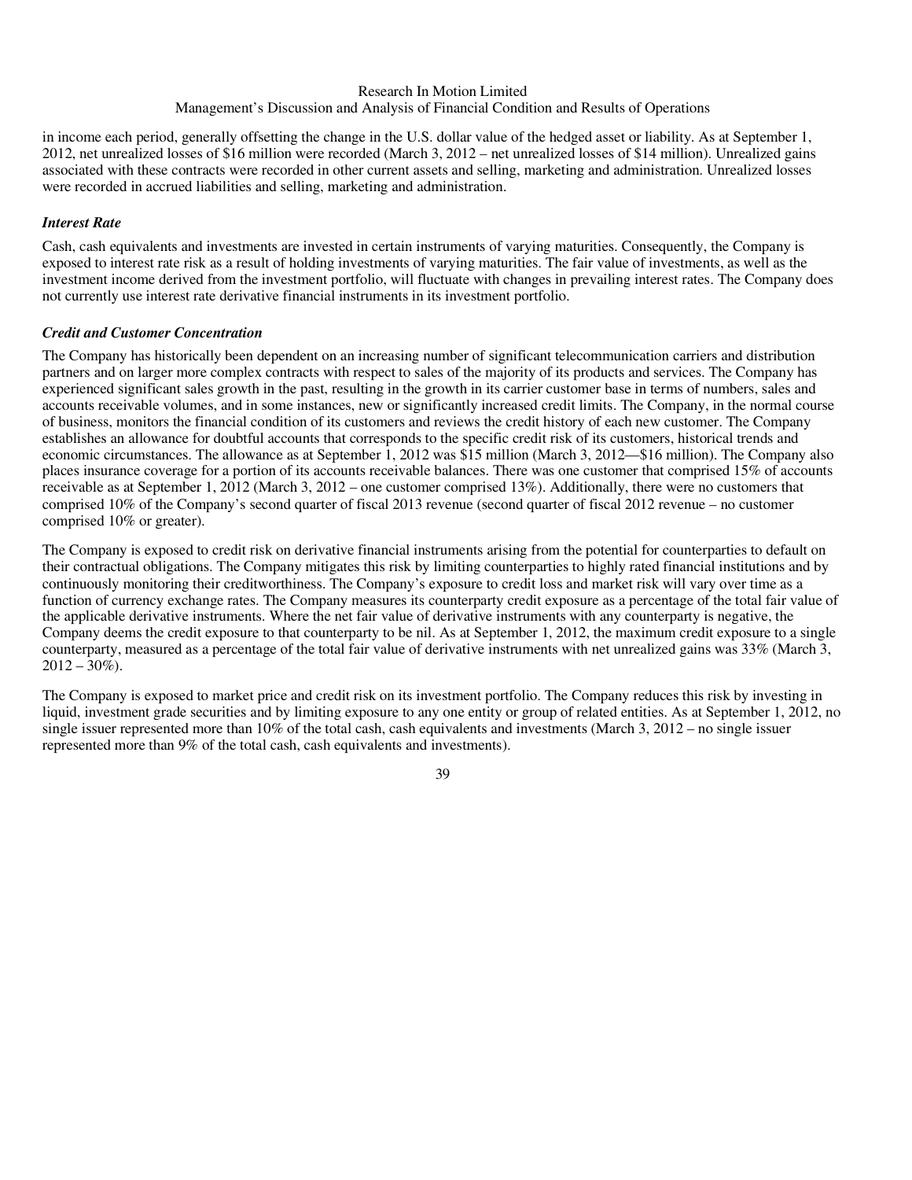in income each period, generally offsetting the change in the U.S. dollar value of the hedged asset or liability. As at September 1, 2012, net unrealized losses of $16 million were recorded (March 3, 2012 – net unrealized losses of $14 million). Unrealized gains associated with these contracts were recorded in other current assets and selling, marketing and administration. Unrealized losses were recorded in accrued liabilities and selling, marketing and administration.

***Interest Rate***

Cash, cash equivalents and investments are invested in certain instruments of varying maturities. Consequently, the Company is exposed to interest rate risk as a result of holding investments of varying maturities. The fair value of investments, as well as the investment income derived from the investment portfolio, will fluctuate with changes in prevailing interest rates. The Company does not currently use interest rate derivative financial instruments in its investment portfolio.

***Credit and Customer Concentration***

The Company has historically been dependent on an increasing number of significant telecommunication carriers and distribution partners and on larger more complex contracts with respect to sales of the majority of its products and services. The Company has experienced significant sales growth in the past, resulting in the growth in its carrier customer base in terms of numbers, sales and accounts receivable volumes, and in some instances, new or significantly increased credit limits. The Company, in the normal course of business, monitors the financial condition of its customers and reviews the credit history of each new customer. The Company establishes an allowance for doubtful accounts that corresponds to the specific credit risk of its customers, historical trends and economic circumstances. The allowance as at September 1, 2012 was $15 million (March 3, 2012—$16 million). The Company also places insurance coverage for a portion of its accounts receivable balances. There was one customer that comprised 15% of accounts receivable as at September 1, 2012 (March 3, 2012 – one customer comprised 13%). Additionally, there were no customers that comprised 10% of the Company's second quarter of fiscal 2013 revenue (second quarter of fiscal 2012 revenue – no customer comprised 10% or greater).

The Company is exposed to credit risk on derivative financial instruments arising from the potential for counterparties to default on their contractual obligations. The Company mitigates this risk by limiting counterparties to highly rated financial institutions and by continuously monitoring their creditworthiness. The Company's exposure to credit loss and market risk will vary over time as a function of currency exchange rates. The Company measures its counterparty credit exposure as a percentage of the total fair value of the applicable derivative instruments. Where the net fair value of derivative instruments with any counterparty is negative, the Company deems the credit exposure to that counterparty to be nil. As at September 1, 2012, the maximum credit exposure to a single counterparty, measured as a percentage of the total fair value of derivative instruments with net unrealized gains was 33% (March 3, 2012 – 30%).

The Company is exposed to market price and credit risk on its investment portfolio. The Company reduces this risk by investing in liquid, investment grade securities and by limiting exposure to any one entity or group of related entities. As at September 1, 2012, no single issuer represented more than 10% of the total cash, cash equivalents and investments (March 3, 2012 – no single issuer represented more than 9% of the total cash, cash equivalents and investments).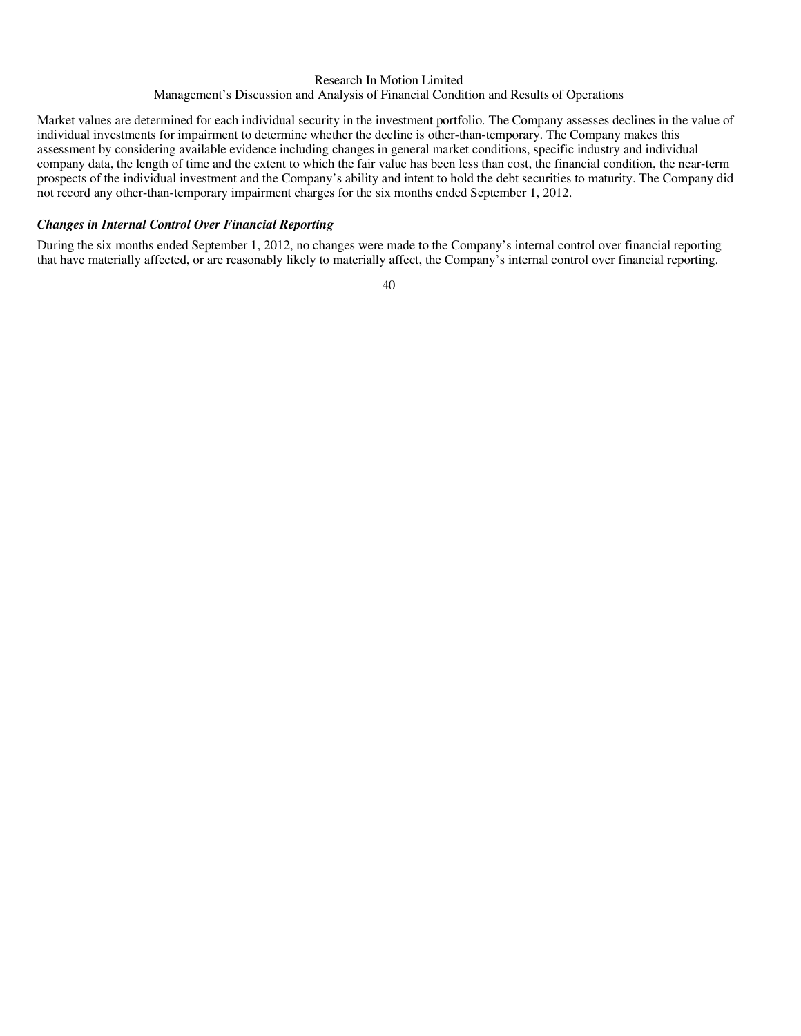Market values are determined for each individual security in the investment portfolio. The Company assesses declines in the value of individual investments for impairment to determine whether the decline is other-than-temporary. The Company makes this assessment by considering available evidence including changes in general market conditions, specific industry and individual company data, the length of time and the extent to which the fair value has been less than cost, the financial condition, the near-term prospects of the individual investment and the Company's ability and intent to hold the debt securities to maturity. The Company did not record any other-than-temporary impairment charges for the six months ended September 1, 2012.

***Changes in Internal Control Over Financial Reporting***

During the six months ended September 1, 2012, no changes were made to the Company's internal control over financial reporting that have materially affected, or are reasonably likely to materially affect, the Company's internal control over financial reporting.